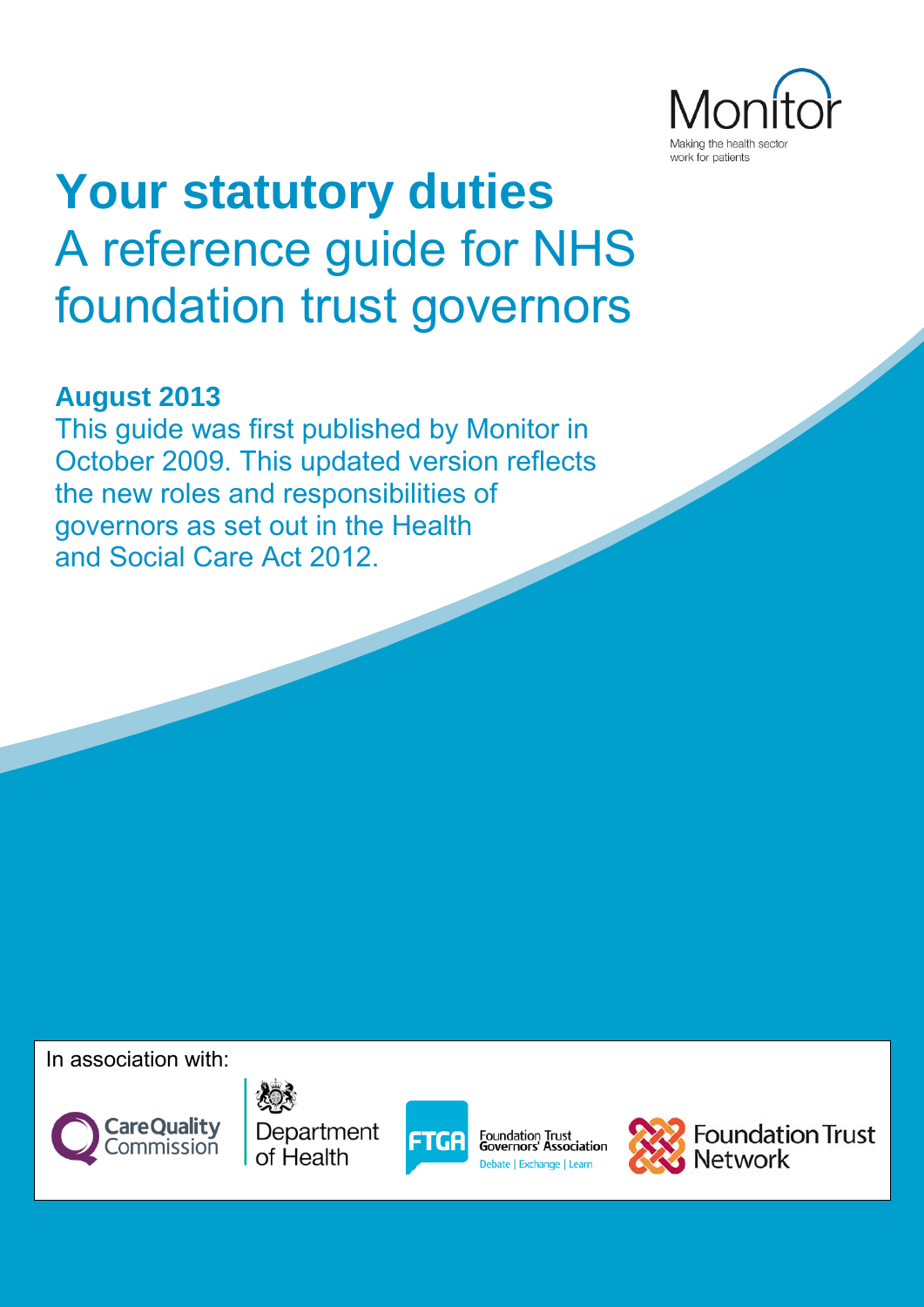Monitor

Making the health sector work for patients

# Your statutory duties

## A reference guide for NHS foundation trust governors

**August 2013**

This guide was first published by Monitor in October 2009. This updated version reflects the new roles and responsibilities of governors as set out in the Health and Social Care Act 2012.

In association with:

Care Quality Commission

Department of Health

FTGA Foundation Trust Governors' Association
Debate | Exchange | Learn

Foundation Trust Network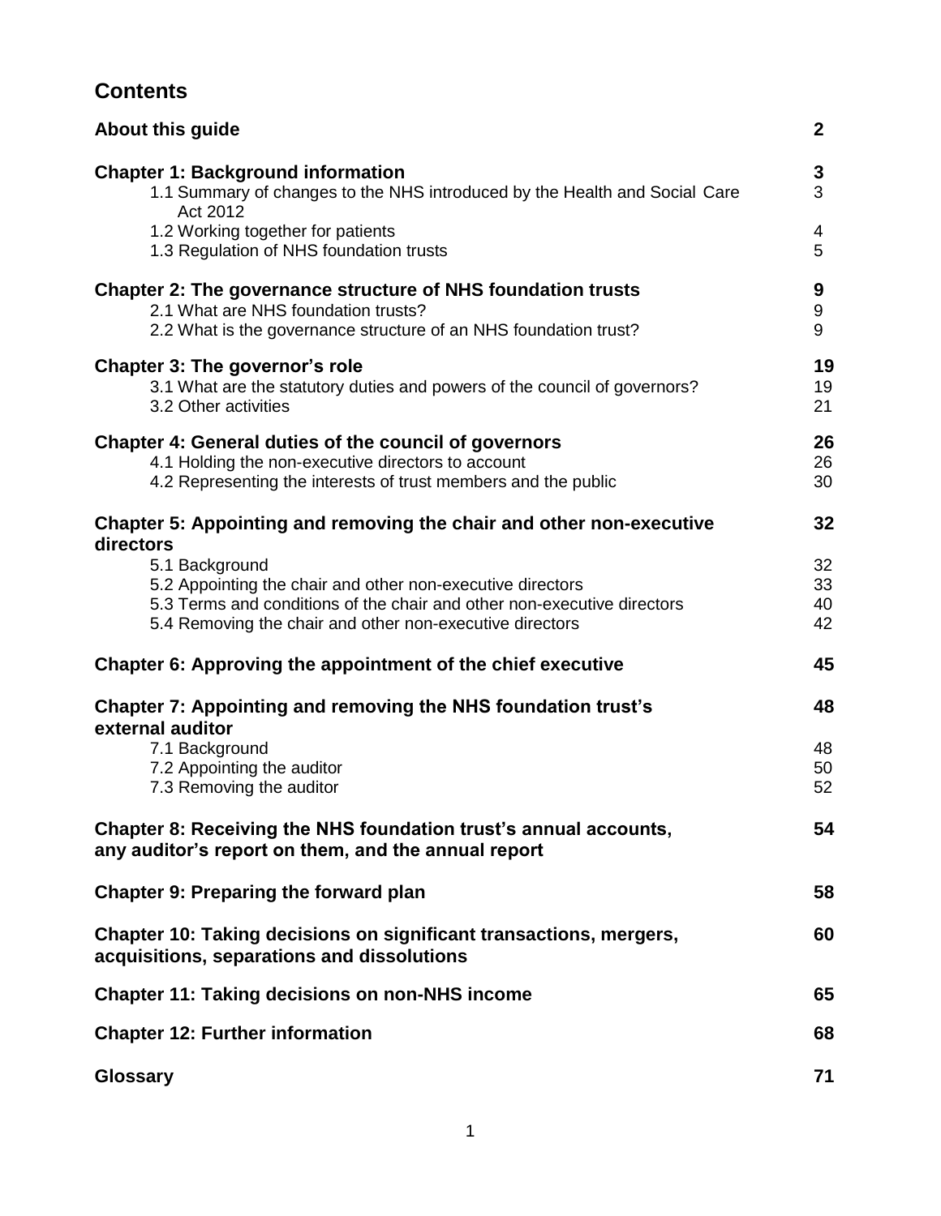## Contents

| | |
|---|---|
| **About this guide** | **2** |
| **Chapter 1: Background information** | **3** |
| 1.1 Summary of changes to the NHS introduced by the Health and Social Care Act 2012 | 3 |
| 1.2 Working together for patients | 4 |
| 1.3 Regulation of NHS foundation trusts | 5 |
| **Chapter 2: The governance structure of NHS foundation trusts** | **9** |
| 2.1 What are NHS foundation trusts? | 9 |
| 2.2 What is the governance structure of an NHS foundation trust? | 9 |
| **Chapter 3: The governor's role** | **19** |
| 3.1 What are the statutory duties and powers of the council of governors? | 19 |
| 3.2 Other activities | 21 |
| **Chapter 4: General duties of the council of governors** | **26** |
| 4.1 Holding the non-executive directors to account | 26 |
| 4.2 Representing the interests of trust members and the public | 30 |
| **Chapter 5: Appointing and removing the chair and other non-executive directors** | **32** |
| 5.1 Background | 32 |
| 5.2 Appointing the chair and other non-executive directors | 33 |
| 5.3 Terms and conditions of the chair and other non-executive directors | 40 |
| 5.4 Removing the chair and other non-executive directors | 42 |
| **Chapter 6: Approving the appointment of the chief executive** | **45** |
| **Chapter 7: Appointing and removing the NHS foundation trust's external auditor** | **48** |
| 7.1 Background | 48 |
| 7.2 Appointing the auditor | 50 |
| 7.3 Removing the auditor | 52 |
| **Chapter 8: Receiving the NHS foundation trust's annual accounts, any auditor's report on them, and the annual report** | **54** |
| **Chapter 9: Preparing the forward plan** | **58** |
| **Chapter 10: Taking decisions on significant transactions, mergers, acquisitions, separations and dissolutions** | **60** |
| **Chapter 11: Taking decisions on non-NHS income** | **65** |
| **Chapter 12: Further information** | **68** |
| **Glossary** | **71** |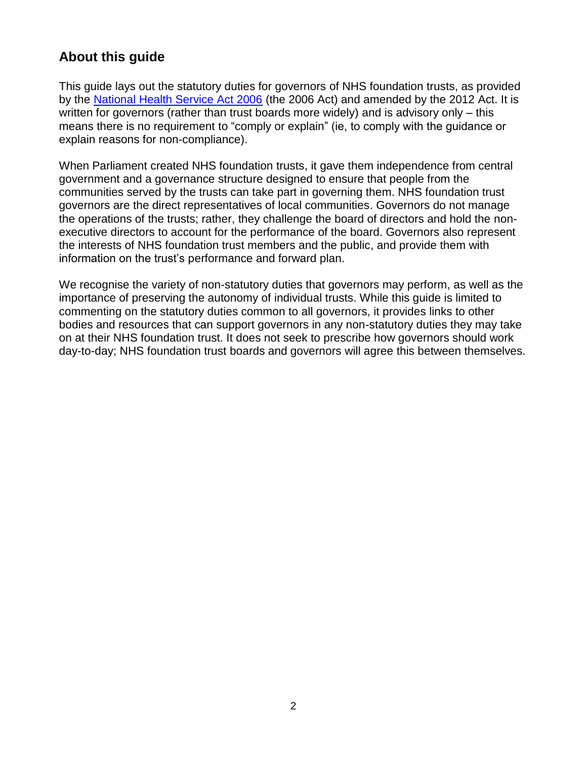## About this guide

This guide lays out the statutory duties for governors of NHS foundation trusts, as provided by the [National Health Service Act 2006] (the 2006 Act) and amended by the 2012 Act. It is written for governors (rather than trust boards more widely) and is advisory only – this means there is no requirement to "comply or explain" (ie, to comply with the guidance or explain reasons for non-compliance).

When Parliament created NHS foundation trusts, it gave them independence from central government and a governance structure designed to ensure that people from the communities served by the trusts can take part in governing them. NHS foundation trust governors are the direct representatives of local communities. Governors do not manage the operations of the trusts; rather, they challenge the board of directors and hold the non-executive directors to account for the performance of the board. Governors also represent the interests of NHS foundation trust members and the public, and provide them with information on the trust's performance and forward plan.

We recognise the variety of non-statutory duties that governors may perform, as well as the importance of preserving the autonomy of individual trusts. While this guide is limited to commenting on the statutory duties common to all governors, it provides links to other bodies and resources that can support governors in any non-statutory duties they may take on at their NHS foundation trust. It does not seek to prescribe how governors should work day-to-day; NHS foundation trust boards and governors will agree this between themselves.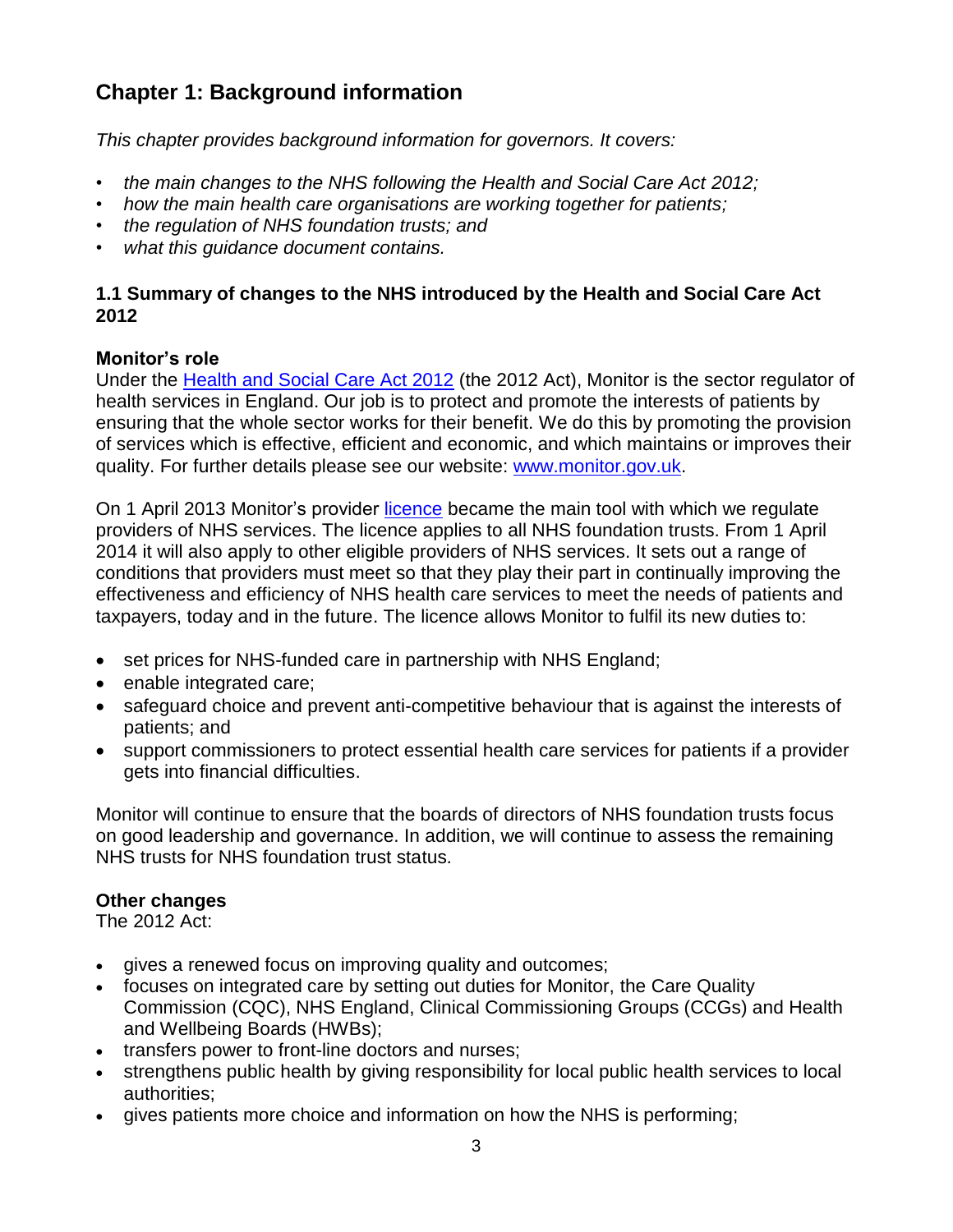# Chapter 1: Background information

*This chapter provides background information for governors. It covers:*

- *the main changes to the NHS following the Health and Social Care Act 2012;*
- *how the main health care organisations are working together for patients;*
- *the regulation of NHS foundation trusts; and*
- *what this guidance document contains.*

### 1.1 Summary of changes to the NHS introduced by the Health and Social Care Act 2012

**Monitor's role**

Under the [Health and Social Care Act 2012](#) (the 2012 Act), Monitor is the sector regulator of health services in England. Our job is to protect and promote the interests of patients by ensuring that the whole sector works for their benefit. We do this by promoting the provision of services which is effective, efficient and economic, and which maintains or improves their quality. For further details please see our website: [www.monitor.gov.uk](www.monitor.gov.uk).

On 1 April 2013 Monitor's provider [licence](#) became the main tool with which we regulate providers of NHS services. The licence applies to all NHS foundation trusts. From 1 April 2014 it will also apply to other eligible providers of NHS services. It sets out a range of conditions that providers must meet so that they play their part in continually improving the effectiveness and efficiency of NHS health care services to meet the needs of patients and taxpayers, today and in the future. The licence allows Monitor to fulfil its new duties to:

- set prices for NHS-funded care in partnership with NHS England;
- enable integrated care;
- safeguard choice and prevent anti-competitive behaviour that is against the interests of patients; and
- support commissioners to protect essential health care services for patients if a provider gets into financial difficulties.

Monitor will continue to ensure that the boards of directors of NHS foundation trusts focus on good leadership and governance. In addition, we will continue to assess the remaining NHS trusts for NHS foundation trust status.

**Other changes**

The 2012 Act:

- gives a renewed focus on improving quality and outcomes;
- focuses on integrated care by setting out duties for Monitor, the Care Quality Commission (CQC), NHS England, Clinical Commissioning Groups (CCGs) and Health and Wellbeing Boards (HWBs);
- transfers power to front-line doctors and nurses;
- strengthens public health by giving responsibility for local public health services to local authorities;
- gives patients more choice and information on how the NHS is performing;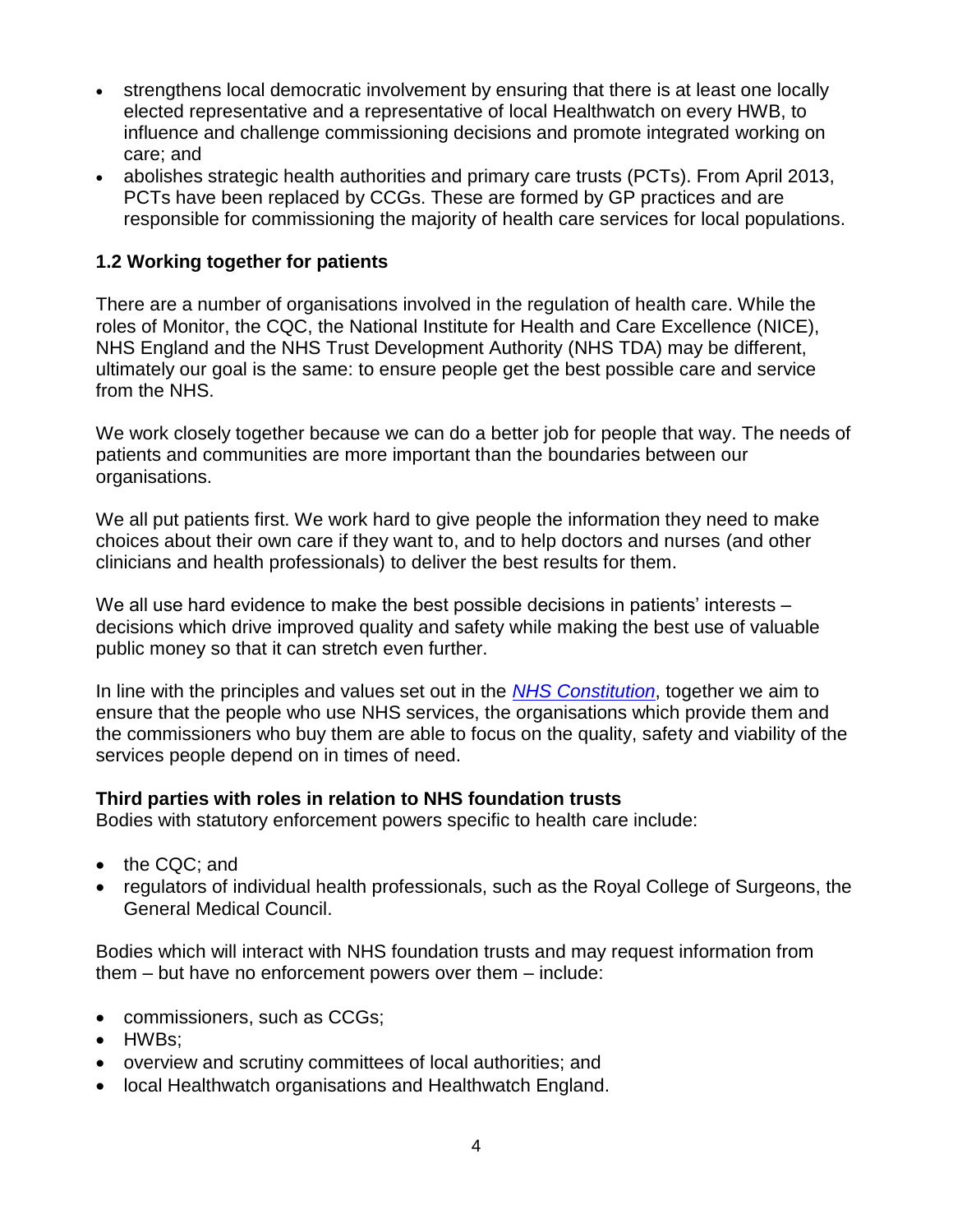- strengthens local democratic involvement by ensuring that there is at least one locally elected representative and a representative of local Healthwatch on every HWB, to influence and challenge commissioning decisions and promote integrated working on care; and
- abolishes strategic health authorities and primary care trusts (PCTs). From April 2013, PCTs have been replaced by CCGs. These are formed by GP practices and are responsible for commissioning the majority of health care services for local populations.

### 1.2 Working together for patients

There are a number of organisations involved in the regulation of health care. While the roles of Monitor, the CQC, the National Institute for Health and Care Excellence (NICE), NHS England and the NHS Trust Development Authority (NHS TDA) may be different, ultimately our goal is the same: to ensure people get the best possible care and service from the NHS.

We work closely together because we can do a better job for people that way. The needs of patients and communities are more important than the boundaries between our organisations.

We all put patients first. We work hard to give people the information they need to make choices about their own care if they want to, and to help doctors and nurses (and other clinicians and health professionals) to deliver the best results for them.

We all use hard evidence to make the best possible decisions in patients' interests – decisions which drive improved quality and safety while making the best use of valuable public money so that it can stretch even further.

In line with the principles and values set out in the *NHS Constitution*, together we aim to ensure that the people who use NHS services, the organisations which provide them and the commissioners who buy them are able to focus on the quality, safety and viability of the services people depend on in times of need.

#### Third parties with roles in relation to NHS foundation trusts

Bodies with statutory enforcement powers specific to health care include:

- the CQC; and
- regulators of individual health professionals, such as the Royal College of Surgeons, the General Medical Council.

Bodies which will interact with NHS foundation trusts and may request information from them – but have no enforcement powers over them – include:

- commissioners, such as CCGs;
- HWBs;
- overview and scrutiny committees of local authorities; and
- local Healthwatch organisations and Healthwatch England.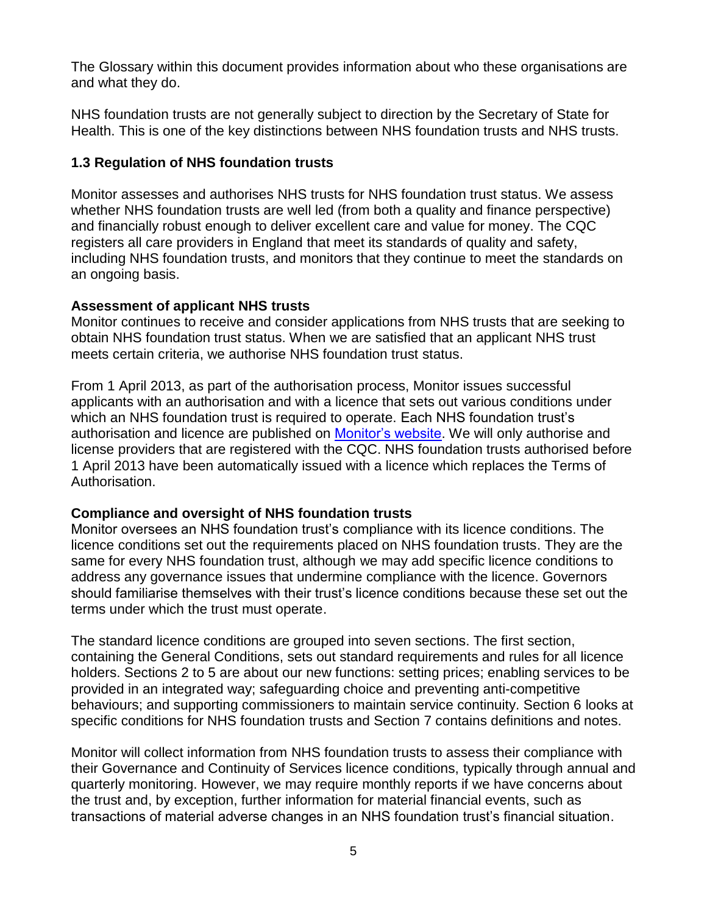The Glossary within this document provides information about who these organisations are and what they do.

NHS foundation trusts are not generally subject to direction by the Secretary of State for Health. This is one of the key distinctions between NHS foundation trusts and NHS trusts.

### 1.3 Regulation of NHS foundation trusts

Monitor assesses and authorises NHS trusts for NHS foundation trust status. We assess whether NHS foundation trusts are well led (from both a quality and finance perspective) and financially robust enough to deliver excellent care and value for money. The CQC registers all care providers in England that meet its standards of quality and safety, including NHS foundation trusts, and monitors that they continue to meet the standards on an ongoing basis.

**Assessment of applicant NHS trusts**

Monitor continues to receive and consider applications from NHS trusts that are seeking to obtain NHS foundation trust status. When we are satisfied that an applicant NHS trust meets certain criteria, we authorise NHS foundation trust status.

From 1 April 2013, as part of the authorisation process, Monitor issues successful applicants with an authorisation and with a licence that sets out various conditions under which an NHS foundation trust is required to operate. Each NHS foundation trust's authorisation and licence are published on [Monitor's website](). We will only authorise and license providers that are registered with the CQC. NHS foundation trusts authorised before 1 April 2013 have been automatically issued with a licence which replaces the Terms of Authorisation.

**Compliance and oversight of NHS foundation trusts**

Monitor oversees an NHS foundation trust's compliance with its licence conditions. The licence conditions set out the requirements placed on NHS foundation trusts. They are the same for every NHS foundation trust, although we may add specific licence conditions to address any governance issues that undermine compliance with the licence. Governors should familiarise themselves with their trust's licence conditions because these set out the terms under which the trust must operate.

The standard licence conditions are grouped into seven sections. The first section, containing the General Conditions, sets out standard requirements and rules for all licence holders. Sections 2 to 5 are about our new functions: setting prices; enabling services to be provided in an integrated way; safeguarding choice and preventing anti-competitive behaviours; and supporting commissioners to maintain service continuity. Section 6 looks at specific conditions for NHS foundation trusts and Section 7 contains definitions and notes.

Monitor will collect information from NHS foundation trusts to assess their compliance with their Governance and Continuity of Services licence conditions, typically through annual and quarterly monitoring. However, we may require monthly reports if we have concerns about the trust and, by exception, further information for material financial events, such as transactions of material adverse changes in an NHS foundation trust's financial situation.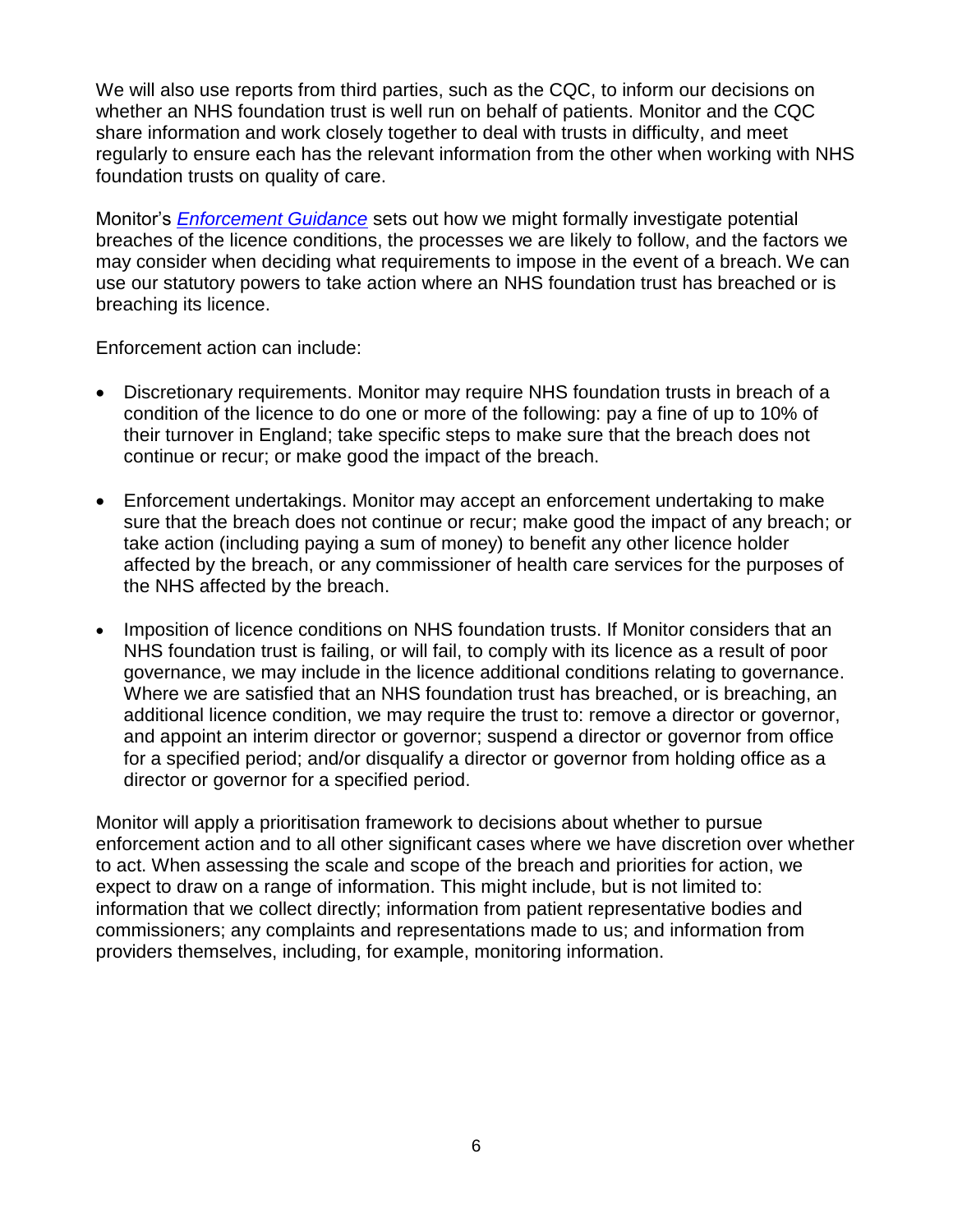We will also use reports from third parties, such as the CQC, to inform our decisions on whether an NHS foundation trust is well run on behalf of patients. Monitor and the CQC share information and work closely together to deal with trusts in difficulty, and meet regularly to ensure each has the relevant information from the other when working with NHS foundation trusts on quality of care.

Monitor's *Enforcement Guidance* sets out how we might formally investigate potential breaches of the licence conditions, the processes we are likely to follow, and the factors we may consider when deciding what requirements to impose in the event of a breach. We can use our statutory powers to take action where an NHS foundation trust has breached or is breaching its licence.

Enforcement action can include:

- Discretionary requirements. Monitor may require NHS foundation trusts in breach of a condition of the licence to do one or more of the following: pay a fine of up to 10% of their turnover in England; take specific steps to make sure that the breach does not continue or recur; or make good the impact of the breach.

- Enforcement undertakings. Monitor may accept an enforcement undertaking to make sure that the breach does not continue or recur; make good the impact of any breach; or take action (including paying a sum of money) to benefit any other licence holder affected by the breach, or any commissioner of health care services for the purposes of the NHS affected by the breach.

- Imposition of licence conditions on NHS foundation trusts. If Monitor considers that an NHS foundation trust is failing, or will fail, to comply with its licence as a result of poor governance, we may include in the licence additional conditions relating to governance. Where we are satisfied that an NHS foundation trust has breached, or is breaching, an additional licence condition, we may require the trust to: remove a director or governor, and appoint an interim director or governor; suspend a director or governor from office for a specified period; and/or disqualify a director or governor from holding office as a director or governor for a specified period.

Monitor will apply a prioritisation framework to decisions about whether to pursue enforcement action and to all other significant cases where we have discretion over whether to act. When assessing the scale and scope of the breach and priorities for action, we expect to draw on a range of information. This might include, but is not limited to: information that we collect directly; information from patient representative bodies and commissioners; any complaints and representations made to us; and information from providers themselves, including, for example, monitoring information.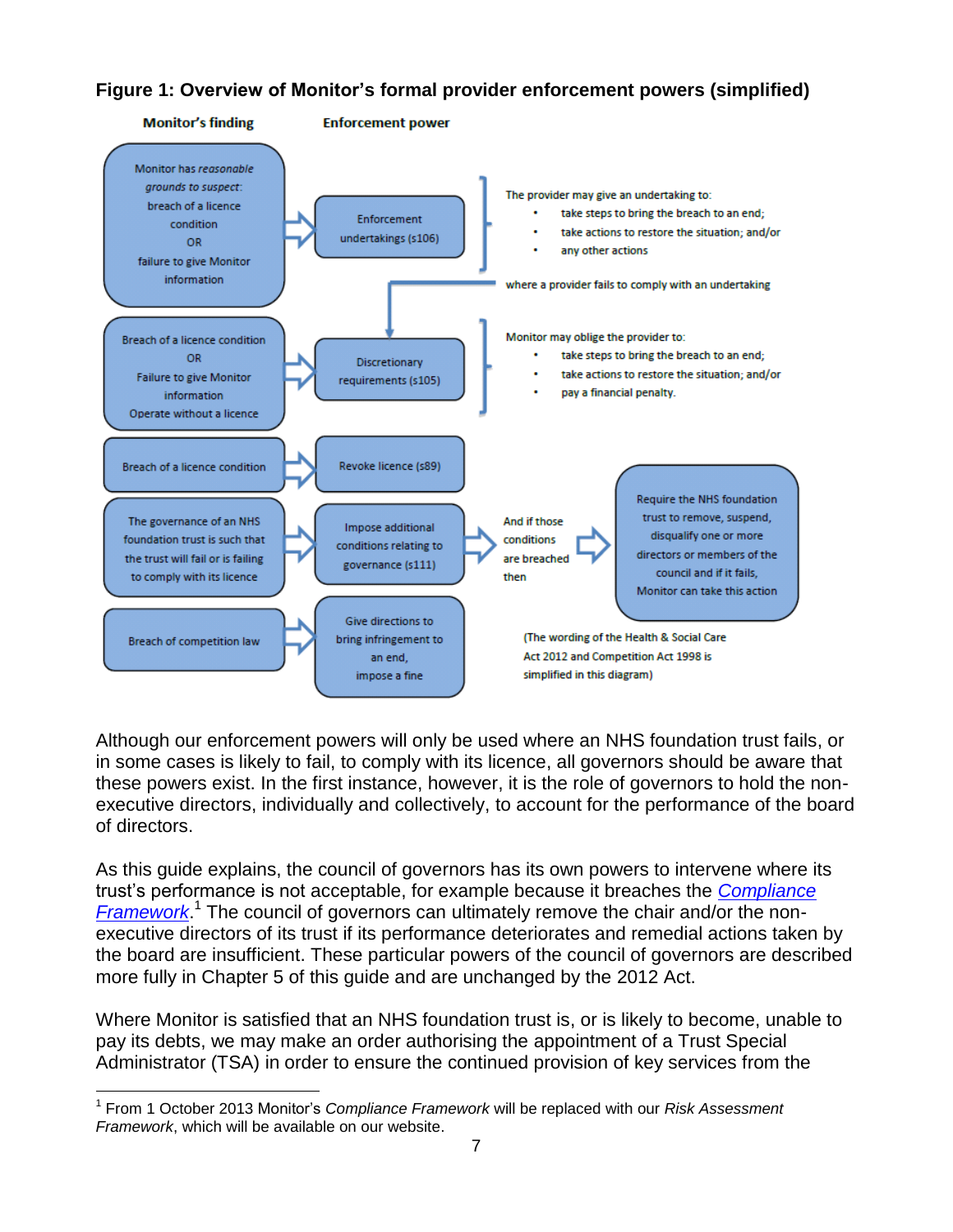**Figure 1: Overview of Monitor's formal provider enforcement powers (simplified)**

| Monitor's finding | Enforcement power | |
|---|---|---|
| Monitor has *reasonable grounds to suspect*: breach of a licence condition OR failure to give Monitor information | Enforcement undertakings (s106) | The provider may give an undertaking to: • take steps to bring the breach to an end; • take actions to restore the situation; and/or • any other actions. Where a provider fails to comply with an undertaking → Discretionary requirements |
| Breach of a licence condition OR Failure to give Monitor information Operate without a licence | Discretionary requirements (s105) | Monitor may oblige the provider to: • take steps to bring the breach to an end; • take actions to restore the situation; and/or • pay a financial penalty. |
| Breach of a licence condition | Revoke licence (s89) | |
| The governance of an NHS foundation trust is such that the trust will fail or is failing to comply with its licence | Impose additional conditions relating to governance (s111) | And if those conditions are breached then → Require the NHS foundation trust to remove, suspend, disqualify one or more directors or members of the council and if it fails, Monitor can take this action |
| Breach of competition law | Give directions to bring infringement to an end, impose a fine | |

(The wording of the Health & Social Care Act 2012 and Competition Act 1998 is simplified in this diagram)

Although our enforcement powers will only be used where an NHS foundation trust fails, or in some cases is likely to fail, to comply with its licence, all governors should be aware that these powers exist. In the first instance, however, it is the role of governors to hold the non-executive directors, individually and collectively, to account for the performance of the board of directors.

As this guide explains, the council of governors has its own powers to intervene where its trust's performance is not acceptable, for example because it breaches the *Compliance Framework*.[1] The council of governors can ultimately remove the chair and/or the non-executive directors of its trust if its performance deteriorates and remedial actions taken by the board are insufficient. These particular powers of the council of governors are described more fully in Chapter 5 of this guide and are unchanged by the 2012 Act.

Where Monitor is satisfied that an NHS foundation trust is, or is likely to become, unable to pay its debts, we may make an order authorising the appointment of a Trust Special Administrator (TSA) in order to ensure the continued provision of key services from the

[1] From 1 October 2013 Monitor's *Compliance Framework* will be replaced with our *Risk Assessment Framework*, which will be available on our website.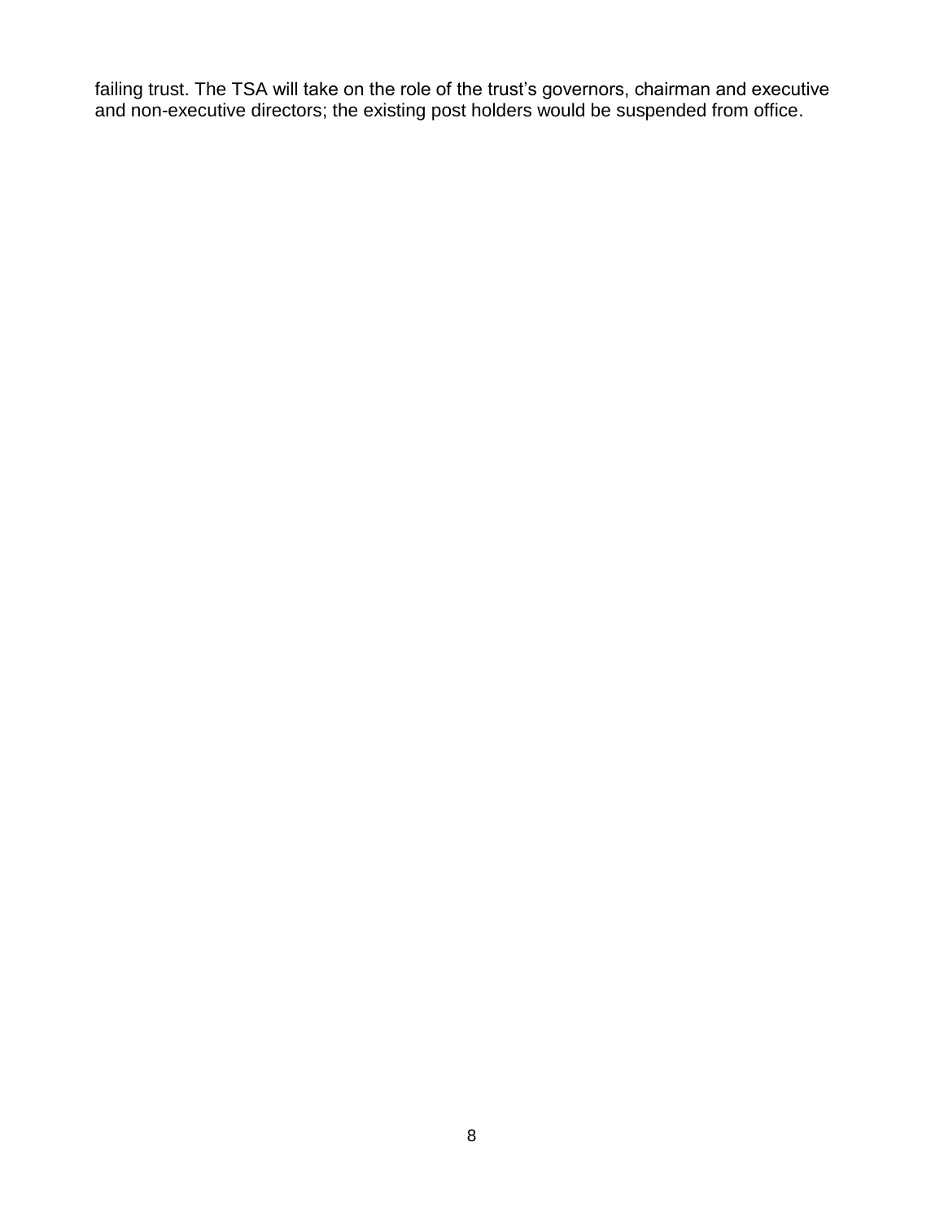failing trust. The TSA will take on the role of the trust’s governors, chairman and executive and non-executive directors; the existing post holders would be suspended from office.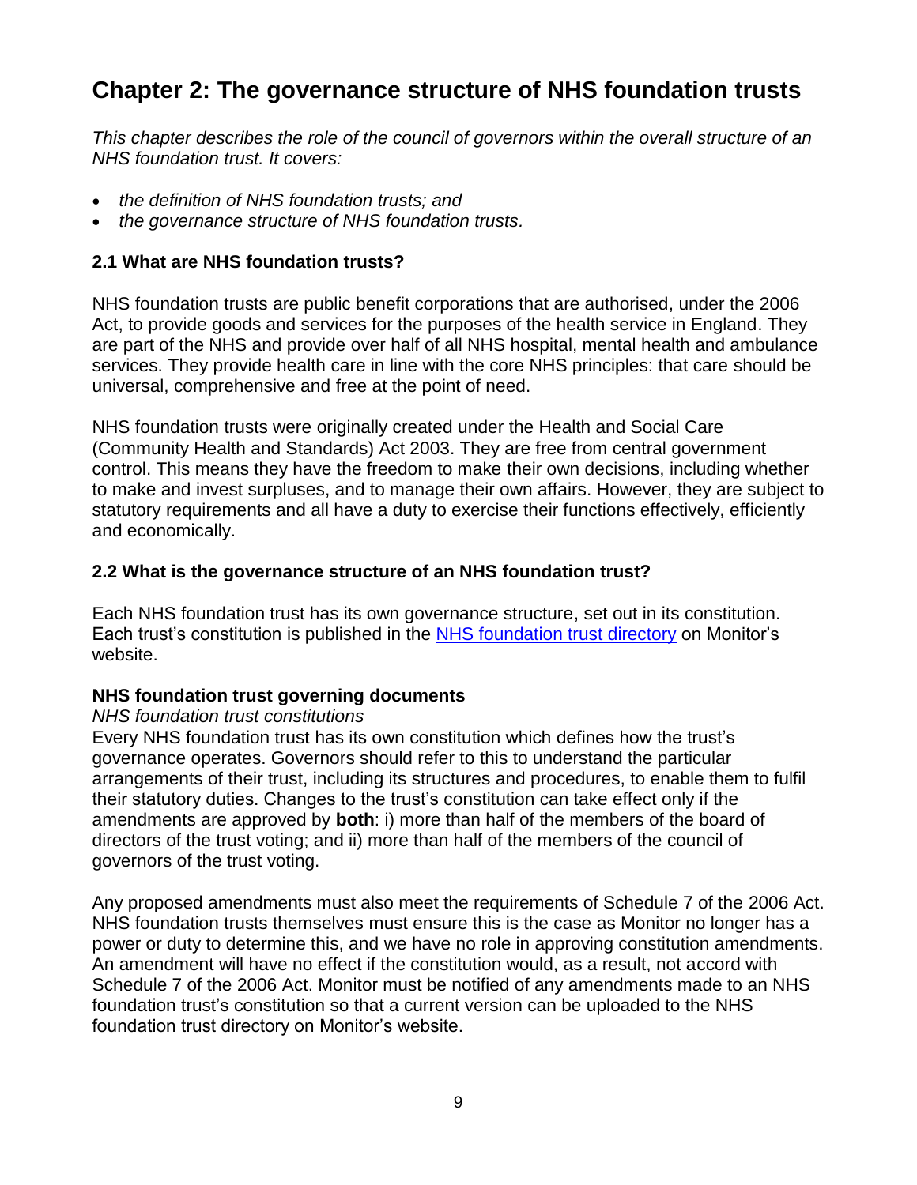# Chapter 2: The governance structure of NHS foundation trusts

*This chapter describes the role of the council of governors within the overall structure of an NHS foundation trust. It covers:*

- *the definition of NHS foundation trusts; and*
- *the governance structure of NHS foundation trusts.*

### 2.1 What are NHS foundation trusts?

NHS foundation trusts are public benefit corporations that are authorised, under the 2006 Act, to provide goods and services for the purposes of the health service in England. They are part of the NHS and provide over half of all NHS hospital, mental health and ambulance services. They provide health care in line with the core NHS principles: that care should be universal, comprehensive and free at the point of need.

NHS foundation trusts were originally created under the Health and Social Care (Community Health and Standards) Act 2003. They are free from central government control. This means they have the freedom to make their own decisions, including whether to make and invest surpluses, and to manage their own affairs. However, they are subject to statutory requirements and all have a duty to exercise their functions effectively, efficiently and economically.

### 2.2 What is the governance structure of an NHS foundation trust?

Each NHS foundation trust has its own governance structure, set out in its constitution. Each trust's constitution is published in the [NHS foundation trust directory]() on Monitor's website.

**NHS foundation trust governing documents**

*NHS foundation trust constitutions*

Every NHS foundation trust has its own constitution which defines how the trust's governance operates. Governors should refer to this to understand the particular arrangements of their trust, including its structures and procedures, to enable them to fulfil their statutory duties. Changes to the trust's constitution can take effect only if the amendments are approved by **both**: i) more than half of the members of the board of directors of the trust voting; and ii) more than half of the members of the council of governors of the trust voting.

Any proposed amendments must also meet the requirements of Schedule 7 of the 2006 Act. NHS foundation trusts themselves must ensure this is the case as Monitor no longer has a power or duty to determine this, and we have no role in approving constitution amendments. An amendment will have no effect if the constitution would, as a result, not accord with Schedule 7 of the 2006 Act. Monitor must be notified of any amendments made to an NHS foundation trust's constitution so that a current version can be uploaded to the NHS foundation trust directory on Monitor's website.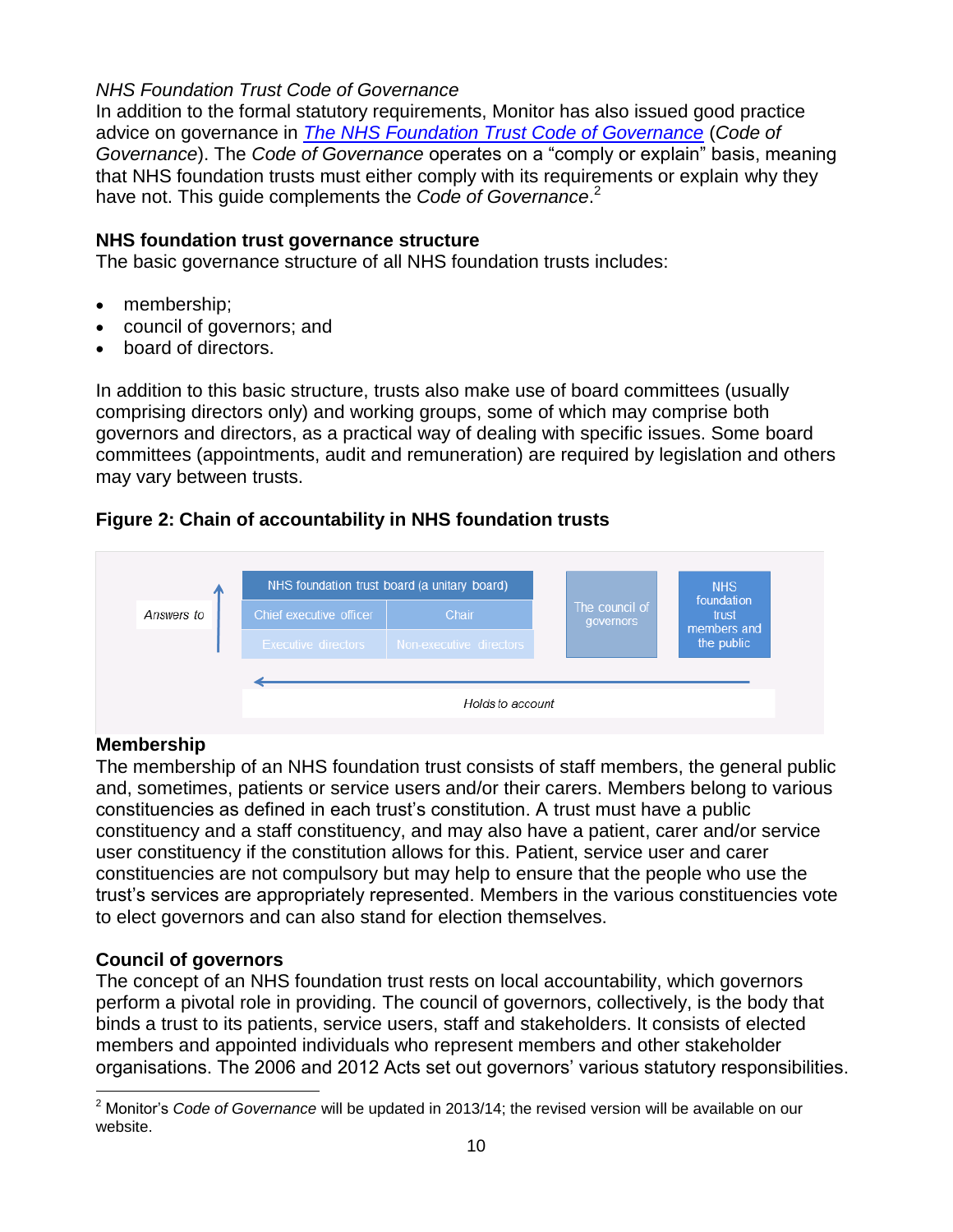*NHS Foundation Trust Code of Governance*

In addition to the formal statutory requirements, Monitor has also issued good practice advice on governance in *The NHS Foundation Trust Code of Governance* (*Code of Governance*). The *Code of Governance* operates on a "comply or explain" basis, meaning that NHS foundation trusts must either comply with its requirements or explain why they have not. This guide complements the *Code of Governance*.[2]

### NHS foundation trust governance structure

The basic governance structure of all NHS foundation trusts includes:

- membership;
- council of governors; and
- board of directors.

In addition to this basic structure, trusts also make use of board committees (usually comprising directors only) and working groups, some of which may comprise both governors and directors, as a practical way of dealing with specific issues. Some board committees (appointments, audit and remuneration) are required by legislation and others may vary between trusts.

### Figure 2: Chain of accountability in NHS foundation trusts

| Answers to ↑ | NHS foundation trust board (a unitary board) | | The council of governors | NHS foundation trust members and the public |
|---|---|---|---|---|
| | Chief executive officer | Chair | | |
| | Executive directors | Non-executive directors | | |

← Holds to account

### Membership

The membership of an NHS foundation trust consists of staff members, the general public and, sometimes, patients or service users and/or their carers. Members belong to various constituencies as defined in each trust's constitution. A trust must have a public constituency and a staff constituency, and may also have a patient, carer and/or service user constituency if the constitution allows for this. Patient, service user and carer constituencies are not compulsory but may help to ensure that the people who use the trust's services are appropriately represented. Members in the various constituencies vote to elect governors and can also stand for election themselves.

### Council of governors

The concept of an NHS foundation trust rests on local accountability, which governors perform a pivotal role in providing. The council of governors, collectively, is the body that binds a trust to its patients, service users, staff and stakeholders. It consists of elected members and appointed individuals who represent members and other stakeholder organisations. The 2006 and 2012 Acts set out governors' various statutory responsibilities.

---

[2] Monitor's *Code of Governance* will be updated in 2013/14; the revised version will be available on our website.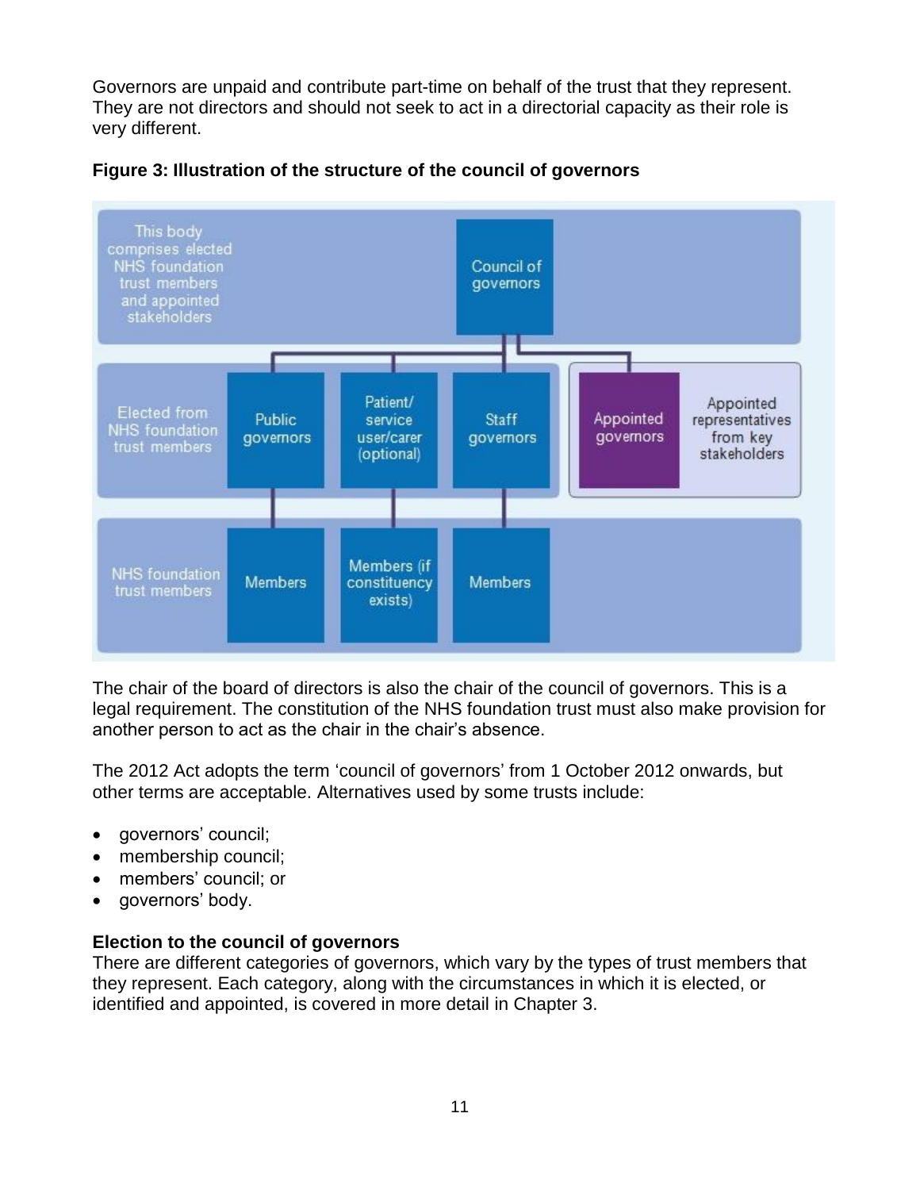Governors are unpaid and contribute part-time on behalf of the trust that they represent. They are not directors and should not seek to act in a directorial capacity as their role is very different.

**Figure 3: Illustration of the structure of the council of governors**

This body comprises elected NHS foundation trust members and appointed stakeholders — Council of governors

Elected from NHS foundation trust members — Public governors | Patient/service user/carer (optional) | Staff governors

Appointed representatives from key stakeholders — Appointed governors

NHS foundation trust members — Members | Members (if constituency exists) | Members

The chair of the board of directors is also the chair of the council of governors. This is a legal requirement. The constitution of the NHS foundation trust must also make provision for another person to act as the chair in the chair's absence.

The 2012 Act adopts the term 'council of governors' from 1 October 2012 onwards, but other terms are acceptable. Alternatives used by some trusts include:

- governors' council;
- membership council;
- members' council; or
- governors' body.

**Election to the council of governors**

There are different categories of governors, which vary by the types of trust members that they represent. Each category, along with the circumstances in which it is elected, or identified and appointed, is covered in more detail in Chapter 3.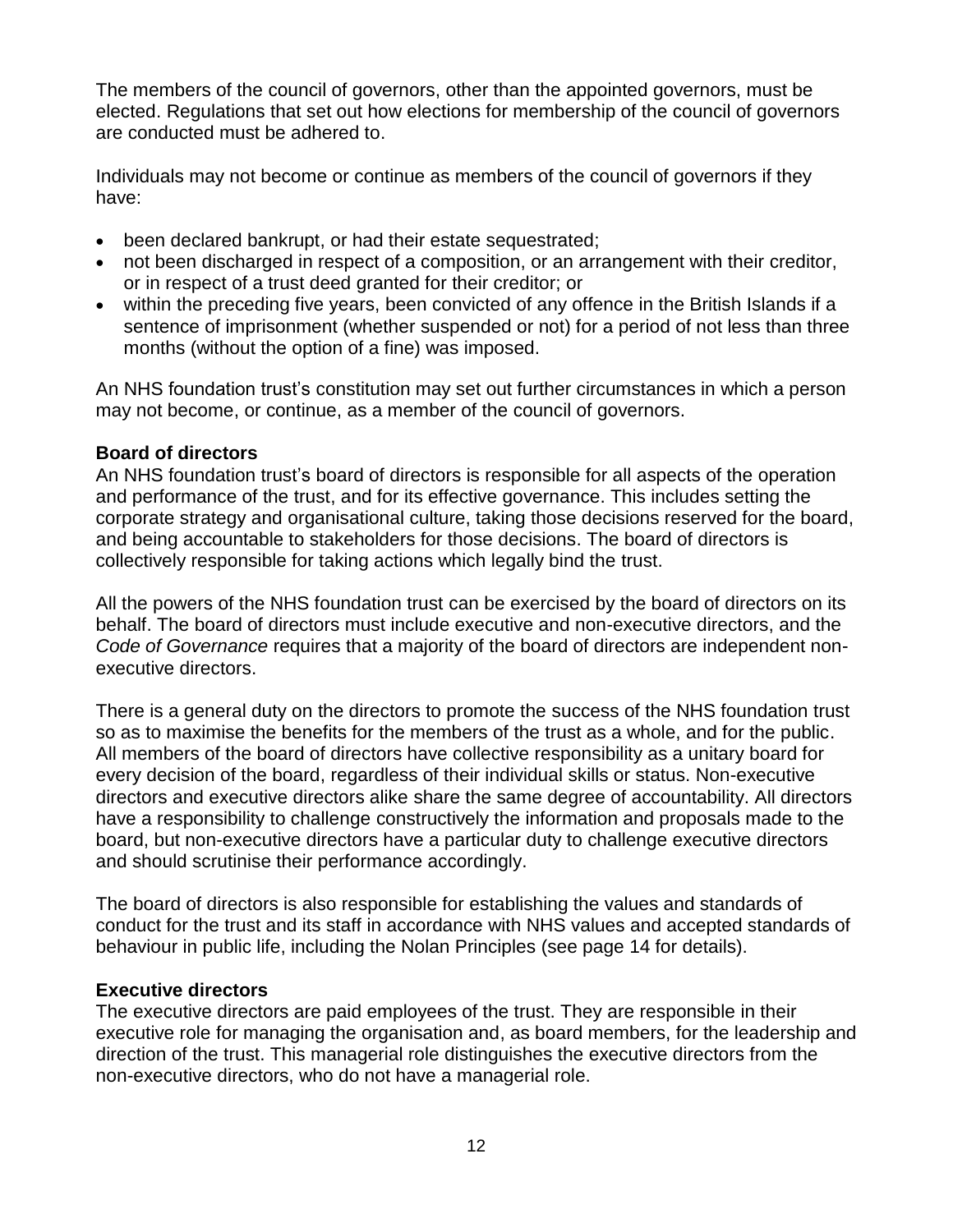The members of the council of governors, other than the appointed governors, must be elected. Regulations that set out how elections for membership of the council of governors are conducted must be adhered to.

Individuals may not become or continue as members of the council of governors if they have:

- been declared bankrupt, or had their estate sequestrated;
- not been discharged in respect of a composition, or an arrangement with their creditor, or in respect of a trust deed granted for their creditor; or
- within the preceding five years, been convicted of any offence in the British Islands if a sentence of imprisonment (whether suspended or not) for a period of not less than three months (without the option of a fine) was imposed.

An NHS foundation trust's constitution may set out further circumstances in which a person may not become, or continue, as a member of the council of governors.

**Board of directors**

An NHS foundation trust's board of directors is responsible for all aspects of the operation and performance of the trust, and for its effective governance. This includes setting the corporate strategy and organisational culture, taking those decisions reserved for the board, and being accountable to stakeholders for those decisions. The board of directors is collectively responsible for taking actions which legally bind the trust.

All the powers of the NHS foundation trust can be exercised by the board of directors on its behalf. The board of directors must include executive and non-executive directors, and the *Code of Governance* requires that a majority of the board of directors are independent non-executive directors.

There is a general duty on the directors to promote the success of the NHS foundation trust so as to maximise the benefits for the members of the trust as a whole, and for the public. All members of the board of directors have collective responsibility as a unitary board for every decision of the board, regardless of their individual skills or status. Non-executive directors and executive directors alike share the same degree of accountability. All directors have a responsibility to challenge constructively the information and proposals made to the board, but non-executive directors have a particular duty to challenge executive directors and should scrutinise their performance accordingly.

The board of directors is also responsible for establishing the values and standards of conduct for the trust and its staff in accordance with NHS values and accepted standards of behaviour in public life, including the Nolan Principles (see page 14 for details).

**Executive directors**

The executive directors are paid employees of the trust. They are responsible in their executive role for managing the organisation and, as board members, for the leadership and direction of the trust. This managerial role distinguishes the executive directors from the non-executive directors, who do not have a managerial role.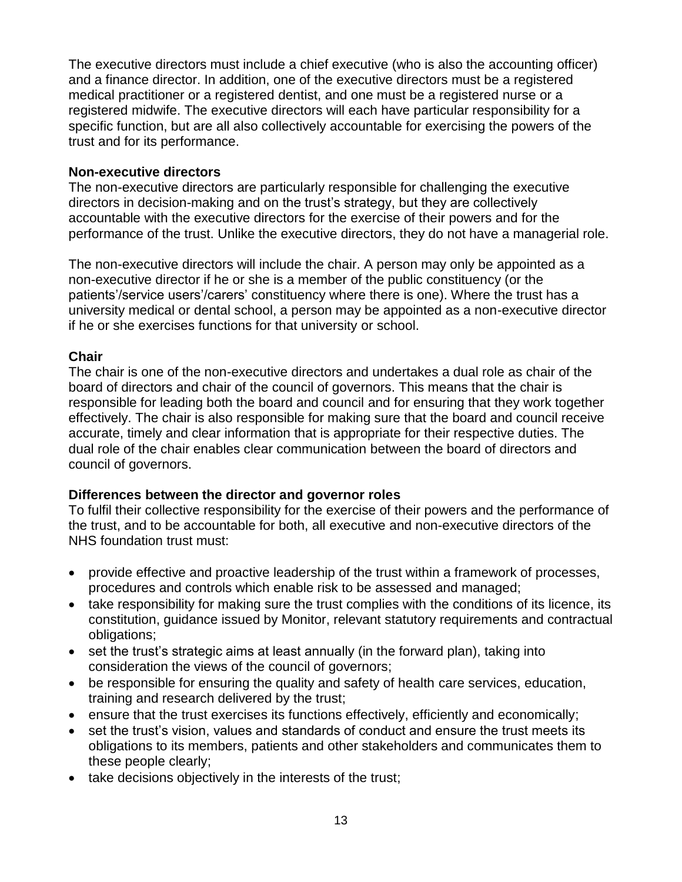The executive directors must include a chief executive (who is also the accounting officer) and a finance director. In addition, one of the executive directors must be a registered medical practitioner or a registered dentist, and one must be a registered nurse or a registered midwife. The executive directors will each have particular responsibility for a specific function, but are all also collectively accountable for exercising the powers of the trust and for its performance.

**Non-executive directors**

The non-executive directors are particularly responsible for challenging the executive directors in decision-making and on the trust's strategy, but they are collectively accountable with the executive directors for the exercise of their powers and for the performance of the trust. Unlike the executive directors, they do not have a managerial role.

The non-executive directors will include the chair. A person may only be appointed as a non-executive director if he or she is a member of the public constituency (or the patients'/service users'/carers' constituency where there is one). Where the trust has a university medical or dental school, a person may be appointed as a non-executive director if he or she exercises functions for that university or school.

**Chair**

The chair is one of the non-executive directors and undertakes a dual role as chair of the board of directors and chair of the council of governors. This means that the chair is responsible for leading both the board and council and for ensuring that they work together effectively. The chair is also responsible for making sure that the board and council receive accurate, timely and clear information that is appropriate for their respective duties. The dual role of the chair enables clear communication between the board of directors and council of governors.

**Differences between the director and governor roles**

To fulfil their collective responsibility for the exercise of their powers and the performance of the trust, and to be accountable for both, all executive and non-executive directors of the NHS foundation trust must:

- provide effective and proactive leadership of the trust within a framework of processes, procedures and controls which enable risk to be assessed and managed;
- take responsibility for making sure the trust complies with the conditions of its licence, its constitution, guidance issued by Monitor, relevant statutory requirements and contractual obligations;
- set the trust's strategic aims at least annually (in the forward plan), taking into consideration the views of the council of governors;
- be responsible for ensuring the quality and safety of health care services, education, training and research delivered by the trust;
- ensure that the trust exercises its functions effectively, efficiently and economically;
- set the trust's vision, values and standards of conduct and ensure the trust meets its obligations to its members, patients and other stakeholders and communicates them to these people clearly;
- take decisions objectively in the interests of the trust;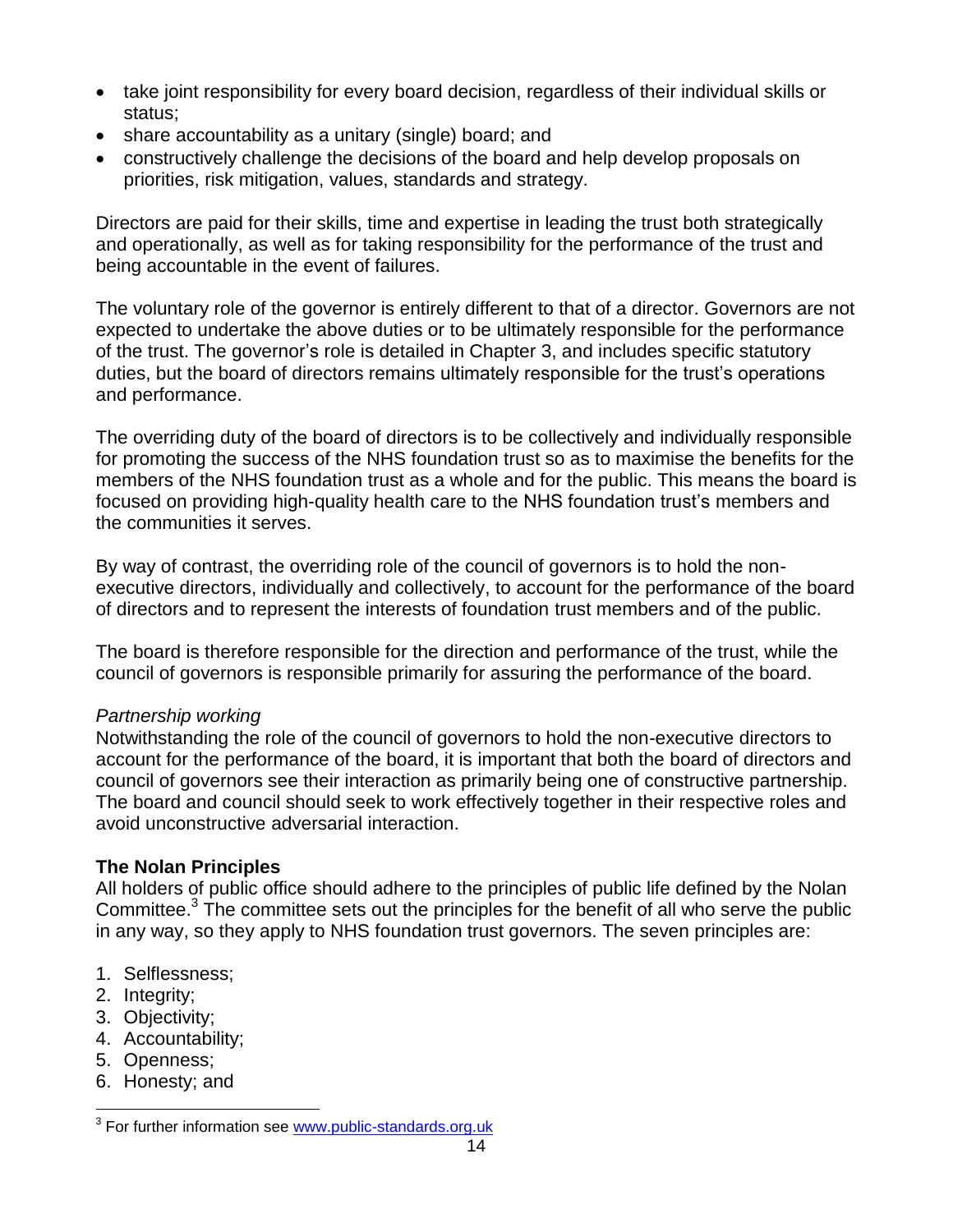- take joint responsibility for every board decision, regardless of their individual skills or status;
- share accountability as a unitary (single) board; and
- constructively challenge the decisions of the board and help develop proposals on priorities, risk mitigation, values, standards and strategy.

Directors are paid for their skills, time and expertise in leading the trust both strategically and operationally, as well as for taking responsibility for the performance of the trust and being accountable in the event of failures.

The voluntary role of the governor is entirely different to that of a director. Governors are not expected to undertake the above duties or to be ultimately responsible for the performance of the trust. The governor's role is detailed in Chapter 3, and includes specific statutory duties, but the board of directors remains ultimately responsible for the trust's operations and performance.

The overriding duty of the board of directors is to be collectively and individually responsible for promoting the success of the NHS foundation trust so as to maximise the benefits for the members of the NHS foundation trust as a whole and for the public. This means the board is focused on providing high-quality health care to the NHS foundation trust's members and the communities it serves.

By way of contrast, the overriding role of the council of governors is to hold the non-executive directors, individually and collectively, to account for the performance of the board of directors and to represent the interests of foundation trust members and of the public.

The board is therefore responsible for the direction and performance of the trust, while the council of governors is responsible primarily for assuring the performance of the board.

*Partnership working*

Notwithstanding the role of the council of governors to hold the non-executive directors to account for the performance of the board, it is important that both the board of directors and council of governors see their interaction as primarily being one of constructive partnership. The board and council should seek to work effectively together in their respective roles and avoid unconstructive adversarial interaction.

**The Nolan Principles**

All holders of public office should adhere to the principles of public life defined by the Nolan Committee.[3] The committee sets out the principles for the benefit of all who serve the public in any way, so they apply to NHS foundation trust governors. The seven principles are:

1. Selflessness;
2. Integrity;
3. Objectivity;
4. Accountability;
5. Openness;
6. Honesty; and

[3] For further information see www.public-standards.org.uk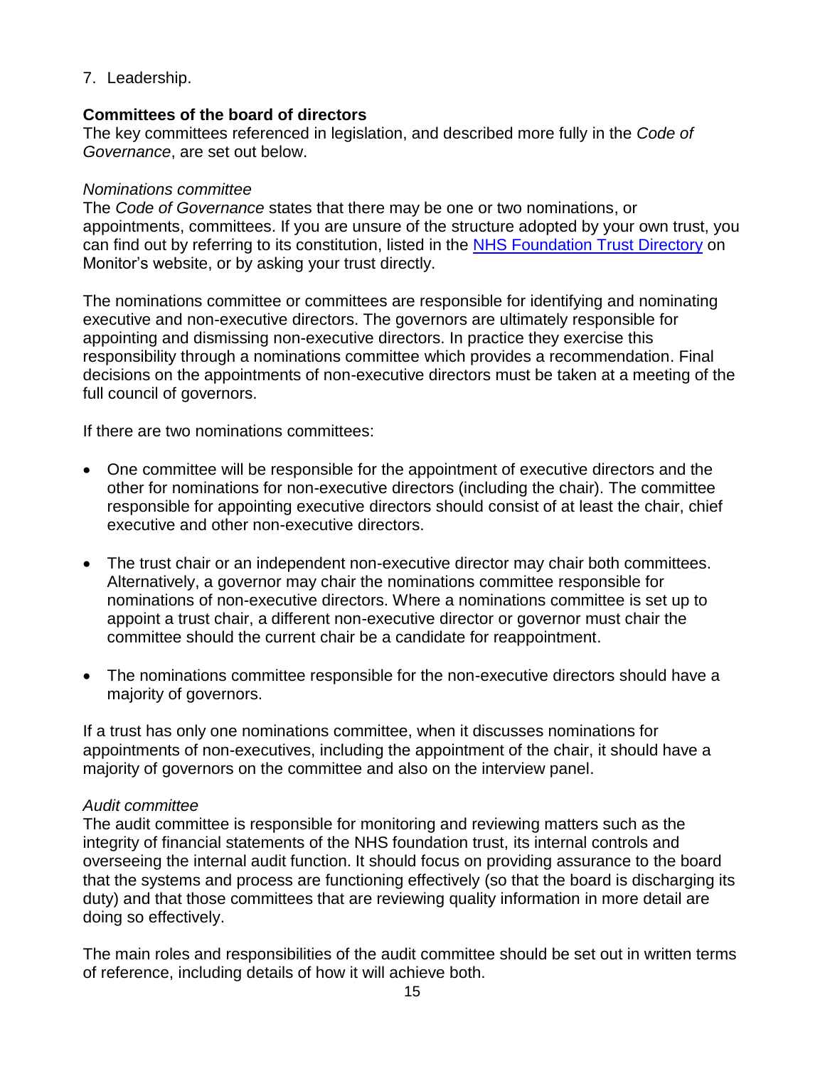7. Leadership.

**Committees of the board of directors**

The key committees referenced in legislation, and described more fully in the *Code of Governance*, are set out below.

*Nominations committee*

The *Code of Governance* states that there may be one or two nominations, or appointments, committees. If you are unsure of the structure adopted by your own trust, you can find out by referring to its constitution, listed in the [NHS Foundation Trust Directory]() on Monitor's website, or by asking your trust directly.

The nominations committee or committees are responsible for identifying and nominating executive and non-executive directors. The governors are ultimately responsible for appointing and dismissing non-executive directors. In practice they exercise this responsibility through a nominations committee which provides a recommendation. Final decisions on the appointments of non-executive directors must be taken at a meeting of the full council of governors.

If there are two nominations committees:

- One committee will be responsible for the appointment of executive directors and the other for nominations for non-executive directors (including the chair). The committee responsible for appointing executive directors should consist of at least the chair, chief executive and other non-executive directors.
- The trust chair or an independent non-executive director may chair both committees. Alternatively, a governor may chair the nominations committee responsible for nominations of non-executive directors. Where a nominations committee is set up to appoint a trust chair, a different non-executive director or governor must chair the committee should the current chair be a candidate for reappointment.
- The nominations committee responsible for the non-executive directors should have a majority of governors.

If a trust has only one nominations committee, when it discusses nominations for appointments of non-executives, including the appointment of the chair, it should have a majority of governors on the committee and also on the interview panel.

*Audit committee*

The audit committee is responsible for monitoring and reviewing matters such as the integrity of financial statements of the NHS foundation trust, its internal controls and overseeing the internal audit function. It should focus on providing assurance to the board that the systems and process are functioning effectively (so that the board is discharging its duty) and that those committees that are reviewing quality information in more detail are doing so effectively.

The main roles and responsibilities of the audit committee should be set out in written terms of reference, including details of how it will achieve both.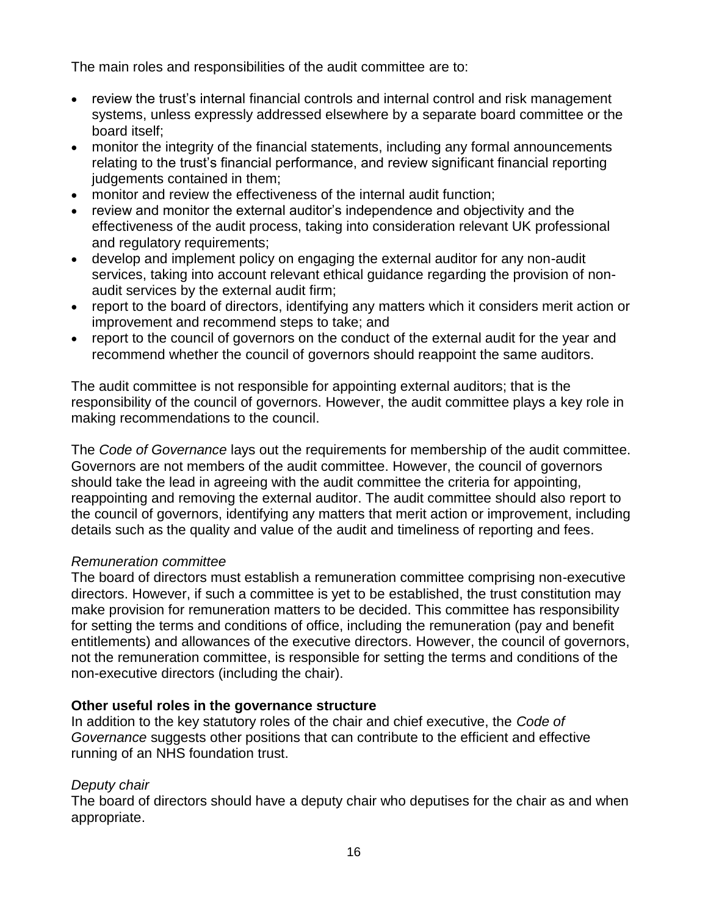The main roles and responsibilities of the audit committee are to:

- review the trust's internal financial controls and internal control and risk management systems, unless expressly addressed elsewhere by a separate board committee or the board itself;
- monitor the integrity of the financial statements, including any formal announcements relating to the trust's financial performance, and review significant financial reporting judgements contained in them;
- monitor and review the effectiveness of the internal audit function;
- review and monitor the external auditor's independence and objectivity and the effectiveness of the audit process, taking into consideration relevant UK professional and regulatory requirements;
- develop and implement policy on engaging the external auditor for any non-audit services, taking into account relevant ethical guidance regarding the provision of non-audit services by the external audit firm;
- report to the board of directors, identifying any matters which it considers merit action or improvement and recommend steps to take; and
- report to the council of governors on the conduct of the external audit for the year and recommend whether the council of governors should reappoint the same auditors.

The audit committee is not responsible for appointing external auditors; that is the responsibility of the council of governors. However, the audit committee plays a key role in making recommendations to the council.

The *Code of Governance* lays out the requirements for membership of the audit committee. Governors are not members of the audit committee. However, the council of governors should take the lead in agreeing with the audit committee the criteria for appointing, reappointing and removing the external auditor. The audit committee should also report to the council of governors, identifying any matters that merit action or improvement, including details such as the quality and value of the audit and timeliness of reporting and fees.

*Remuneration committee*

The board of directors must establish a remuneration committee comprising non-executive directors. However, if such a committee is yet to be established, the trust constitution may make provision for remuneration matters to be decided. This committee has responsibility for setting the terms and conditions of office, including the remuneration (pay and benefit entitlements) and allowances of the executive directors. However, the council of governors, not the remuneration committee, is responsible for setting the terms and conditions of the non-executive directors (including the chair).

**Other useful roles in the governance structure**

In addition to the key statutory roles of the chair and chief executive, the *Code of Governance* suggests other positions that can contribute to the efficient and effective running of an NHS foundation trust.

*Deputy chair*

The board of directors should have a deputy chair who deputises for the chair as and when appropriate.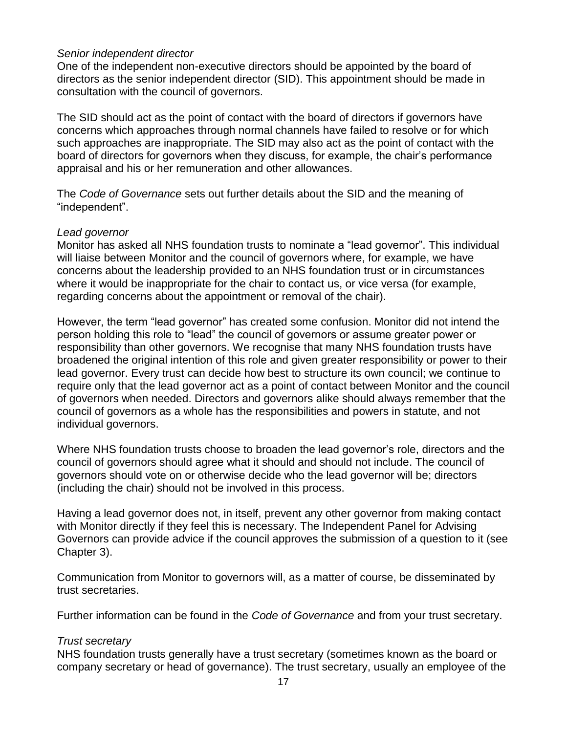*Senior independent director*
One of the independent non-executive directors should be appointed by the board of directors as the senior independent director (SID). This appointment should be made in consultation with the council of governors.

The SID should act as the point of contact with the board of directors if governors have concerns which approaches through normal channels have failed to resolve or for which such approaches are inappropriate. The SID may also act as the point of contact with the board of directors for governors when they discuss, for example, the chair's performance appraisal and his or her remuneration and other allowances.

The *Code of Governance* sets out further details about the SID and the meaning of "independent".

*Lead governor*
Monitor has asked all NHS foundation trusts to nominate a "lead governor". This individual will liaise between Monitor and the council of governors where, for example, we have concerns about the leadership provided to an NHS foundation trust or in circumstances where it would be inappropriate for the chair to contact us, or vice versa (for example, regarding concerns about the appointment or removal of the chair).

However, the term "lead governor" has created some confusion. Monitor did not intend the person holding this role to "lead" the council of governors or assume greater power or responsibility than other governors. We recognise that many NHS foundation trusts have broadened the original intention of this role and given greater responsibility or power to their lead governor. Every trust can decide how best to structure its own council; we continue to require only that the lead governor act as a point of contact between Monitor and the council of governors when needed. Directors and governors alike should always remember that the council of governors as a whole has the responsibilities and powers in statute, and not individual governors.

Where NHS foundation trusts choose to broaden the lead governor's role, directors and the council of governors should agree what it should and should not include. The council of governors should vote on or otherwise decide who the lead governor will be; directors (including the chair) should not be involved in this process.

Having a lead governor does not, in itself, prevent any other governor from making contact with Monitor directly if they feel this is necessary. The Independent Panel for Advising Governors can provide advice if the council approves the submission of a question to it (see Chapter 3).

Communication from Monitor to governors will, as a matter of course, be disseminated by trust secretaries.

Further information can be found in the *Code of Governance* and from your trust secretary.

*Trust secretary*
NHS foundation trusts generally have a trust secretary (sometimes known as the board or company secretary or head of governance). The trust secretary, usually an employee of the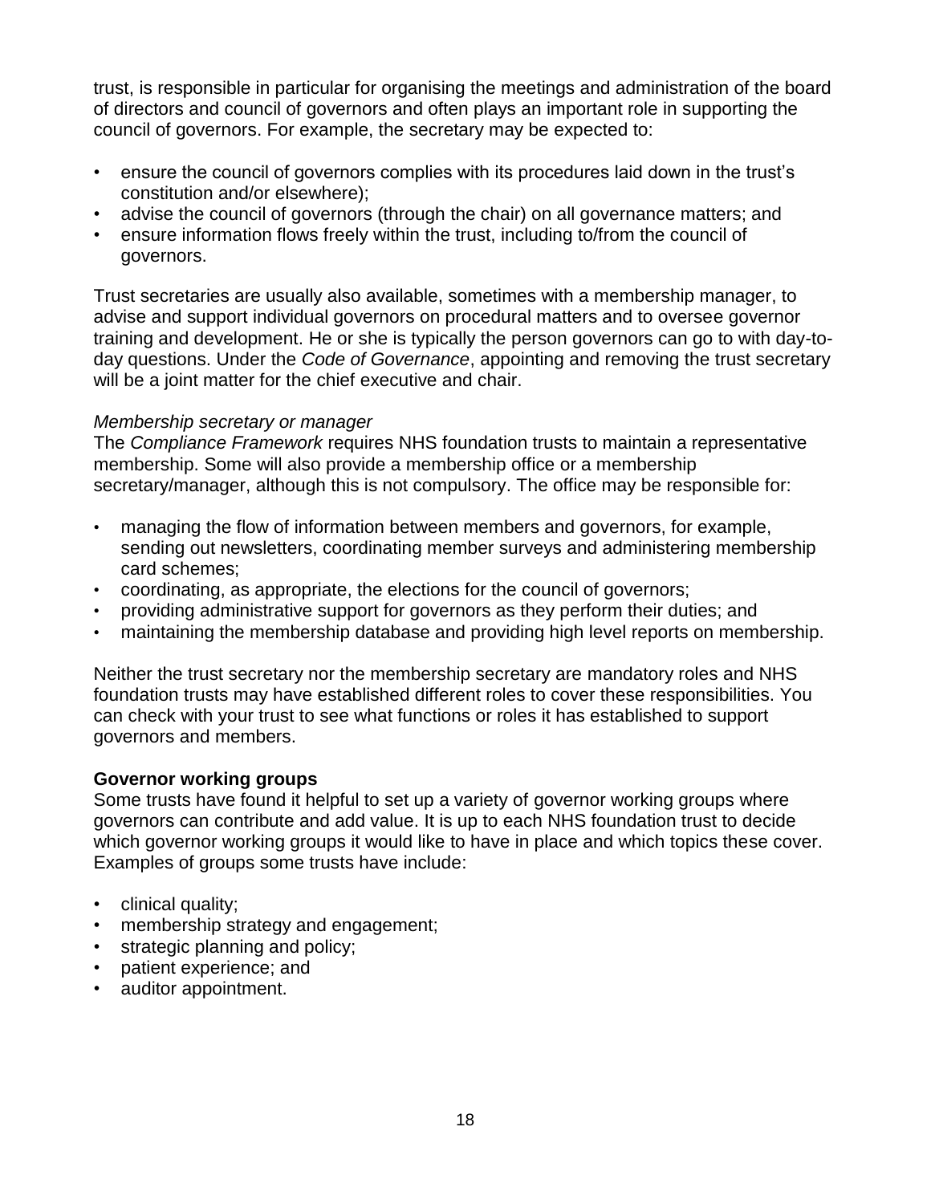trust, is responsible in particular for organising the meetings and administration of the board of directors and council of governors and often plays an important role in supporting the council of governors. For example, the secretary may be expected to:

- ensure the council of governors complies with its procedures laid down in the trust's constitution and/or elsewhere);
- advise the council of governors (through the chair) on all governance matters; and
- ensure information flows freely within the trust, including to/from the council of governors.

Trust secretaries are usually also available, sometimes with a membership manager, to advise and support individual governors on procedural matters and to oversee governor training and development. He or she is typically the person governors can go to with day-to-day questions. Under the *Code of Governance*, appointing and removing the trust secretary will be a joint matter for the chief executive and chair.

*Membership secretary or manager*

The *Compliance Framework* requires NHS foundation trusts to maintain a representative membership. Some will also provide a membership office or a membership secretary/manager, although this is not compulsory. The office may be responsible for:

- managing the flow of information between members and governors, for example, sending out newsletters, coordinating member surveys and administering membership card schemes;
- coordinating, as appropriate, the elections for the council of governors;
- providing administrative support for governors as they perform their duties; and
- maintaining the membership database and providing high level reports on membership.

Neither the trust secretary nor the membership secretary are mandatory roles and NHS foundation trusts may have established different roles to cover these responsibilities. You can check with your trust to see what functions or roles it has established to support governors and members.

**Governor working groups**

Some trusts have found it helpful to set up a variety of governor working groups where governors can contribute and add value. It is up to each NHS foundation trust to decide which governor working groups it would like to have in place and which topics these cover. Examples of groups some trusts have include:

- clinical quality;
- membership strategy and engagement;
- strategic planning and policy;
- patient experience; and
- auditor appointment.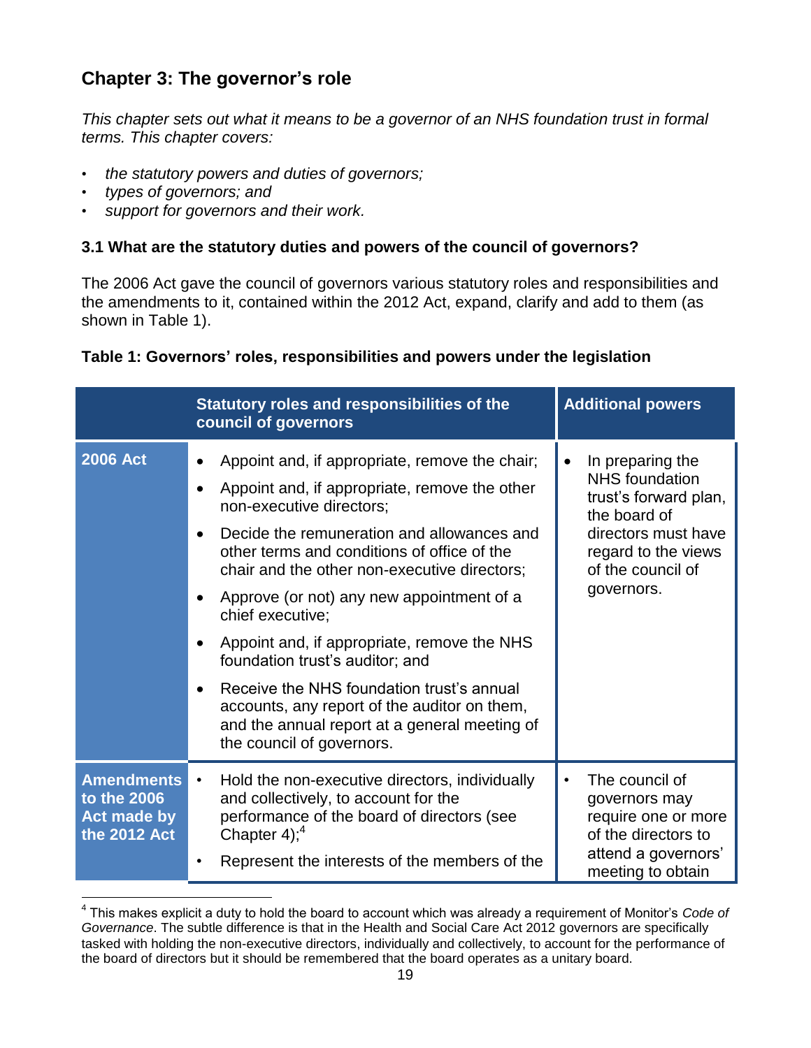## Chapter 3: The governor's role

*This chapter sets out what it means to be a governor of an NHS foundation trust in formal terms. This chapter covers:*

- *the statutory powers and duties of governors;*
- *types of governors; and*
- *support for governors and their work.*

### 3.1 What are the statutory duties and powers of the council of governors?

The 2006 Act gave the council of governors various statutory roles and responsibilities and the amendments to it, contained within the 2012 Act, expand, clarify and add to them (as shown in Table 1).

**Table 1: Governors' roles, responsibilities and powers under the legislation**

| | Statutory roles and responsibilities of the council of governors | Additional powers |
|---|---|---|
| **2006 Act** | • Appoint and, if appropriate, remove the chair;<br>• Appoint and, if appropriate, remove the other non-executive directors;<br>• Decide the remuneration and allowances and other terms and conditions of office of the chair and the other non-executive directors;<br>• Approve (or not) any new appointment of a chief executive;<br>• Appoint and, if appropriate, remove the NHS foundation trust's auditor; and<br>• Receive the NHS foundation trust's annual accounts, any report of the auditor on them, and the annual report at a general meeting of the council of governors. | • In preparing the NHS foundation trust's forward plan, the board of directors must have regard to the views of the council of governors. |
| **Amendments to the 2006 Act made by the 2012 Act** | • Hold the non-executive directors, individually and collectively, to account for the performance of the board of directors (see Chapter 4);[4]<br>• Represent the interests of the members of the | • The council of governors may require one or more of the directors to attend a governors' meeting to obtain |

[4] This makes explicit a duty to hold the board to account which was already a requirement of Monitor's *Code of Governance*. The subtle difference is that in the Health and Social Care Act 2012 governors are specifically tasked with holding the non-executive directors, individually and collectively, to account for the performance of the board of directors but it should be remembered that the board operates as a unitary board.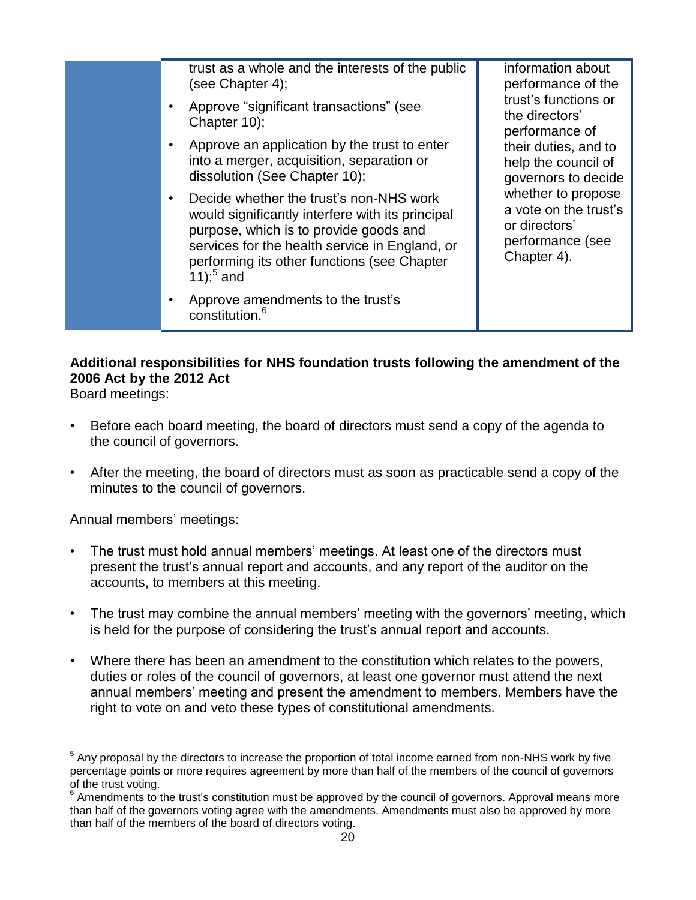| | | |
|---|---|---|
| | trust as a whole and the interests of the public (see Chapter 4);<br>• Approve "significant transactions" (see Chapter 10);<br>• Approve an application by the trust to enter into a merger, acquisition, separation or dissolution (See Chapter 10);<br>• Decide whether the trust's non-NHS work would significantly interfere with its principal purpose, which is to provide goods and services for the health service in England, or performing its other functions (see Chapter 11);[5] and<br>• Approve amendments to the trust's constitution.[6] | information about performance of the trust's functions or the directors' performance of their duties, and to help the council of governors to decide whether to propose a vote on the trust's or directors' performance (see Chapter 4). |

**Additional responsibilities for NHS foundation trusts following the amendment of the 2006 Act by the 2012 Act**

Board meetings:

- Before each board meeting, the board of directors must send a copy of the agenda to the council of governors.
- After the meeting, the board of directors must as soon as practicable send a copy of the minutes to the council of governors.

Annual members' meetings:

- The trust must hold annual members' meetings. At least one of the directors must present the trust's annual report and accounts, and any report of the auditor on the accounts, to members at this meeting.
- The trust may combine the annual members' meeting with the governors' meeting, which is held for the purpose of considering the trust's annual report and accounts.
- Where there has been an amendment to the constitution which relates to the powers, duties or roles of the council of governors, at least one governor must attend the next annual members' meeting and present the amendment to members. Members have the right to vote on and veto these types of constitutional amendments.

---

[5] Any proposal by the directors to increase the proportion of total income earned from non-NHS work by five percentage points or more requires agreement by more than half of the members of the council of governors of the trust voting.

[6] Amendments to the trust's constitution must be approved by the council of governors. Approval means more than half of the governors voting agree with the amendments. Amendments must also be approved by more than half of the members of the board of directors voting.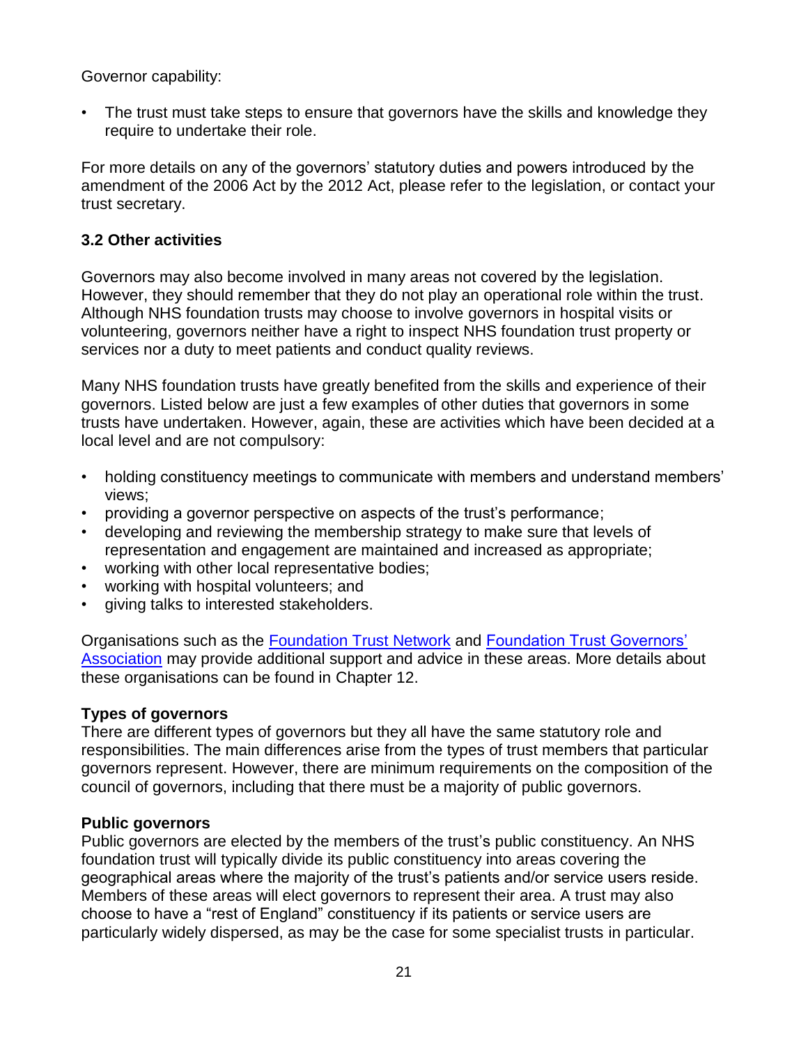Governor capability:

- The trust must take steps to ensure that governors have the skills and knowledge they require to undertake their role.

For more details on any of the governors' statutory duties and powers introduced by the amendment of the 2006 Act by the 2012 Act, please refer to the legislation, or contact your trust secretary.

### 3.2 Other activities

Governors may also become involved in many areas not covered by the legislation. However, they should remember that they do not play an operational role within the trust. Although NHS foundation trusts may choose to involve governors in hospital visits or volunteering, governors neither have a right to inspect NHS foundation trust property or services nor a duty to meet patients and conduct quality reviews.

Many NHS foundation trusts have greatly benefited from the skills and experience of their governors. Listed below are just a few examples of other duties that governors in some trusts have undertaken. However, again, these are activities which have been decided at a local level and are not compulsory:

- holding constituency meetings to communicate with members and understand members' views;
- providing a governor perspective on aspects of the trust's performance;
- developing and reviewing the membership strategy to make sure that levels of representation and engagement are maintained and increased as appropriate;
- working with other local representative bodies;
- working with hospital volunteers; and
- giving talks to interested stakeholders.

Organisations such as the Foundation Trust Network and Foundation Trust Governors' Association may provide additional support and advice in these areas. More details about these organisations can be found in Chapter 12.

**Types of governors**

There are different types of governors but they all have the same statutory role and responsibilities. The main differences arise from the types of trust members that particular governors represent. However, there are minimum requirements on the composition of the council of governors, including that there must be a majority of public governors.

**Public governors**

Public governors are elected by the members of the trust's public constituency. An NHS foundation trust will typically divide its public constituency into areas covering the geographical areas where the majority of the trust's patients and/or service users reside. Members of these areas will elect governors to represent their area. A trust may also choose to have a "rest of England" constituency if its patients or service users are particularly widely dispersed, as may be the case for some specialist trusts in particular.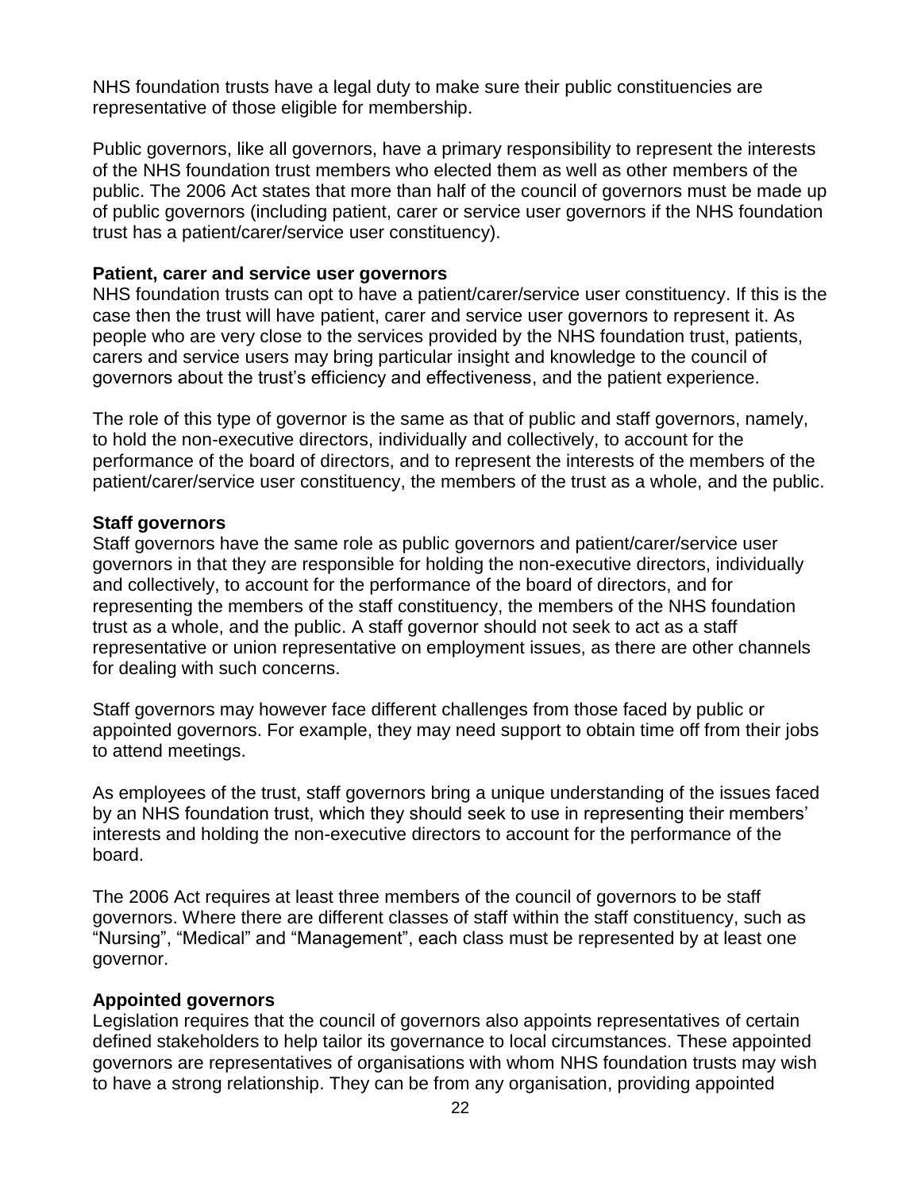NHS foundation trusts have a legal duty to make sure their public constituencies are representative of those eligible for membership.

Public governors, like all governors, have a primary responsibility to represent the interests of the NHS foundation trust members who elected them as well as other members of the public. The 2006 Act states that more than half of the council of governors must be made up of public governors (including patient, carer or service user governors if the NHS foundation trust has a patient/carer/service user constituency).

**Patient, carer and service user governors**

NHS foundation trusts can opt to have a patient/carer/service user constituency. If this is the case then the trust will have patient, carer and service user governors to represent it. As people who are very close to the services provided by the NHS foundation trust, patients, carers and service users may bring particular insight and knowledge to the council of governors about the trust's efficiency and effectiveness, and the patient experience.

The role of this type of governor is the same as that of public and staff governors, namely, to hold the non-executive directors, individually and collectively, to account for the performance of the board of directors, and to represent the interests of the members of the patient/carer/service user constituency, the members of the trust as a whole, and the public.

**Staff governors**

Staff governors have the same role as public governors and patient/carer/service user governors in that they are responsible for holding the non-executive directors, individually and collectively, to account for the performance of the board of directors, and for representing the members of the staff constituency, the members of the NHS foundation trust as a whole, and the public. A staff governor should not seek to act as a staff representative or union representative on employment issues, as there are other channels for dealing with such concerns.

Staff governors may however face different challenges from those faced by public or appointed governors. For example, they may need support to obtain time off from their jobs to attend meetings.

As employees of the trust, staff governors bring a unique understanding of the issues faced by an NHS foundation trust, which they should seek to use in representing their members' interests and holding the non-executive directors to account for the performance of the board.

The 2006 Act requires at least three members of the council of governors to be staff governors. Where there are different classes of staff within the staff constituency, such as "Nursing", "Medical" and "Management", each class must be represented by at least one governor.

**Appointed governors**

Legislation requires that the council of governors also appoints representatives of certain defined stakeholders to help tailor its governance to local circumstances. These appointed governors are representatives of organisations with whom NHS foundation trusts may wish to have a strong relationship. They can be from any organisation, providing appointed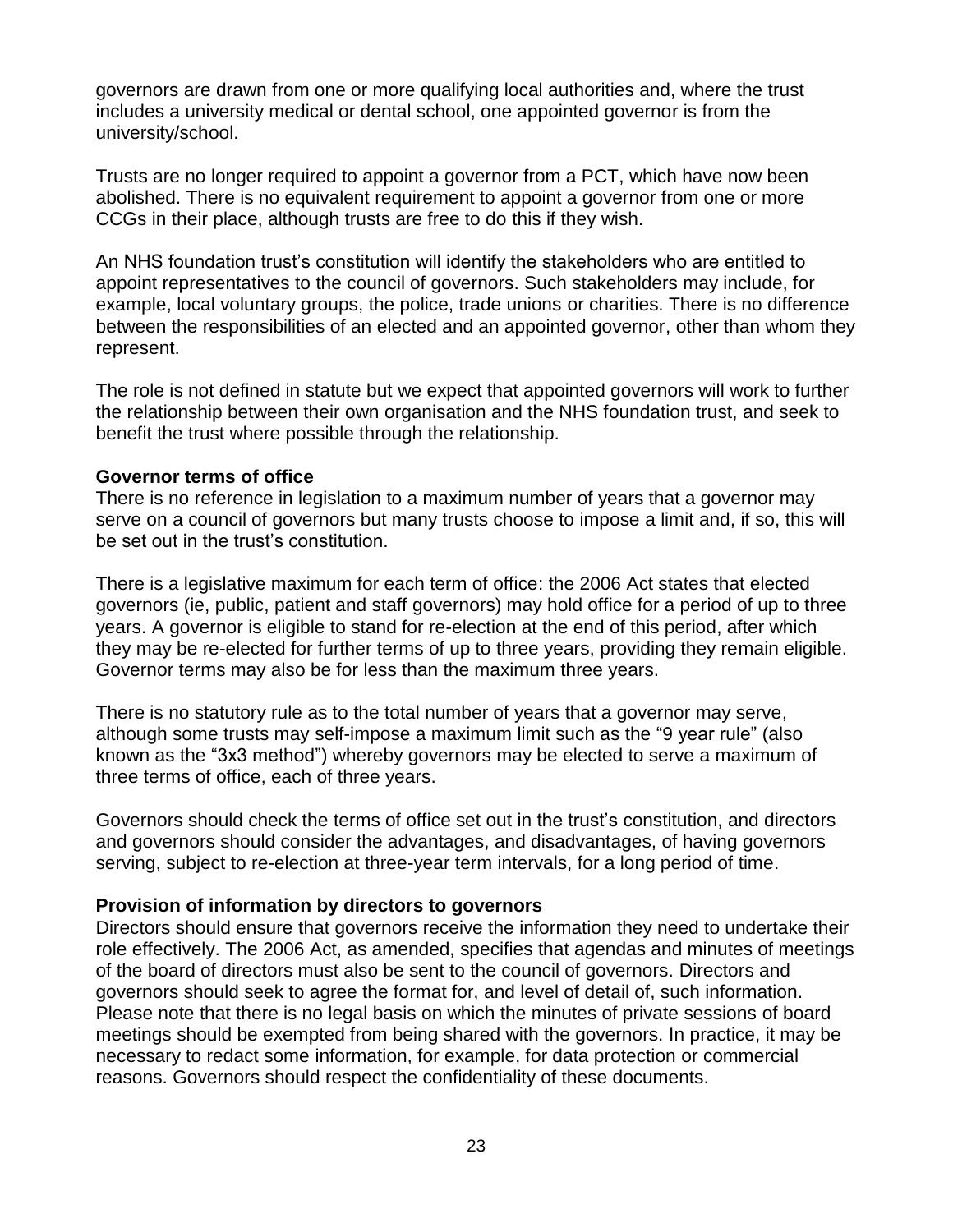governors are drawn from one or more qualifying local authorities and, where the trust includes a university medical or dental school, one appointed governor is from the university/school.

Trusts are no longer required to appoint a governor from a PCT, which have now been abolished. There is no equivalent requirement to appoint a governor from one or more CCGs in their place, although trusts are free to do this if they wish.

An NHS foundation trust's constitution will identify the stakeholders who are entitled to appoint representatives to the council of governors. Such stakeholders may include, for example, local voluntary groups, the police, trade unions or charities. There is no difference between the responsibilities of an elected and an appointed governor, other than whom they represent.

The role is not defined in statute but we expect that appointed governors will work to further the relationship between their own organisation and the NHS foundation trust, and seek to benefit the trust where possible through the relationship.

**Governor terms of office**

There is no reference in legislation to a maximum number of years that a governor may serve on a council of governors but many trusts choose to impose a limit and, if so, this will be set out in the trust's constitution.

There is a legislative maximum for each term of office: the 2006 Act states that elected governors (ie, public, patient and staff governors) may hold office for a period of up to three years. A governor is eligible to stand for re-election at the end of this period, after which they may be re-elected for further terms of up to three years, providing they remain eligible. Governor terms may also be for less than the maximum three years.

There is no statutory rule as to the total number of years that a governor may serve, although some trusts may self-impose a maximum limit such as the "9 year rule" (also known as the "3x3 method") whereby governors may be elected to serve a maximum of three terms of office, each of three years.

Governors should check the terms of office set out in the trust's constitution, and directors and governors should consider the advantages, and disadvantages, of having governors serving, subject to re-election at three-year term intervals, for a long period of time.

**Provision of information by directors to governors**

Directors should ensure that governors receive the information they need to undertake their role effectively. The 2006 Act, as amended, specifies that agendas and minutes of meetings of the board of directors must also be sent to the council of governors. Directors and governors should seek to agree the format for, and level of detail of, such information. Please note that there is no legal basis on which the minutes of private sessions of board meetings should be exempted from being shared with the governors. In practice, it may be necessary to redact some information, for example, for data protection or commercial reasons. Governors should respect the confidentiality of these documents.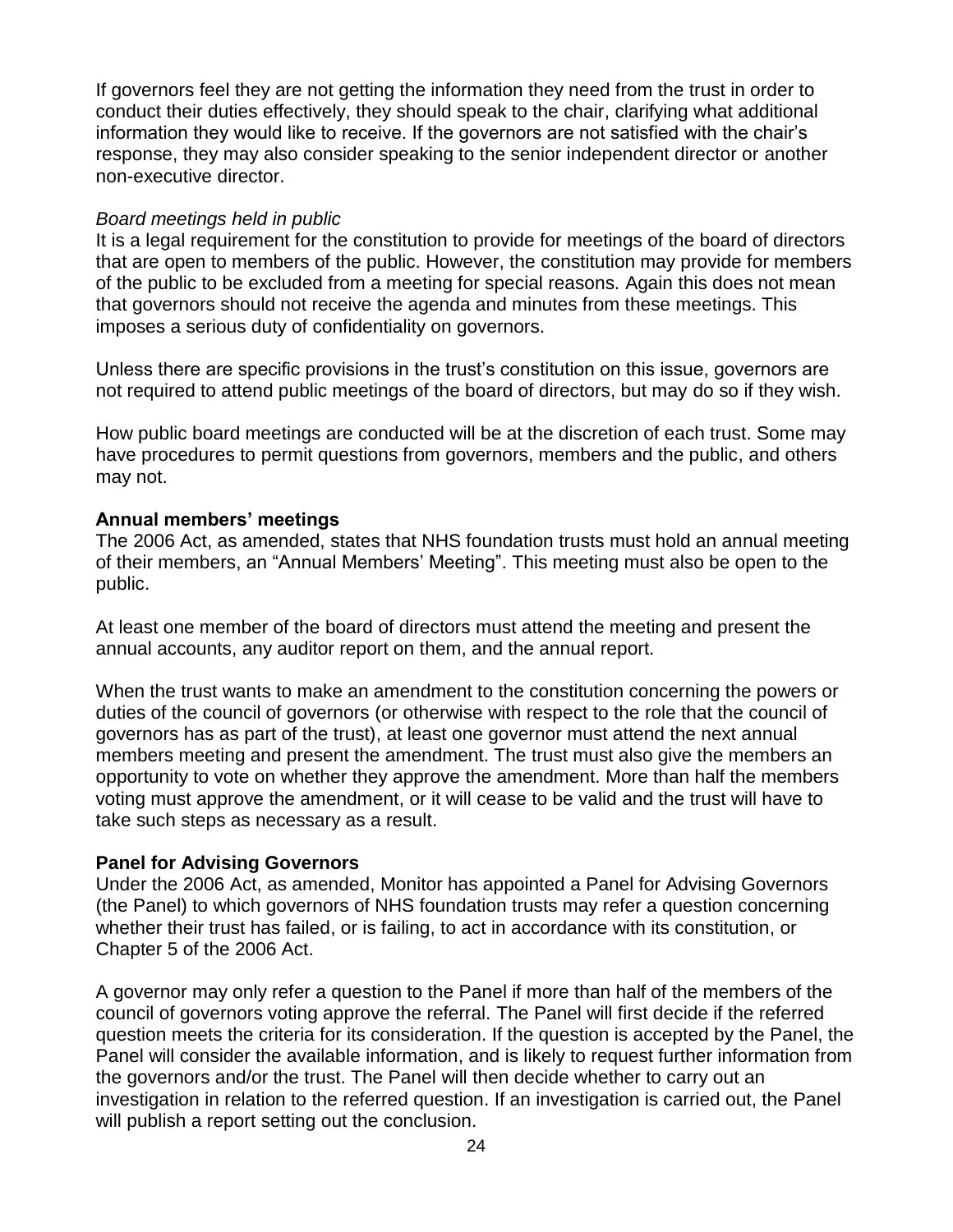If governors feel they are not getting the information they need from the trust in order to conduct their duties effectively, they should speak to the chair, clarifying what additional information they would like to receive. If the governors are not satisfied with the chair's response, they may also consider speaking to the senior independent director or another non-executive director.

*Board meetings held in public*

It is a legal requirement for the constitution to provide for meetings of the board of directors that are open to members of the public. However, the constitution may provide for members of the public to be excluded from a meeting for special reasons. Again this does not mean that governors should not receive the agenda and minutes from these meetings. This imposes a serious duty of confidentiality on governors.

Unless there are specific provisions in the trust's constitution on this issue, governors are not required to attend public meetings of the board of directors, but may do so if they wish.

How public board meetings are conducted will be at the discretion of each trust. Some may have procedures to permit questions from governors, members and the public, and others may not.

**Annual members' meetings**

The 2006 Act, as amended, states that NHS foundation trusts must hold an annual meeting of their members, an "Annual Members' Meeting". This meeting must also be open to the public.

At least one member of the board of directors must attend the meeting and present the annual accounts, any auditor report on them, and the annual report.

When the trust wants to make an amendment to the constitution concerning the powers or duties of the council of governors (or otherwise with respect to the role that the council of governors has as part of the trust), at least one governor must attend the next annual members meeting and present the amendment. The trust must also give the members an opportunity to vote on whether they approve the amendment. More than half the members voting must approve the amendment, or it will cease to be valid and the trust will have to take such steps as necessary as a result.

**Panel for Advising Governors**

Under the 2006 Act, as amended, Monitor has appointed a Panel for Advising Governors (the Panel) to which governors of NHS foundation trusts may refer a question concerning whether their trust has failed, or is failing, to act in accordance with its constitution, or Chapter 5 of the 2006 Act.

A governor may only refer a question to the Panel if more than half of the members of the council of governors voting approve the referral. The Panel will first decide if the referred question meets the criteria for its consideration. If the question is accepted by the Panel, the Panel will consider the available information, and is likely to request further information from the governors and/or the trust. The Panel will then decide whether to carry out an investigation in relation to the referred question. If an investigation is carried out, the Panel will publish a report setting out the conclusion.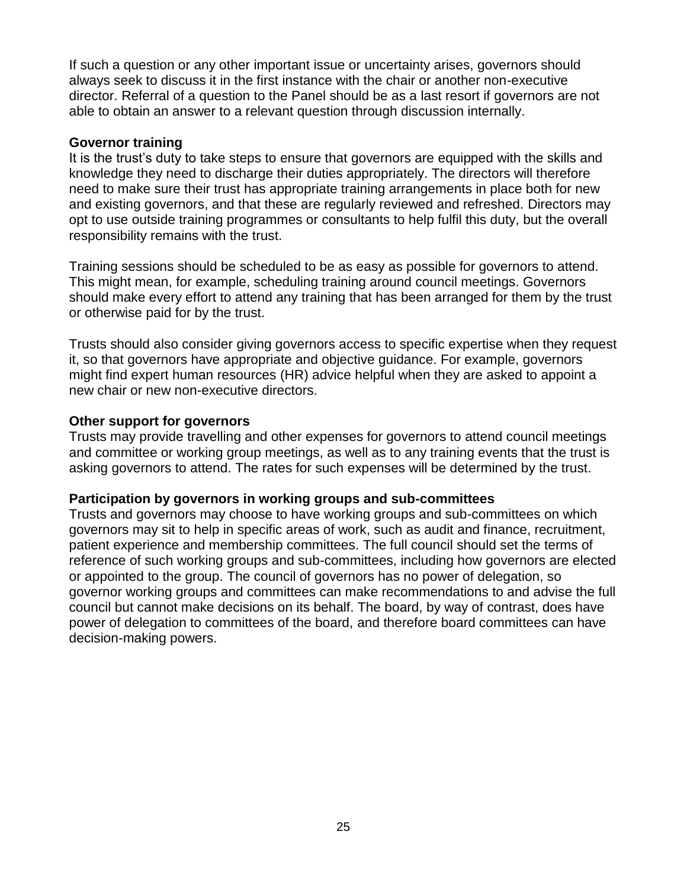If such a question or any other important issue or uncertainty arises, governors should always seek to discuss it in the first instance with the chair or another non-executive director. Referral of a question to the Panel should be as a last resort if governors are not able to obtain an answer to a relevant question through discussion internally.

**Governor training**

It is the trust's duty to take steps to ensure that governors are equipped with the skills and knowledge they need to discharge their duties appropriately. The directors will therefore need to make sure their trust has appropriate training arrangements in place both for new and existing governors, and that these are regularly reviewed and refreshed. Directors may opt to use outside training programmes or consultants to help fulfil this duty, but the overall responsibility remains with the trust.

Training sessions should be scheduled to be as easy as possible for governors to attend. This might mean, for example, scheduling training around council meetings. Governors should make every effort to attend any training that has been arranged for them by the trust or otherwise paid for by the trust.

Trusts should also consider giving governors access to specific expertise when they request it, so that governors have appropriate and objective guidance. For example, governors might find expert human resources (HR) advice helpful when they are asked to appoint a new chair or new non-executive directors.

**Other support for governors**

Trusts may provide travelling and other expenses for governors to attend council meetings and committee or working group meetings, as well as to any training events that the trust is asking governors to attend. The rates for such expenses will be determined by the trust.

**Participation by governors in working groups and sub-committees**

Trusts and governors may choose to have working groups and sub-committees on which governors may sit to help in specific areas of work, such as audit and finance, recruitment, patient experience and membership committees. The full council should set the terms of reference of such working groups and sub-committees, including how governors are elected or appointed to the group. The council of governors has no power of delegation, so governor working groups and committees can make recommendations to and advise the full council but cannot make decisions on its behalf. The board, by way of contrast, does have power of delegation to committees of the board, and therefore board committees can have decision-making powers.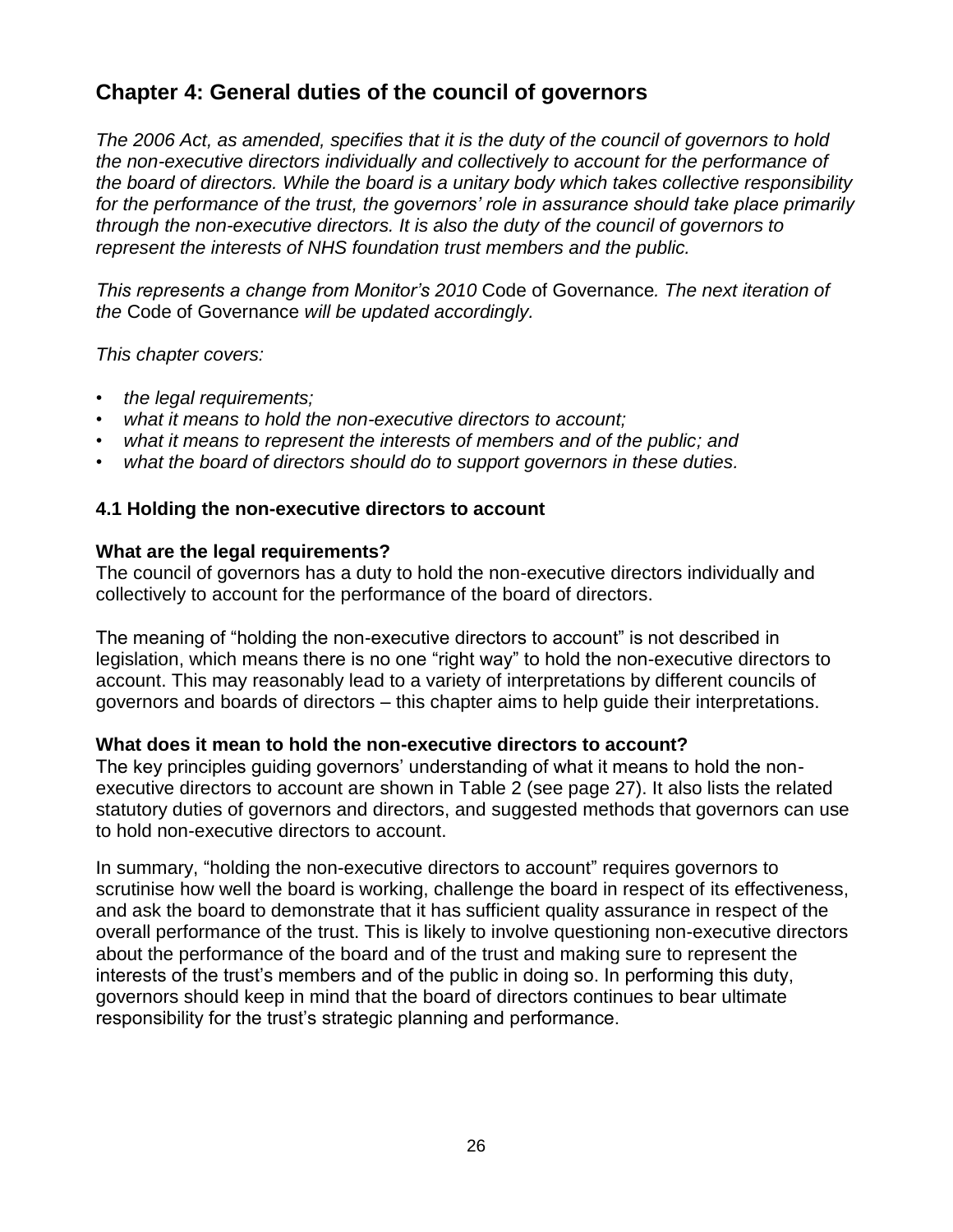## Chapter 4: General duties of the council of governors

*The 2006 Act, as amended, specifies that it is the duty of the council of governors to hold the non-executive directors individually and collectively to account for the performance of the board of directors. While the board is a unitary body which takes collective responsibility for the performance of the trust, the governors' role in assurance should take place primarily through the non-executive directors. It is also the duty of the council of governors to represent the interests of NHS foundation trust members and the public.*

*This represents a change from Monitor's 2010* Code of Governance*. The next iteration of the* Code of Governance *will be updated accordingly.*

*This chapter covers:*

- *the legal requirements;*
- *what it means to hold the non-executive directors to account;*
- *what it means to represent the interests of members and of the public; and*
- *what the board of directors should do to support governors in these duties.*

### 4.1 Holding the non-executive directors to account

**What are the legal requirements?**

The council of governors has a duty to hold the non-executive directors individually and collectively to account for the performance of the board of directors.

The meaning of "holding the non-executive directors to account" is not described in legislation, which means there is no one "right way" to hold the non-executive directors to account. This may reasonably lead to a variety of interpretations by different councils of governors and boards of directors – this chapter aims to help guide their interpretations.

**What does it mean to hold the non-executive directors to account?**

The key principles guiding governors' understanding of what it means to hold the non-executive directors to account are shown in Table 2 (see page 27). It also lists the related statutory duties of governors and directors, and suggested methods that governors can use to hold non-executive directors to account.

In summary, "holding the non-executive directors to account" requires governors to scrutinise how well the board is working, challenge the board in respect of its effectiveness, and ask the board to demonstrate that it has sufficient quality assurance in respect of the overall performance of the trust. This is likely to involve questioning non-executive directors about the performance of the board and of the trust and making sure to represent the interests of the trust's members and of the public in doing so. In performing this duty, governors should keep in mind that the board of directors continues to bear ultimate responsibility for the trust's strategic planning and performance.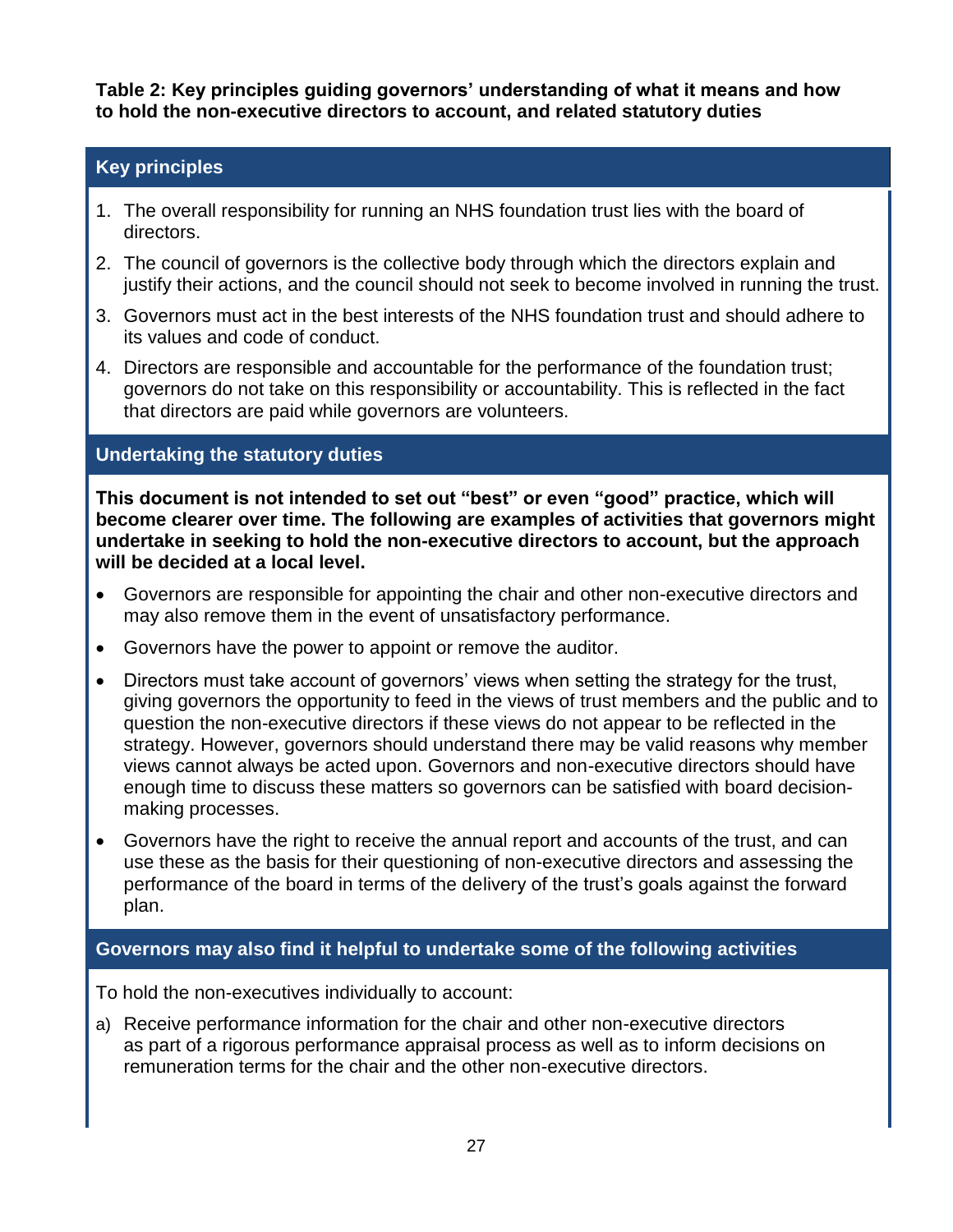**Table 2: Key principles guiding governors' understanding of what it means and how to hold the non-executive directors to account, and related statutory duties**

### Key principles

1. The overall responsibility for running an NHS foundation trust lies with the board of directors.
2. The council of governors is the collective body through which the directors explain and justify their actions, and the council should not seek to become involved in running the trust.
3. Governors must act in the best interests of the NHS foundation trust and should adhere to its values and code of conduct.
4. Directors are responsible and accountable for the performance of the foundation trust; governors do not take on this responsibility or accountability. This is reflected in the fact that directors are paid while governors are volunteers.

### Undertaking the statutory duties

**This document is not intended to set out "best" or even "good" practice, which will become clearer over time. The following are examples of activities that governors might undertake in seeking to hold the non-executive directors to account, but the approach will be decided at a local level.**

- Governors are responsible for appointing the chair and other non-executive directors and may also remove them in the event of unsatisfactory performance.
- Governors have the power to appoint or remove the auditor.
- Directors must take account of governors' views when setting the strategy for the trust, giving governors the opportunity to feed in the views of trust members and the public and to question the non-executive directors if these views do not appear to be reflected in the strategy. However, governors should understand there may be valid reasons why member views cannot always be acted upon. Governors and non-executive directors should have enough time to discuss these matters so governors can be satisfied with board decision-making processes.
- Governors have the right to receive the annual report and accounts of the trust, and can use these as the basis for their questioning of non-executive directors and assessing the performance of the board in terms of the delivery of the trust's goals against the forward plan.

### Governors may also find it helpful to undertake some of the following activities

To hold the non-executives individually to account:

a) Receive performance information for the chair and other non-executive directors as part of a rigorous performance appraisal process as well as to inform decisions on remuneration terms for the chair and the other non-executive directors.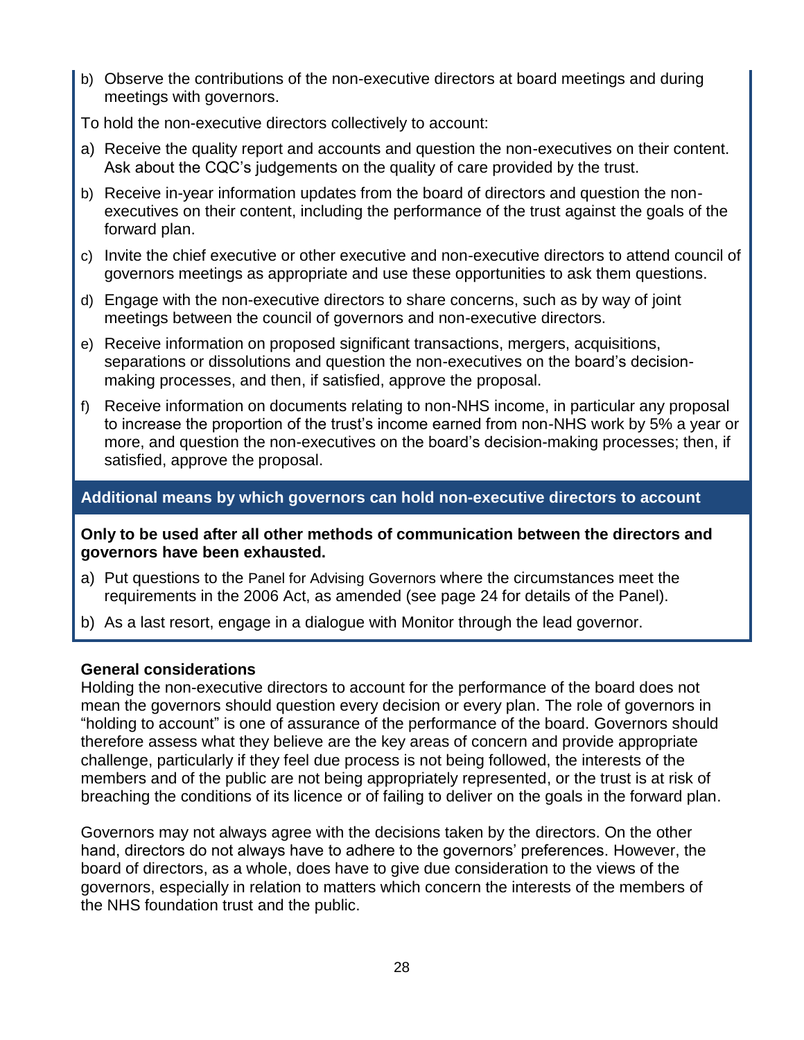b) Observe the contributions of the non-executive directors at board meetings and during meetings with governors.

To hold the non-executive directors collectively to account:

a) Receive the quality report and accounts and question the non-executives on their content. Ask about the CQC's judgements on the quality of care provided by the trust.

b) Receive in-year information updates from the board of directors and question the non-executives on their content, including the performance of the trust against the goals of the forward plan.

c) Invite the chief executive or other executive and non-executive directors to attend council of governors meetings as appropriate and use these opportunities to ask them questions.

d) Engage with the non-executive directors to share concerns, such as by way of joint meetings between the council of governors and non-executive directors.

e) Receive information on proposed significant transactions, mergers, acquisitions, separations or dissolutions and question the non-executives on the board's decision-making processes, and then, if satisfied, approve the proposal.

f) Receive information on documents relating to non-NHS income, in particular any proposal to increase the proportion of the trust's income earned from non-NHS work by 5% a year or more, and question the non-executives on the board's decision-making processes; then, if satisfied, approve the proposal.

### Additional means by which governors can hold non-executive directors to account

**Only to be used after all other methods of communication between the directors and governors have been exhausted.**

a) Put questions to the Panel for Advising Governors where the circumstances meet the requirements in the 2006 Act, as amended (see page 24 for details of the Panel).

b) As a last resort, engage in a dialogue with Monitor through the lead governor.

**General considerations**

Holding the non-executive directors to account for the performance of the board does not mean the governors should question every decision or every plan. The role of governors in "holding to account" is one of assurance of the performance of the board. Governors should therefore assess what they believe are the key areas of concern and provide appropriate challenge, particularly if they feel due process is not being followed, the interests of the members and of the public are not being appropriately represented, or the trust is at risk of breaching the conditions of its licence or of failing to deliver on the goals in the forward plan.

Governors may not always agree with the decisions taken by the directors. On the other hand, directors do not always have to adhere to the governors' preferences. However, the board of directors, as a whole, does have to give due consideration to the views of the governors, especially in relation to matters which concern the interests of the members of the NHS foundation trust and the public.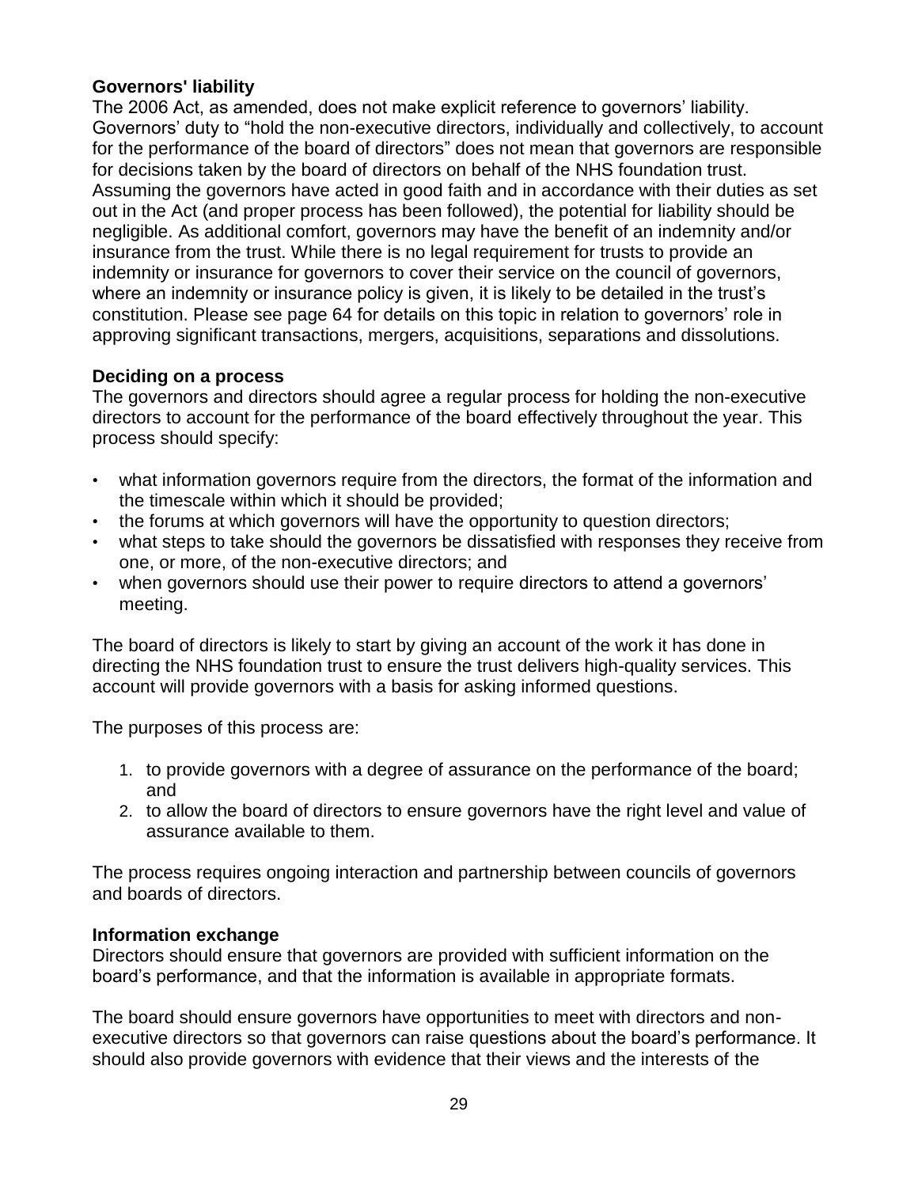**Governors' liability**

The 2006 Act, as amended, does not make explicit reference to governors' liability. Governors' duty to "hold the non-executive directors, individually and collectively, to account for the performance of the board of directors" does not mean that governors are responsible for decisions taken by the board of directors on behalf of the NHS foundation trust. Assuming the governors have acted in good faith and in accordance with their duties as set out in the Act (and proper process has been followed), the potential for liability should be negligible. As additional comfort, governors may have the benefit of an indemnity and/or insurance from the trust. While there is no legal requirement for trusts to provide an indemnity or insurance for governors to cover their service on the council of governors, where an indemnity or insurance policy is given, it is likely to be detailed in the trust's constitution. Please see page 64 for details on this topic in relation to governors' role in approving significant transactions, mergers, acquisitions, separations and dissolutions.

**Deciding on a process**

The governors and directors should agree a regular process for holding the non-executive directors to account for the performance of the board effectively throughout the year. This process should specify:

- what information governors require from the directors, the format of the information and the timescale within which it should be provided;
- the forums at which governors will have the opportunity to question directors;
- what steps to take should the governors be dissatisfied with responses they receive from one, or more, of the non-executive directors; and
- when governors should use their power to require directors to attend a governors' meeting.

The board of directors is likely to start by giving an account of the work it has done in directing the NHS foundation trust to ensure the trust delivers high-quality services. This account will provide governors with a basis for asking informed questions.

The purposes of this process are:

1. to provide governors with a degree of assurance on the performance of the board; and
2. to allow the board of directors to ensure governors have the right level and value of assurance available to them.

The process requires ongoing interaction and partnership between councils of governors and boards of directors.

**Information exchange**

Directors should ensure that governors are provided with sufficient information on the board's performance, and that the information is available in appropriate formats.

The board should ensure governors have opportunities to meet with directors and non-executive directors so that governors can raise questions about the board's performance. It should also provide governors with evidence that their views and the interests of the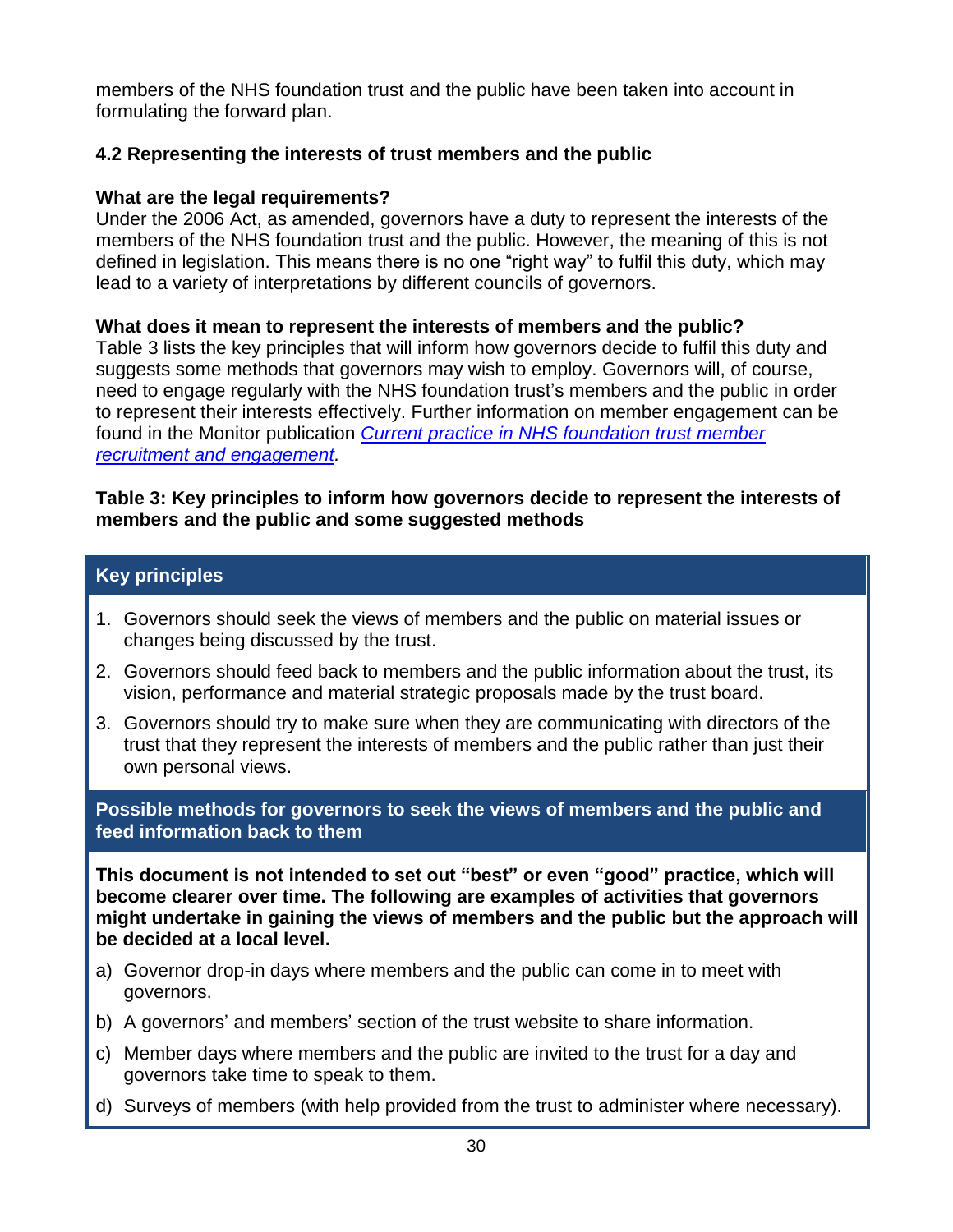members of the NHS foundation trust and the public have been taken into account in formulating the forward plan.

### 4.2 Representing the interests of trust members and the public

**What are the legal requirements?**

Under the 2006 Act, as amended, governors have a duty to represent the interests of the members of the NHS foundation trust and the public. However, the meaning of this is not defined in legislation. This means there is no one "right way" to fulfil this duty, which may lead to a variety of interpretations by different councils of governors.

**What does it mean to represent the interests of members and the public?**

Table 3 lists the key principles that will inform how governors decide to fulfil this duty and suggests some methods that governors may wish to employ. Governors will, of course, need to engage regularly with the NHS foundation trust's members and the public in order to represent their interests effectively. Further information on member engagement can be found in the Monitor publication *Current practice in NHS foundation trust member recruitment and engagement.*

**Table 3: Key principles to inform how governors decide to represent the interests of members and the public and some suggested methods**

**Key principles**

1. Governors should seek the views of members and the public on material issues or changes being discussed by the trust.
2. Governors should feed back to members and the public information about the trust, its vision, performance and material strategic proposals made by the trust board.
3. Governors should try to make sure when they are communicating with directors of the trust that they represent the interests of members and the public rather than just their own personal views.

**Possible methods for governors to seek the views of members and the public and feed information back to them**

**This document is not intended to set out "best" or even "good" practice, which will become clearer over time. The following are examples of activities that governors might undertake in gaining the views of members and the public but the approach will be decided at a local level.**

a) Governor drop-in days where members and the public can come in to meet with governors.
b) A governors' and members' section of the trust website to share information.
c) Member days where members and the public are invited to the trust for a day and governors take time to speak to them.
d) Surveys of members (with help provided from the trust to administer where necessary).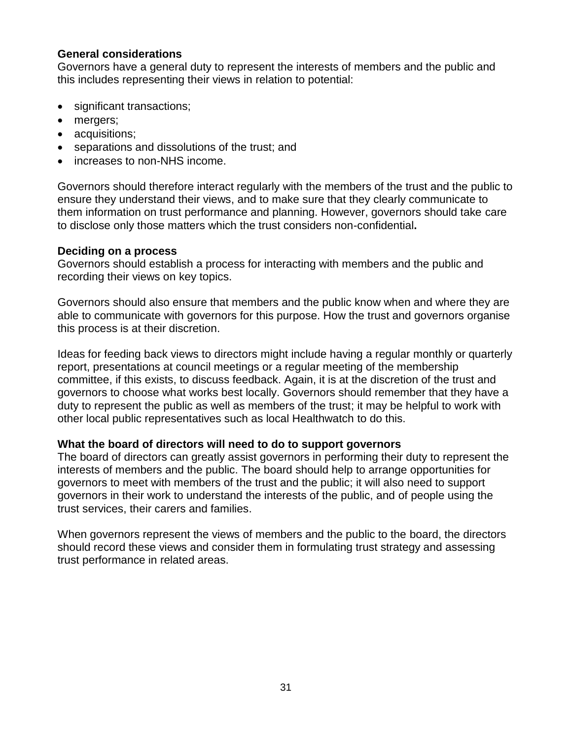**General considerations**

Governors have a general duty to represent the interests of members and the public and this includes representing their views in relation to potential:

- significant transactions;
- mergers;
- acquisitions;
- separations and dissolutions of the trust; and
- increases to non-NHS income.

Governors should therefore interact regularly with the members of the trust and the public to ensure they understand their views, and to make sure that they clearly communicate to them information on trust performance and planning. However, governors should take care to disclose only those matters which the trust considers non-confidential**.**

**Deciding on a process**

Governors should establish a process for interacting with members and the public and recording their views on key topics.

Governors should also ensure that members and the public know when and where they are able to communicate with governors for this purpose. How the trust and governors organise this process is at their discretion.

Ideas for feeding back views to directors might include having a regular monthly or quarterly report, presentations at council meetings or a regular meeting of the membership committee, if this exists, to discuss feedback. Again, it is at the discretion of the trust and governors to choose what works best locally. Governors should remember that they have a duty to represent the public as well as members of the trust; it may be helpful to work with other local public representatives such as local Healthwatch to do this.

**What the board of directors will need to do to support governors**

The board of directors can greatly assist governors in performing their duty to represent the interests of members and the public. The board should help to arrange opportunities for governors to meet with members of the trust and the public; it will also need to support governors in their work to understand the interests of the public, and of people using the trust services, their carers and families.

When governors represent the views of members and the public to the board, the directors should record these views and consider them in formulating trust strategy and assessing trust performance in related areas.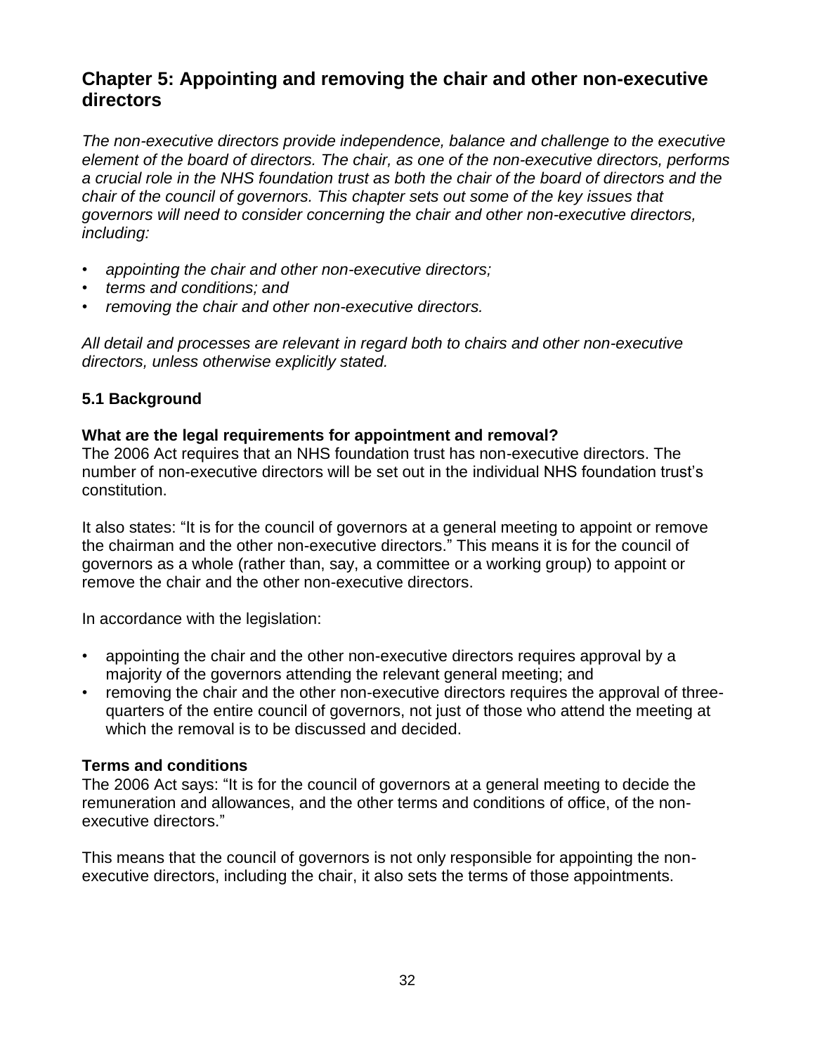## Chapter 5: Appointing and removing the chair and other non-executive directors

*The non-executive directors provide independence, balance and challenge to the executive element of the board of directors. The chair, as one of the non-executive directors, performs a crucial role in the NHS foundation trust as both the chair of the board of directors and the chair of the council of governors. This chapter sets out some of the key issues that governors will need to consider concerning the chair and other non-executive directors, including:*

- *appointing the chair and other non-executive directors;*
- *terms and conditions; and*
- *removing the chair and other non-executive directors.*

*All detail and processes are relevant in regard both to chairs and other non-executive directors, unless otherwise explicitly stated.*

### 5.1 Background

**What are the legal requirements for appointment and removal?**

The 2006 Act requires that an NHS foundation trust has non-executive directors. The number of non-executive directors will be set out in the individual NHS foundation trust's constitution.

It also states: "It is for the council of governors at a general meeting to appoint or remove the chairman and the other non-executive directors." This means it is for the council of governors as a whole (rather than, say, a committee or a working group) to appoint or remove the chair and the other non-executive directors.

In accordance with the legislation:

- appointing the chair and the other non-executive directors requires approval by a majority of the governors attending the relevant general meeting; and
- removing the chair and the other non-executive directors requires the approval of three-quarters of the entire council of governors, not just of those who attend the meeting at which the removal is to be discussed and decided.

**Terms and conditions**

The 2006 Act says: "It is for the council of governors at a general meeting to decide the remuneration and allowances, and the other terms and conditions of office, of the non-executive directors."

This means that the council of governors is not only responsible for appointing the non-executive directors, including the chair, it also sets the terms of those appointments.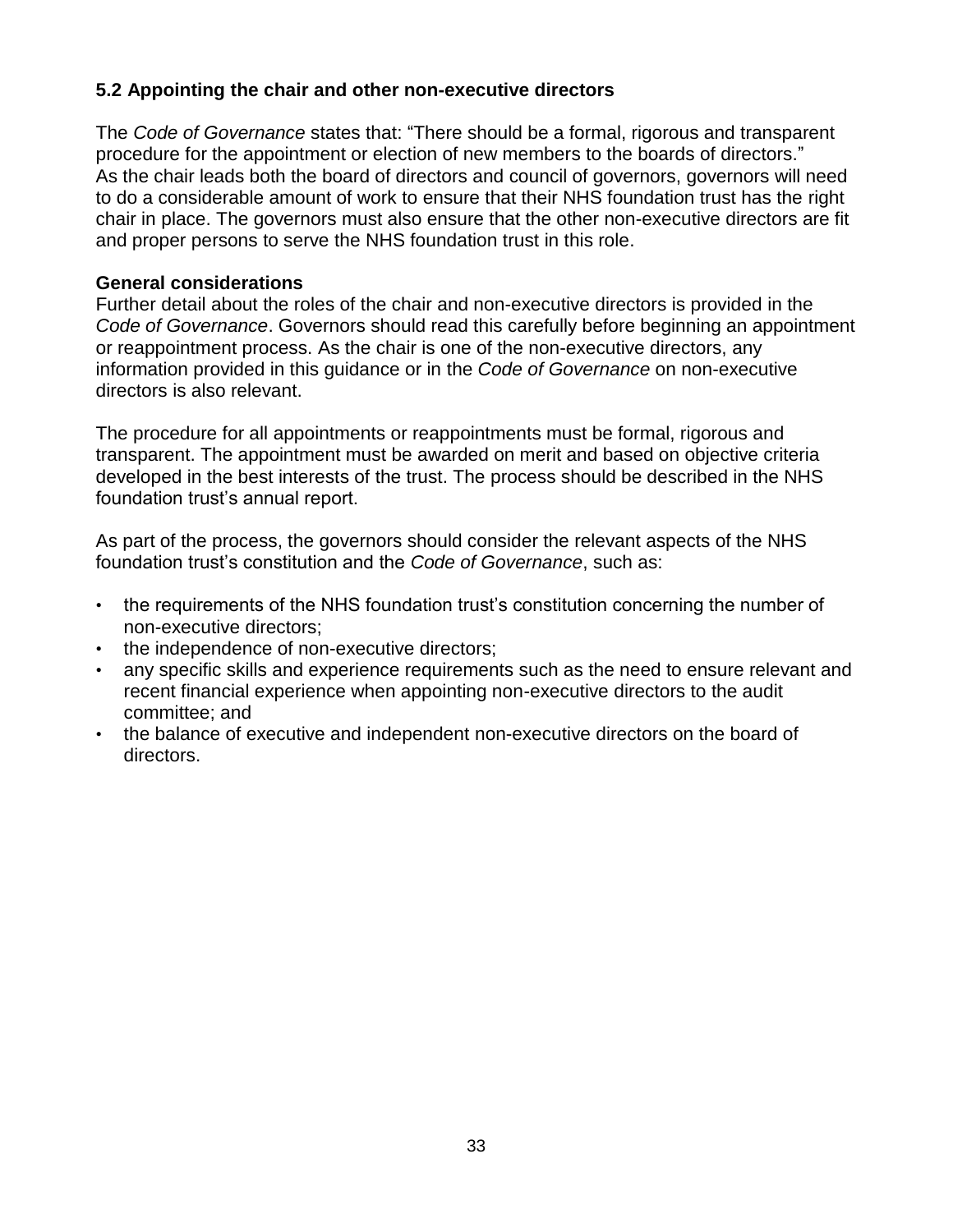### 5.2 Appointing the chair and other non-executive directors

The *Code of Governance* states that: “There should be a formal, rigorous and transparent procedure for the appointment or election of new members to the boards of directors.” As the chair leads both the board of directors and council of governors, governors will need to do a considerable amount of work to ensure that their NHS foundation trust has the right chair in place. The governors must also ensure that the other non-executive directors are fit and proper persons to serve the NHS foundation trust in this role.

**General considerations**

Further detail about the roles of the chair and non-executive directors is provided in the *Code of Governance*. Governors should read this carefully before beginning an appointment or reappointment process. As the chair is one of the non-executive directors, any information provided in this guidance or in the *Code of Governance* on non-executive directors is also relevant.

The procedure for all appointments or reappointments must be formal, rigorous and transparent. The appointment must be awarded on merit and based on objective criteria developed in the best interests of the trust. The process should be described in the NHS foundation trust’s annual report.

As part of the process, the governors should consider the relevant aspects of the NHS foundation trust’s constitution and the *Code of Governance*, such as:

- the requirements of the NHS foundation trust’s constitution concerning the number of non-executive directors;
- the independence of non-executive directors;
- any specific skills and experience requirements such as the need to ensure relevant and recent financial experience when appointing non-executive directors to the audit committee; and
- the balance of executive and independent non-executive directors on the board of directors.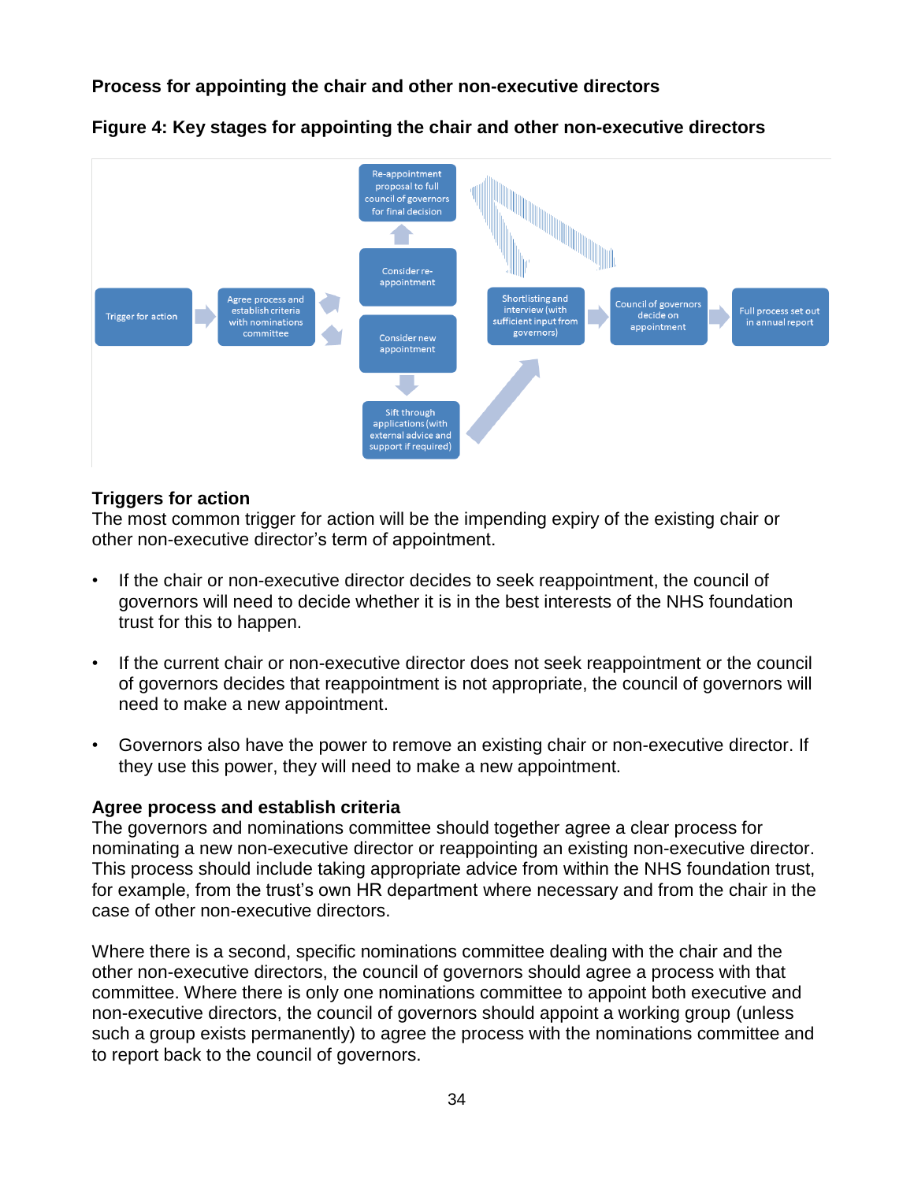**Process for appointing the chair and other non-executive directors**

**Figure 4: Key stages for appointing the chair and other non-executive directors**

Trigger for action → Agree process and establish criteria with nominations committee → Consider re-appointment → Re-appointment proposal to full council of governors for final decision

Agree process and establish criteria with nominations committee → Consider new appointment → Sift through applications (with external advice and support if required) → Shortlisting and interview (with sufficient input from governors) → Council of governors decide on appointment → Full process set out in annual report

### Triggers for action

The most common trigger for action will be the impending expiry of the existing chair or other non-executive director's term of appointment.

- If the chair or non-executive director decides to seek reappointment, the council of governors will need to decide whether it is in the best interests of the NHS foundation trust for this to happen.
- If the current chair or non-executive director does not seek reappointment or the council of governors decides that reappointment is not appropriate, the council of governors will need to make a new appointment.
- Governors also have the power to remove an existing chair or non-executive director. If they use this power, they will need to make a new appointment.

### Agree process and establish criteria

The governors and nominations committee should together agree a clear process for nominating a new non-executive director or reappointing an existing non-executive director. This process should include taking appropriate advice from within the NHS foundation trust, for example, from the trust's own HR department where necessary and from the chair in the case of other non-executive directors.

Where there is a second, specific nominations committee dealing with the chair and the other non-executive directors, the council of governors should agree a process with that committee. Where there is only one nominations committee to appoint both executive and non-executive directors, the council of governors should appoint a working group (unless such a group exists permanently) to agree the process with the nominations committee and to report back to the council of governors.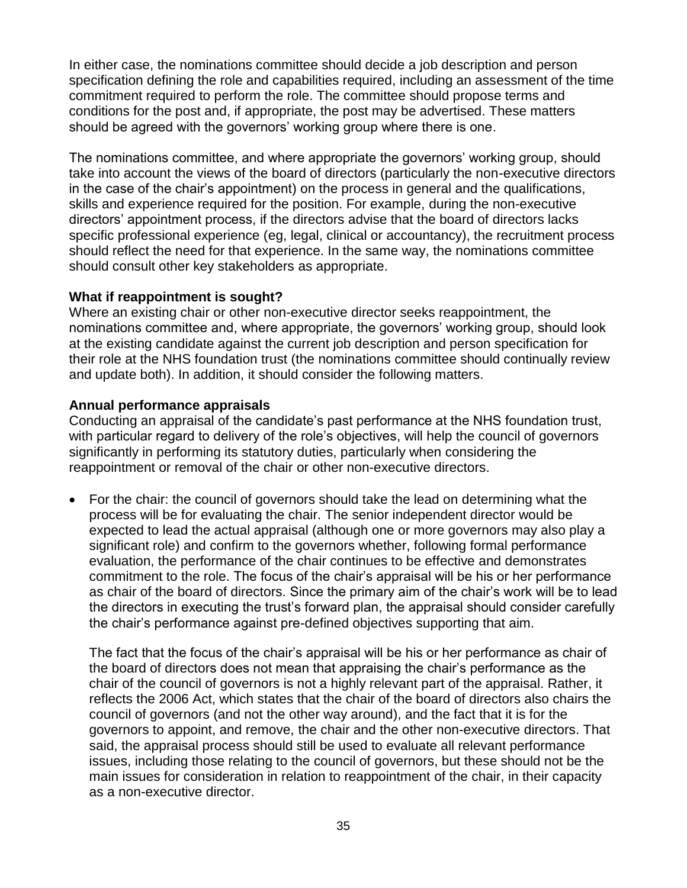In either case, the nominations committee should decide a job description and person specification defining the role and capabilities required, including an assessment of the time commitment required to perform the role. The committee should propose terms and conditions for the post and, if appropriate, the post may be advertised. These matters should be agreed with the governors' working group where there is one.

The nominations committee, and where appropriate the governors' working group, should take into account the views of the board of directors (particularly the non-executive directors in the case of the chair's appointment) on the process in general and the qualifications, skills and experience required for the position. For example, during the non-executive directors' appointment process, if the directors advise that the board of directors lacks specific professional experience (eg, legal, clinical or accountancy), the recruitment process should reflect the need for that experience. In the same way, the nominations committee should consult other key stakeholders as appropriate.

**What if reappointment is sought?**

Where an existing chair or other non-executive director seeks reappointment, the nominations committee and, where appropriate, the governors' working group, should look at the existing candidate against the current job description and person specification for their role at the NHS foundation trust (the nominations committee should continually review and update both). In addition, it should consider the following matters.

**Annual performance appraisals**

Conducting an appraisal of the candidate's past performance at the NHS foundation trust, with particular regard to delivery of the role's objectives, will help the council of governors significantly in performing its statutory duties, particularly when considering the reappointment or removal of the chair or other non-executive directors.

- For the chair: the council of governors should take the lead on determining what the process will be for evaluating the chair. The senior independent director would be expected to lead the actual appraisal (although one or more governors may also play a significant role) and confirm to the governors whether, following formal performance evaluation, the performance of the chair continues to be effective and demonstrates commitment to the role. The focus of the chair's appraisal will be his or her performance as chair of the board of directors. Since the primary aim of the chair's work will be to lead the directors in executing the trust's forward plan, the appraisal should consider carefully the chair's performance against pre-defined objectives supporting that aim.

  The fact that the focus of the chair's appraisal will be his or her performance as chair of the board of directors does not mean that appraising the chair's performance as the chair of the council of governors is not a highly relevant part of the appraisal. Rather, it reflects the 2006 Act, which states that the chair of the board of directors also chairs the council of governors (and not the other way around), and the fact that it is for the governors to appoint, and remove, the chair and the other non-executive directors. That said, the appraisal process should still be used to evaluate all relevant performance issues, including those relating to the council of governors, but these should not be the main issues for consideration in relation to reappointment of the chair, in their capacity as a non-executive director.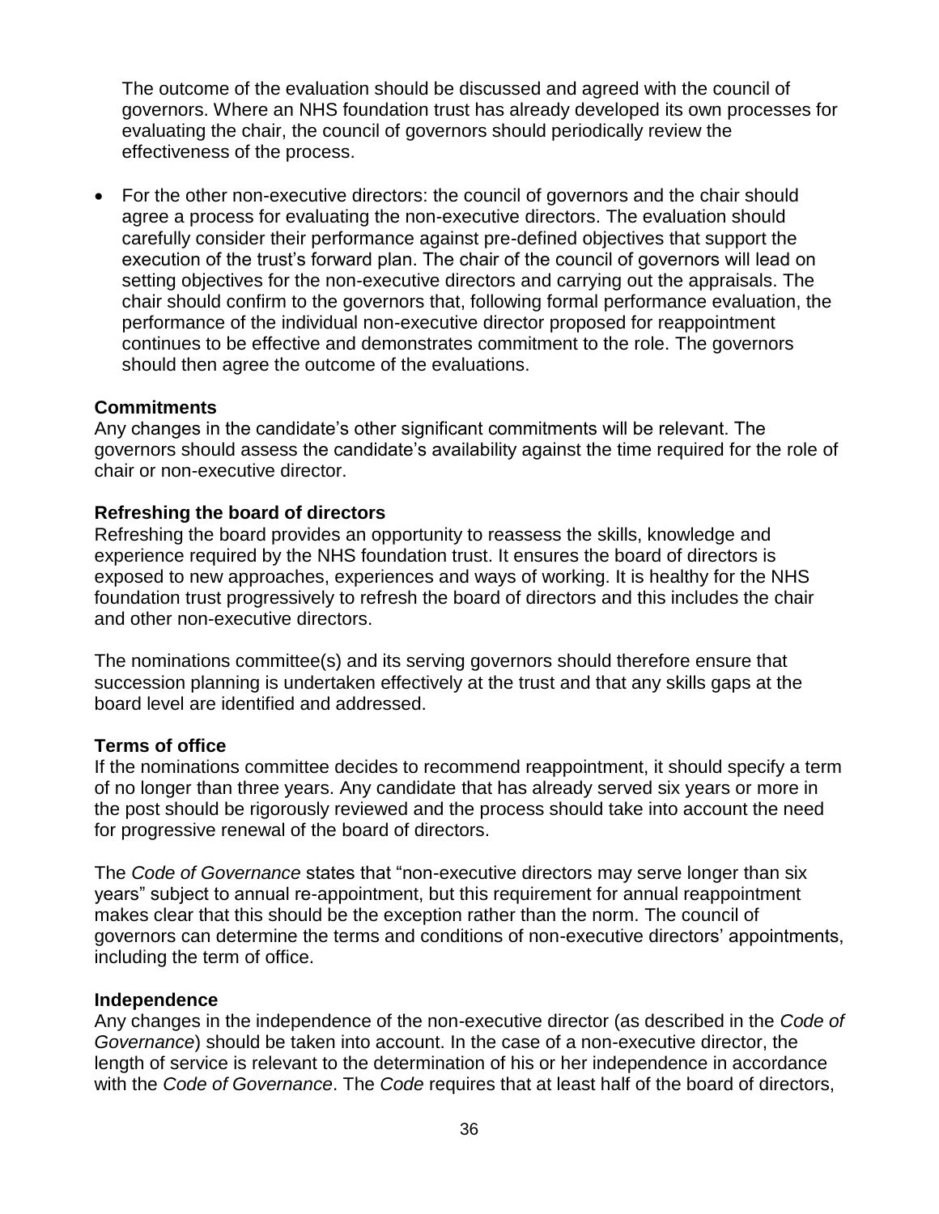The outcome of the evaluation should be discussed and agreed with the council of governors. Where an NHS foundation trust has already developed its own processes for evaluating the chair, the council of governors should periodically review the effectiveness of the process.

- For the other non-executive directors: the council of governors and the chair should agree a process for evaluating the non-executive directors. The evaluation should carefully consider their performance against pre-defined objectives that support the execution of the trust's forward plan. The chair of the council of governors will lead on setting objectives for the non-executive directors and carrying out the appraisals. The chair should confirm to the governors that, following formal performance evaluation, the performance of the individual non-executive director proposed for reappointment continues to be effective and demonstrates commitment to the role. The governors should then agree the outcome of the evaluations.

**Commitments**
Any changes in the candidate's other significant commitments will be relevant. The governors should assess the candidate's availability against the time required for the role of chair or non-executive director.

**Refreshing the board of directors**
Refreshing the board provides an opportunity to reassess the skills, knowledge and experience required by the NHS foundation trust. It ensures the board of directors is exposed to new approaches, experiences and ways of working. It is healthy for the NHS foundation trust progressively to refresh the board of directors and this includes the chair and other non-executive directors.

The nominations committee(s) and its serving governors should therefore ensure that succession planning is undertaken effectively at the trust and that any skills gaps at the board level are identified and addressed.

**Terms of office**
If the nominations committee decides to recommend reappointment, it should specify a term of no longer than three years. Any candidate that has already served six years or more in the post should be rigorously reviewed and the process should take into account the need for progressive renewal of the board of directors.

The *Code of Governance* states that "non-executive directors may serve longer than six years" subject to annual re-appointment, but this requirement for annual reappointment makes clear that this should be the exception rather than the norm. The council of governors can determine the terms and conditions of non-executive directors' appointments, including the term of office.

**Independence**
Any changes in the independence of the non-executive director (as described in the *Code of Governance*) should be taken into account. In the case of a non-executive director, the length of service is relevant to the determination of his or her independence in accordance with the *Code of Governance*. The *Code* requires that at least half of the board of directors,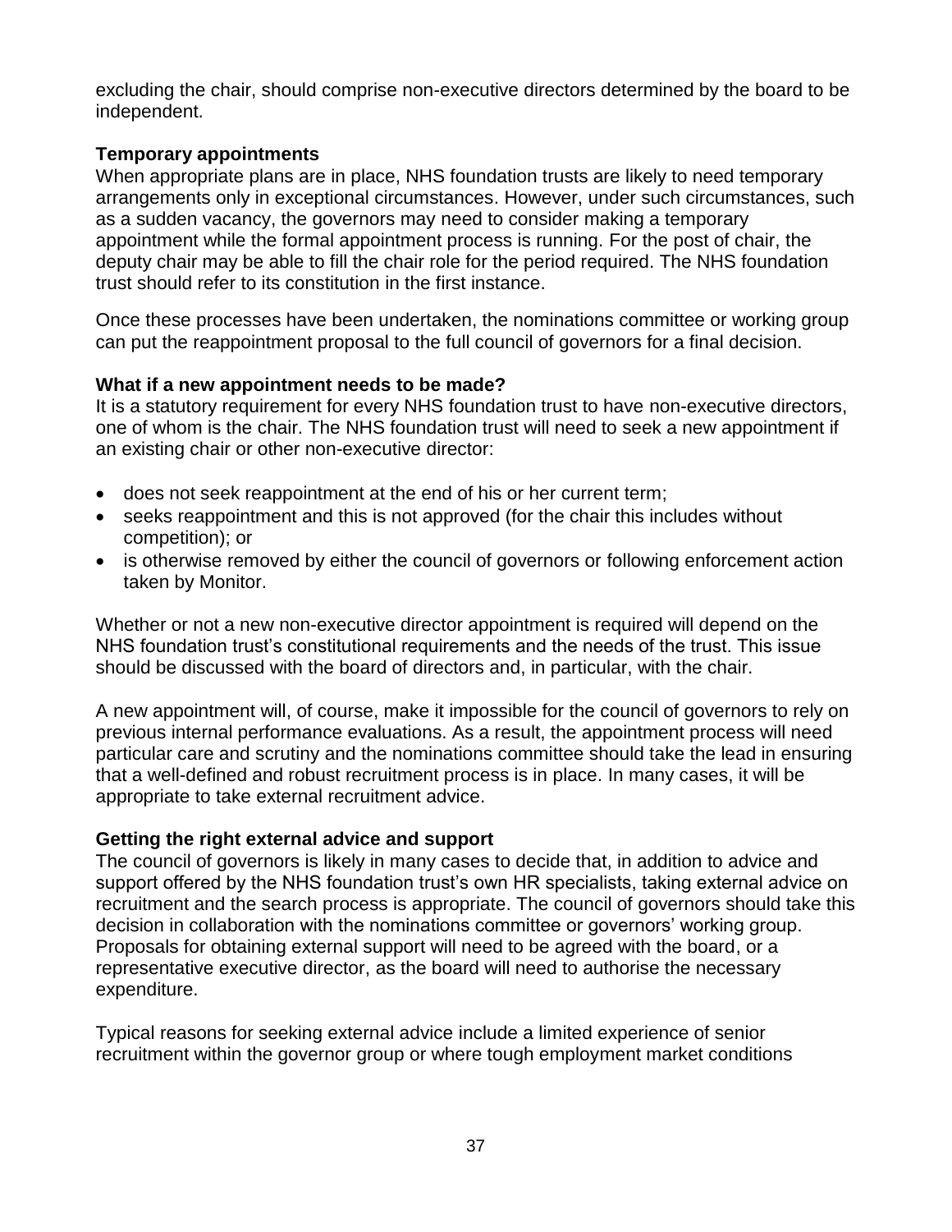excluding the chair, should comprise non-executive directors determined by the board to be independent.

**Temporary appointments**

When appropriate plans are in place, NHS foundation trusts are likely to need temporary arrangements only in exceptional circumstances. However, under such circumstances, such as a sudden vacancy, the governors may need to consider making a temporary appointment while the formal appointment process is running. For the post of chair, the deputy chair may be able to fill the chair role for the period required. The NHS foundation trust should refer to its constitution in the first instance.

Once these processes have been undertaken, the nominations committee or working group can put the reappointment proposal to the full council of governors for a final decision.

**What if a new appointment needs to be made?**

It is a statutory requirement for every NHS foundation trust to have non-executive directors, one of whom is the chair. The NHS foundation trust will need to seek a new appointment if an existing chair or other non-executive director:

- does not seek reappointment at the end of his or her current term;
- seeks reappointment and this is not approved (for the chair this includes without competition); or
- is otherwise removed by either the council of governors or following enforcement action taken by Monitor.

Whether or not a new non-executive director appointment is required will depend on the NHS foundation trust's constitutional requirements and the needs of the trust. This issue should be discussed with the board of directors and, in particular, with the chair.

A new appointment will, of course, make it impossible for the council of governors to rely on previous internal performance evaluations. As a result, the appointment process will need particular care and scrutiny and the nominations committee should take the lead in ensuring that a well-defined and robust recruitment process is in place. In many cases, it will be appropriate to take external recruitment advice.

**Getting the right external advice and support**

The council of governors is likely in many cases to decide that, in addition to advice and support offered by the NHS foundation trust's own HR specialists, taking external advice on recruitment and the search process is appropriate. The council of governors should take this decision in collaboration with the nominations committee or governors' working group. Proposals for obtaining external support will need to be agreed with the board, or a representative executive director, as the board will need to authorise the necessary expenditure.

Typical reasons for seeking external advice include a limited experience of senior recruitment within the governor group or where tough employment market conditions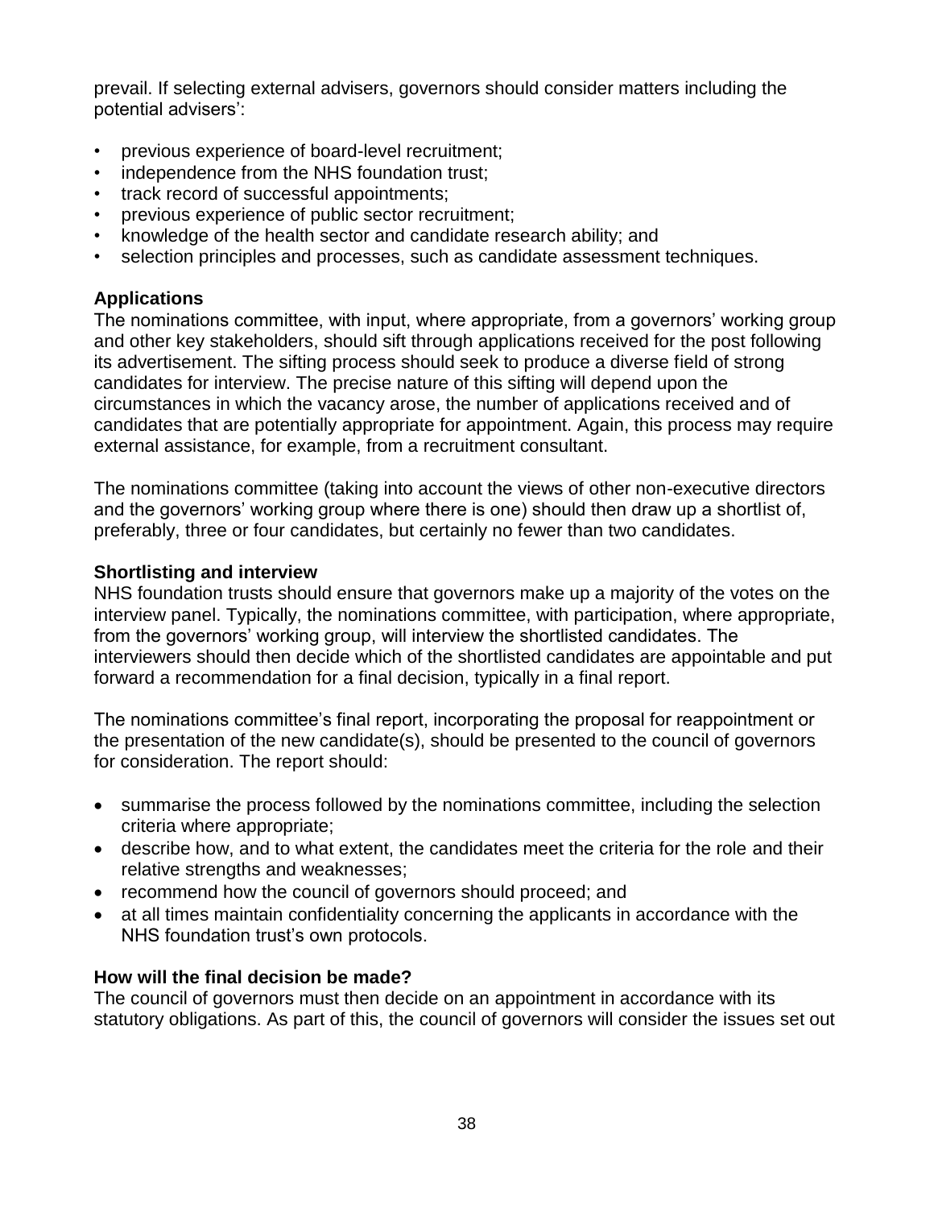prevail. If selecting external advisers, governors should consider matters including the potential advisers':

- previous experience of board-level recruitment;
- independence from the NHS foundation trust;
- track record of successful appointments;
- previous experience of public sector recruitment;
- knowledge of the health sector and candidate research ability; and
- selection principles and processes, such as candidate assessment techniques.

**Applications**

The nominations committee, with input, where appropriate, from a governors' working group and other key stakeholders, should sift through applications received for the post following its advertisement. The sifting process should seek to produce a diverse field of strong candidates for interview. The precise nature of this sifting will depend upon the circumstances in which the vacancy arose, the number of applications received and of candidates that are potentially appropriate for appointment. Again, this process may require external assistance, for example, from a recruitment consultant.

The nominations committee (taking into account the views of other non-executive directors and the governors' working group where there is one) should then draw up a shortlist of, preferably, three or four candidates, but certainly no fewer than two candidates.

**Shortlisting and interview**

NHS foundation trusts should ensure that governors make up a majority of the votes on the interview panel. Typically, the nominations committee, with participation, where appropriate, from the governors' working group, will interview the shortlisted candidates. The interviewers should then decide which of the shortlisted candidates are appointable and put forward a recommendation for a final decision, typically in a final report.

The nominations committee's final report, incorporating the proposal for reappointment or the presentation of the new candidate(s), should be presented to the council of governors for consideration. The report should:

- summarise the process followed by the nominations committee, including the selection criteria where appropriate;
- describe how, and to what extent, the candidates meet the criteria for the role and their relative strengths and weaknesses;
- recommend how the council of governors should proceed; and
- at all times maintain confidentiality concerning the applicants in accordance with the NHS foundation trust's own protocols.

**How will the final decision be made?**

The council of governors must then decide on an appointment in accordance with its statutory obligations. As part of this, the council of governors will consider the issues set out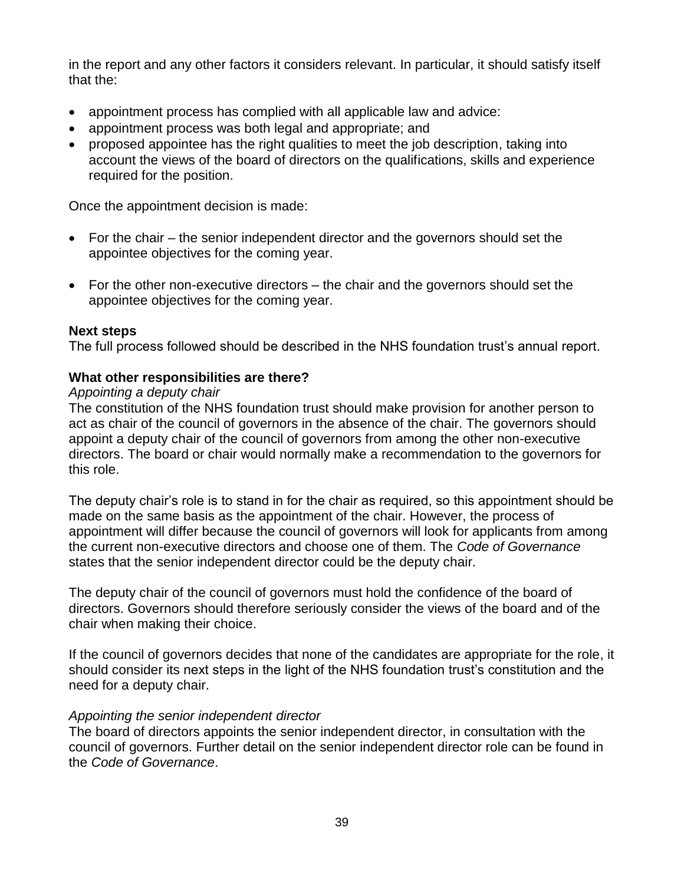in the report and any other factors it considers relevant. In particular, it should satisfy itself that the:

- appointment process has complied with all applicable law and advice:
- appointment process was both legal and appropriate; and
- proposed appointee has the right qualities to meet the job description, taking into account the views of the board of directors on the qualifications, skills and experience required for the position.

Once the appointment decision is made:

- For the chair – the senior independent director and the governors should set the appointee objectives for the coming year.
- For the other non-executive directors – the chair and the governors should set the appointee objectives for the coming year.

**Next steps**

The full process followed should be described in the NHS foundation trust's annual report.

**What other responsibilities are there?**

*Appointing a deputy chair*

The constitution of the NHS foundation trust should make provision for another person to act as chair of the council of governors in the absence of the chair. The governors should appoint a deputy chair of the council of governors from among the other non-executive directors. The board or chair would normally make a recommendation to the governors for this role.

The deputy chair's role is to stand in for the chair as required, so this appointment should be made on the same basis as the appointment of the chair. However, the process of appointment will differ because the council of governors will look for applicants from among the current non-executive directors and choose one of them. The *Code of Governance* states that the senior independent director could be the deputy chair.

The deputy chair of the council of governors must hold the confidence of the board of directors. Governors should therefore seriously consider the views of the board and of the chair when making their choice.

If the council of governors decides that none of the candidates are appropriate for the role, it should consider its next steps in the light of the NHS foundation trust's constitution and the need for a deputy chair.

*Appointing the senior independent director*

The board of directors appoints the senior independent director, in consultation with the council of governors. Further detail on the senior independent director role can be found in the *Code of Governance*.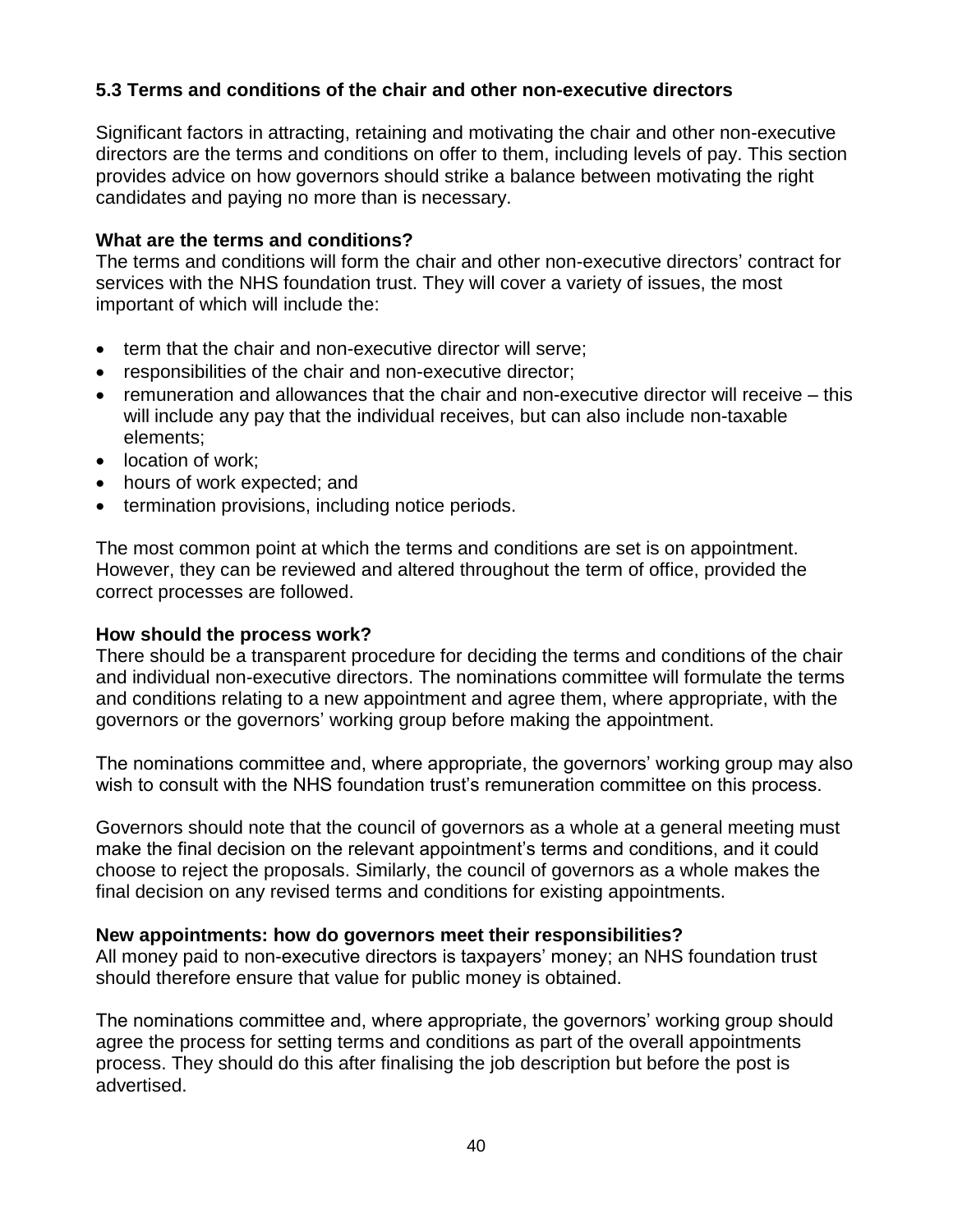### 5.3 Terms and conditions of the chair and other non-executive directors

Significant factors in attracting, retaining and motivating the chair and other non-executive directors are the terms and conditions on offer to them, including levels of pay. This section provides advice on how governors should strike a balance between motivating the right candidates and paying no more than is necessary.

**What are the terms and conditions?**

The terms and conditions will form the chair and other non-executive directors' contract for services with the NHS foundation trust. They will cover a variety of issues, the most important of which will include the:

- term that the chair and non-executive director will serve;
- responsibilities of the chair and non-executive director;
- remuneration and allowances that the chair and non-executive director will receive – this will include any pay that the individual receives, but can also include non-taxable elements;
- location of work;
- hours of work expected; and
- termination provisions, including notice periods.

The most common point at which the terms and conditions are set is on appointment. However, they can be reviewed and altered throughout the term of office, provided the correct processes are followed.

**How should the process work?**

There should be a transparent procedure for deciding the terms and conditions of the chair and individual non-executive directors. The nominations committee will formulate the terms and conditions relating to a new appointment and agree them, where appropriate, with the governors or the governors' working group before making the appointment.

The nominations committee and, where appropriate, the governors' working group may also wish to consult with the NHS foundation trust's remuneration committee on this process.

Governors should note that the council of governors as a whole at a general meeting must make the final decision on the relevant appointment's terms and conditions, and it could choose to reject the proposals. Similarly, the council of governors as a whole makes the final decision on any revised terms and conditions for existing appointments.

**New appointments: how do governors meet their responsibilities?**

All money paid to non-executive directors is taxpayers' money; an NHS foundation trust should therefore ensure that value for public money is obtained.

The nominations committee and, where appropriate, the governors' working group should agree the process for setting terms and conditions as part of the overall appointments process. They should do this after finalising the job description but before the post is advertised.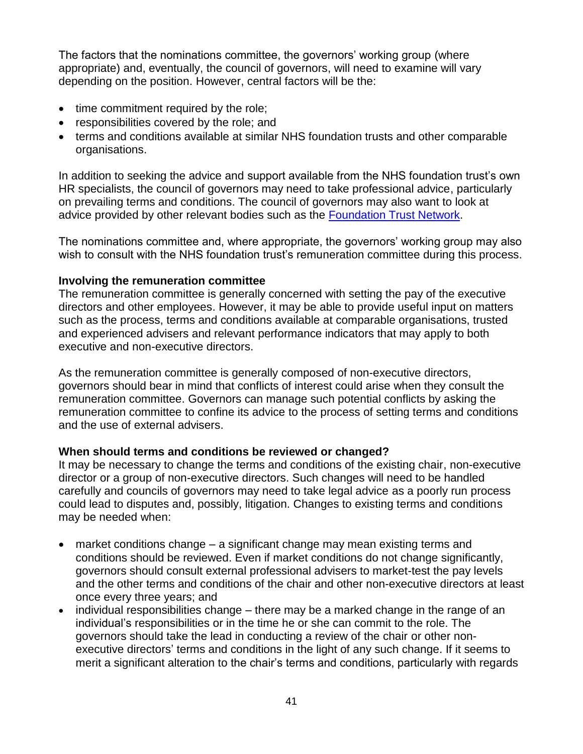The factors that the nominations committee, the governors' working group (where appropriate) and, eventually, the council of governors, will need to examine will vary depending on the position. However, central factors will be the:

- time commitment required by the role;
- responsibilities covered by the role; and
- terms and conditions available at similar NHS foundation trusts and other comparable organisations.

In addition to seeking the advice and support available from the NHS foundation trust's own HR specialists, the council of governors may need to take professional advice, particularly on prevailing terms and conditions. The council of governors may also want to look at advice provided by other relevant bodies such as the [Foundation Trust Network](#).

The nominations committee and, where appropriate, the governors' working group may also wish to consult with the NHS foundation trust's remuneration committee during this process.

**Involving the remuneration committee**

The remuneration committee is generally concerned with setting the pay of the executive directors and other employees. However, it may be able to provide useful input on matters such as the process, terms and conditions available at comparable organisations, trusted and experienced advisers and relevant performance indicators that may apply to both executive and non-executive directors.

As the remuneration committee is generally composed of non-executive directors, governors should bear in mind that conflicts of interest could arise when they consult the remuneration committee. Governors can manage such potential conflicts by asking the remuneration committee to confine its advice to the process of setting terms and conditions and the use of external advisers.

**When should terms and conditions be reviewed or changed?**

It may be necessary to change the terms and conditions of the existing chair, non-executive director or a group of non-executive directors. Such changes will need to be handled carefully and councils of governors may need to take legal advice as a poorly run process could lead to disputes and, possibly, litigation. Changes to existing terms and conditions may be needed when:

- market conditions change – a significant change may mean existing terms and conditions should be reviewed. Even if market conditions do not change significantly, governors should consult external professional advisers to market-test the pay levels and the other terms and conditions of the chair and other non-executive directors at least once every three years; and
- individual responsibilities change – there may be a marked change in the range of an individual's responsibilities or in the time he or she can commit to the role. The governors should take the lead in conducting a review of the chair or other non-executive directors' terms and conditions in the light of any such change. If it seems to merit a significant alteration to the chair's terms and conditions, particularly with regards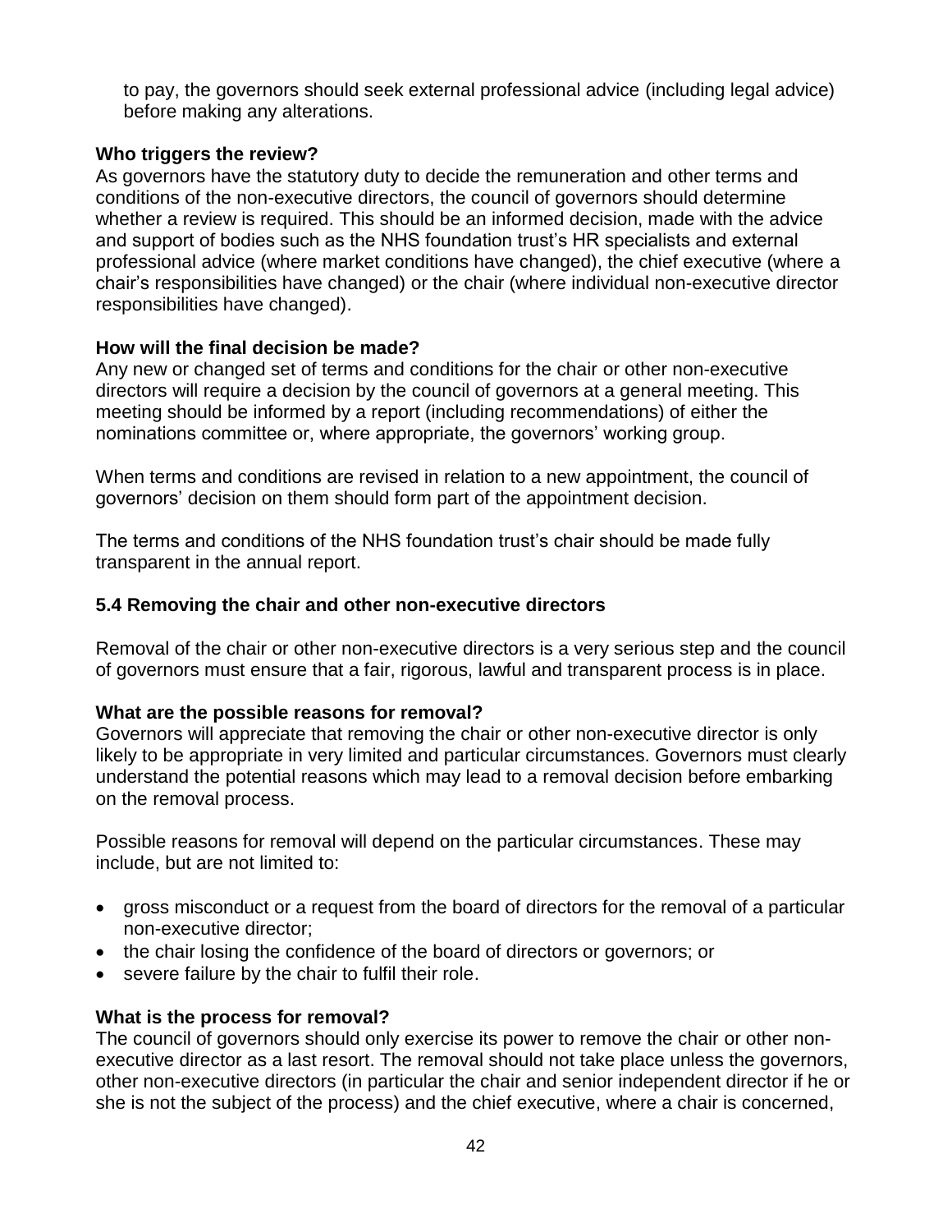to pay, the governors should seek external professional advice (including legal advice) before making any alterations.

**Who triggers the review?**

As governors have the statutory duty to decide the remuneration and other terms and conditions of the non-executive directors, the council of governors should determine whether a review is required. This should be an informed decision, made with the advice and support of bodies such as the NHS foundation trust's HR specialists and external professional advice (where market conditions have changed), the chief executive (where a chair's responsibilities have changed) or the chair (where individual non-executive director responsibilities have changed).

**How will the final decision be made?**

Any new or changed set of terms and conditions for the chair or other non-executive directors will require a decision by the council of governors at a general meeting. This meeting should be informed by a report (including recommendations) of either the nominations committee or, where appropriate, the governors' working group.

When terms and conditions are revised in relation to a new appointment, the council of governors' decision on them should form part of the appointment decision.

The terms and conditions of the NHS foundation trust's chair should be made fully transparent in the annual report.

### 5.4 Removing the chair and other non-executive directors

Removal of the chair or other non-executive directors is a very serious step and the council of governors must ensure that a fair, rigorous, lawful and transparent process is in place.

**What are the possible reasons for removal?**

Governors will appreciate that removing the chair or other non-executive director is only likely to be appropriate in very limited and particular circumstances. Governors must clearly understand the potential reasons which may lead to a removal decision before embarking on the removal process.

Possible reasons for removal will depend on the particular circumstances. These may include, but are not limited to:

- gross misconduct or a request from the board of directors for the removal of a particular non-executive director;
- the chair losing the confidence of the board of directors or governors; or
- severe failure by the chair to fulfil their role.

**What is the process for removal?**

The council of governors should only exercise its power to remove the chair or other non-executive director as a last resort. The removal should not take place unless the governors, other non-executive directors (in particular the chair and senior independent director if he or she is not the subject of the process) and the chief executive, where a chair is concerned,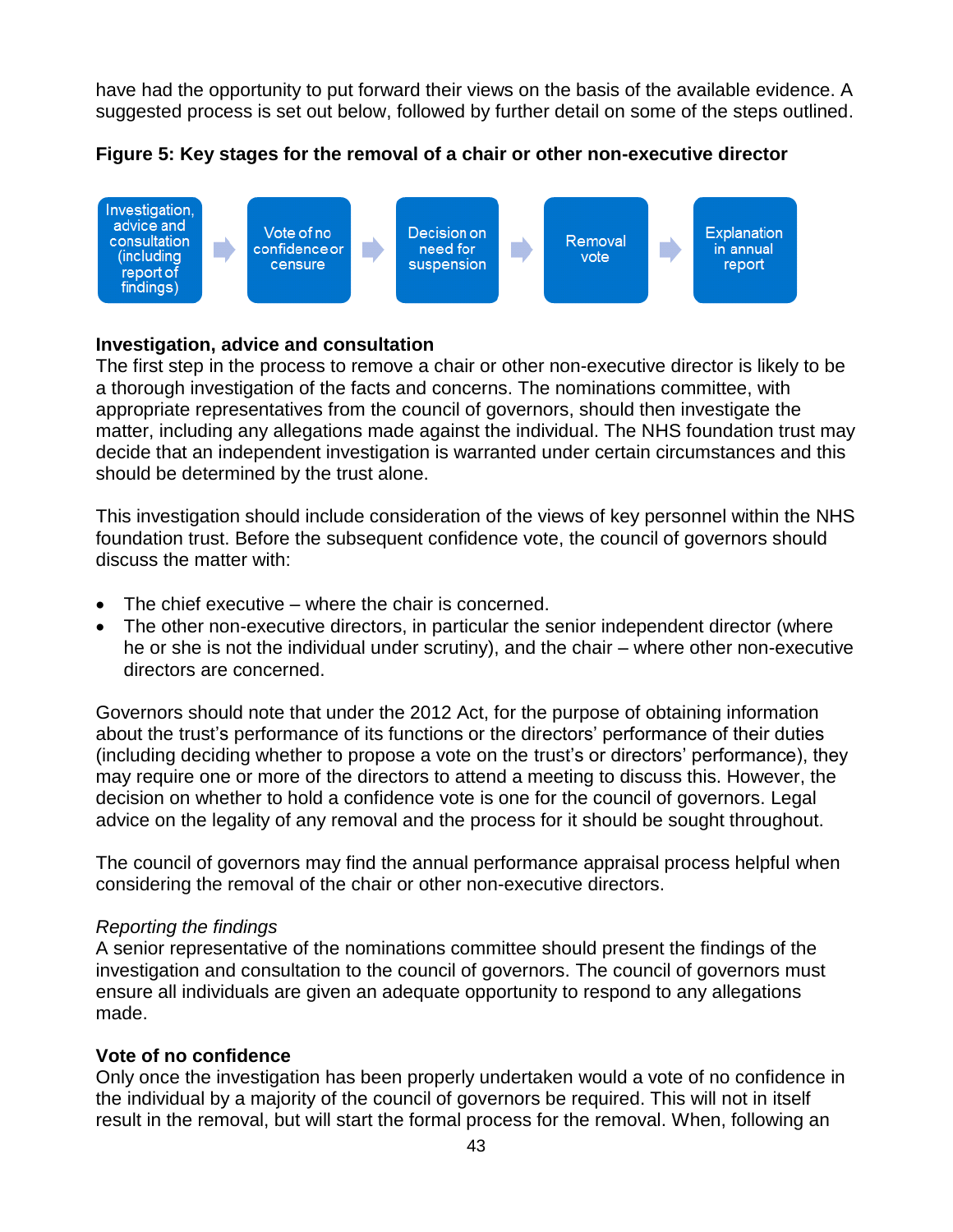have had the opportunity to put forward their views on the basis of the available evidence. A suggested process is set out below, followed by further detail on some of the steps outlined.

**Figure 5: Key stages for the removal of a chair or other non-executive director**

Investigation, advice and consultation (including report of findings) → Vote of no confidence or censure → Decision on need for suspension → Removal vote → Explanation in annual report

**Investigation, advice and consultation**

The first step in the process to remove a chair or other non-executive director is likely to be a thorough investigation of the facts and concerns. The nominations committee, with appropriate representatives from the council of governors, should then investigate the matter, including any allegations made against the individual. The NHS foundation trust may decide that an independent investigation is warranted under certain circumstances and this should be determined by the trust alone.

This investigation should include consideration of the views of key personnel within the NHS foundation trust. Before the subsequent confidence vote, the council of governors should discuss the matter with:

- The chief executive – where the chair is concerned.
- The other non-executive directors, in particular the senior independent director (where he or she is not the individual under scrutiny), and the chair – where other non-executive directors are concerned.

Governors should note that under the 2012 Act, for the purpose of obtaining information about the trust's performance of its functions or the directors' performance of their duties (including deciding whether to propose a vote on the trust's or directors' performance), they may require one or more of the directors to attend a meeting to discuss this. However, the decision on whether to hold a confidence vote is one for the council of governors. Legal advice on the legality of any removal and the process for it should be sought throughout.

The council of governors may find the annual performance appraisal process helpful when considering the removal of the chair or other non-executive directors.

*Reporting the findings*

A senior representative of the nominations committee should present the findings of the investigation and consultation to the council of governors. The council of governors must ensure all individuals are given an adequate opportunity to respond to any allegations made.

**Vote of no confidence**

Only once the investigation has been properly undertaken would a vote of no confidence in the individual by a majority of the council of governors be required. This will not in itself result in the removal, but will start the formal process for the removal. When, following an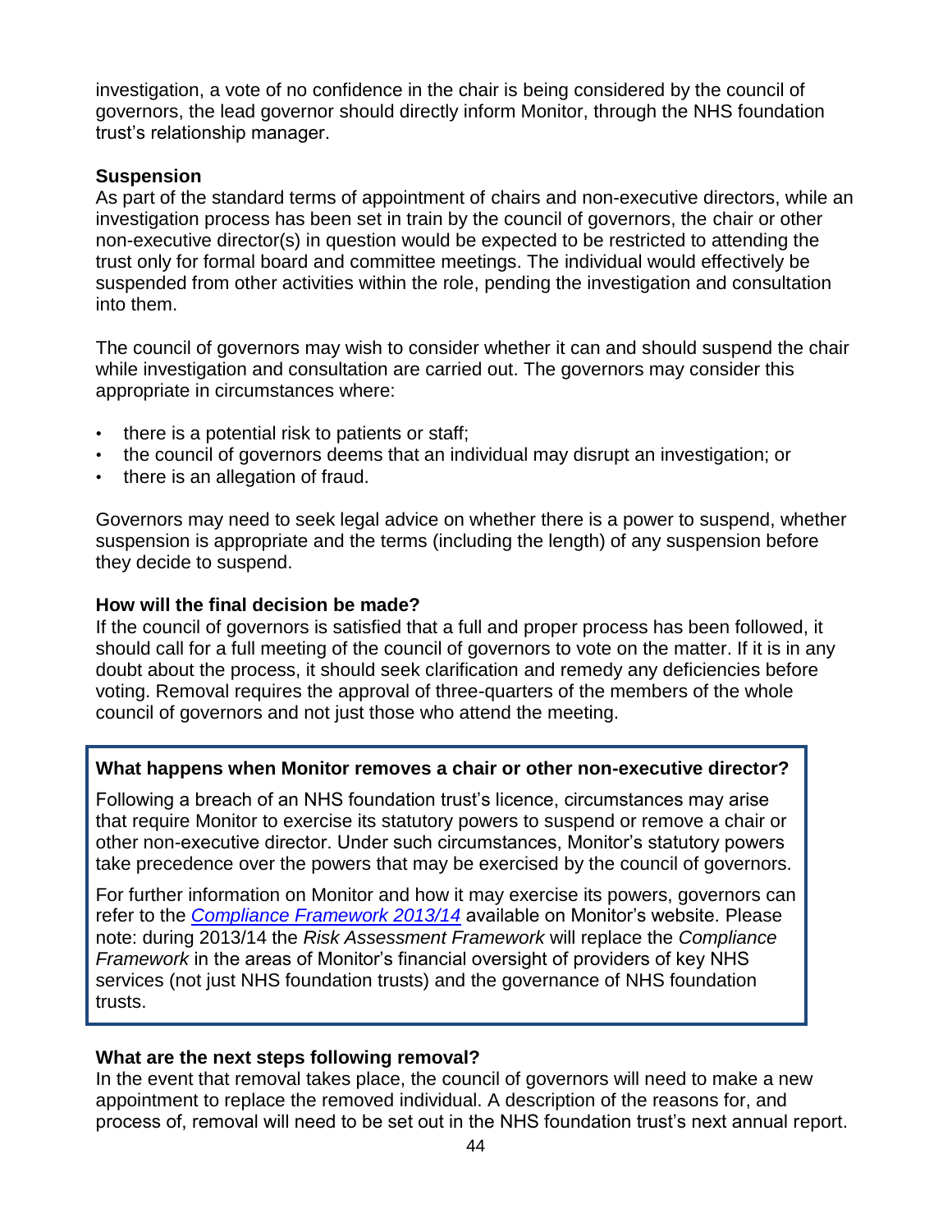investigation, a vote of no confidence in the chair is being considered by the council of governors, the lead governor should directly inform Monitor, through the NHS foundation trust's relationship manager.

**Suspension**

As part of the standard terms of appointment of chairs and non-executive directors, while an investigation process has been set in train by the council of governors, the chair or other non-executive director(s) in question would be expected to be restricted to attending the trust only for formal board and committee meetings. The individual would effectively be suspended from other activities within the role, pending the investigation and consultation into them.

The council of governors may wish to consider whether it can and should suspend the chair while investigation and consultation are carried out. The governors may consider this appropriate in circumstances where:

- there is a potential risk to patients or staff;
- the council of governors deems that an individual may disrupt an investigation; or
- there is an allegation of fraud.

Governors may need to seek legal advice on whether there is a power to suspend, whether suspension is appropriate and the terms (including the length) of any suspension before they decide to suspend.

**How will the final decision be made?**

If the council of governors is satisfied that a full and proper process has been followed, it should call for a full meeting of the council of governors to vote on the matter. If it is in any doubt about the process, it should seek clarification and remedy any deficiencies before voting. Removal requires the approval of three-quarters of the members of the whole council of governors and not just those who attend the meeting.

**What happens when Monitor removes a chair or other non-executive director?**

Following a breach of an NHS foundation trust's licence, circumstances may arise that require Monitor to exercise its statutory powers to suspend or remove a chair or other non-executive director. Under such circumstances, Monitor's statutory powers take precedence over the powers that may be exercised by the council of governors.

For further information on Monitor and how it may exercise its powers, governors can refer to the *Compliance Framework 2013/14* available on Monitor's website. Please note: during 2013/14 the *Risk Assessment Framework* will replace the *Compliance Framework* in the areas of Monitor's financial oversight of providers of key NHS services (not just NHS foundation trusts) and the governance of NHS foundation trusts.

**What are the next steps following removal?**

In the event that removal takes place, the council of governors will need to make a new appointment to replace the removed individual. A description of the reasons for, and process of, removal will need to be set out in the NHS foundation trust's next annual report.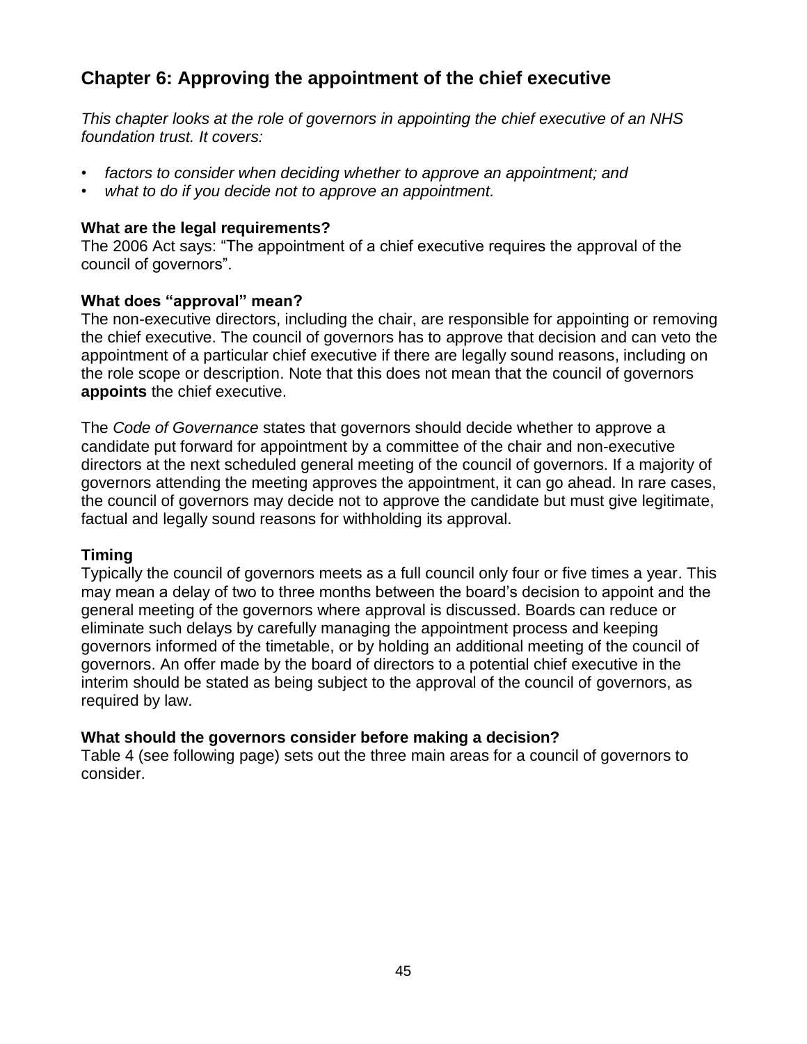## Chapter 6: Approving the appointment of the chief executive

*This chapter looks at the role of governors in appointing the chief executive of an NHS foundation trust. It covers:*

- *factors to consider when deciding whether to approve an appointment; and*
- *what to do if you decide not to approve an appointment.*

### What are the legal requirements?

The 2006 Act says: "The appointment of a chief executive requires the approval of the council of governors".

### What does "approval" mean?

The non-executive directors, including the chair, are responsible for appointing or removing the chief executive. The council of governors has to approve that decision and can veto the appointment of a particular chief executive if there are legally sound reasons, including on the role scope or description. Note that this does not mean that the council of governors **appoints** the chief executive.

The *Code of Governance* states that governors should decide whether to approve a candidate put forward for appointment by a committee of the chair and non-executive directors at the next scheduled general meeting of the council of governors. If a majority of governors attending the meeting approves the appointment, it can go ahead. In rare cases, the council of governors may decide not to approve the candidate but must give legitimate, factual and legally sound reasons for withholding its approval.

### Timing

Typically the council of governors meets as a full council only four or five times a year. This may mean a delay of two to three months between the board's decision to appoint and the general meeting of the governors where approval is discussed. Boards can reduce or eliminate such delays by carefully managing the appointment process and keeping governors informed of the timetable, or by holding an additional meeting of the council of governors. An offer made by the board of directors to a potential chief executive in the interim should be stated as being subject to the approval of the council of governors, as required by law.

### What should the governors consider before making a decision?

Table 4 (see following page) sets out the three main areas for a council of governors to consider.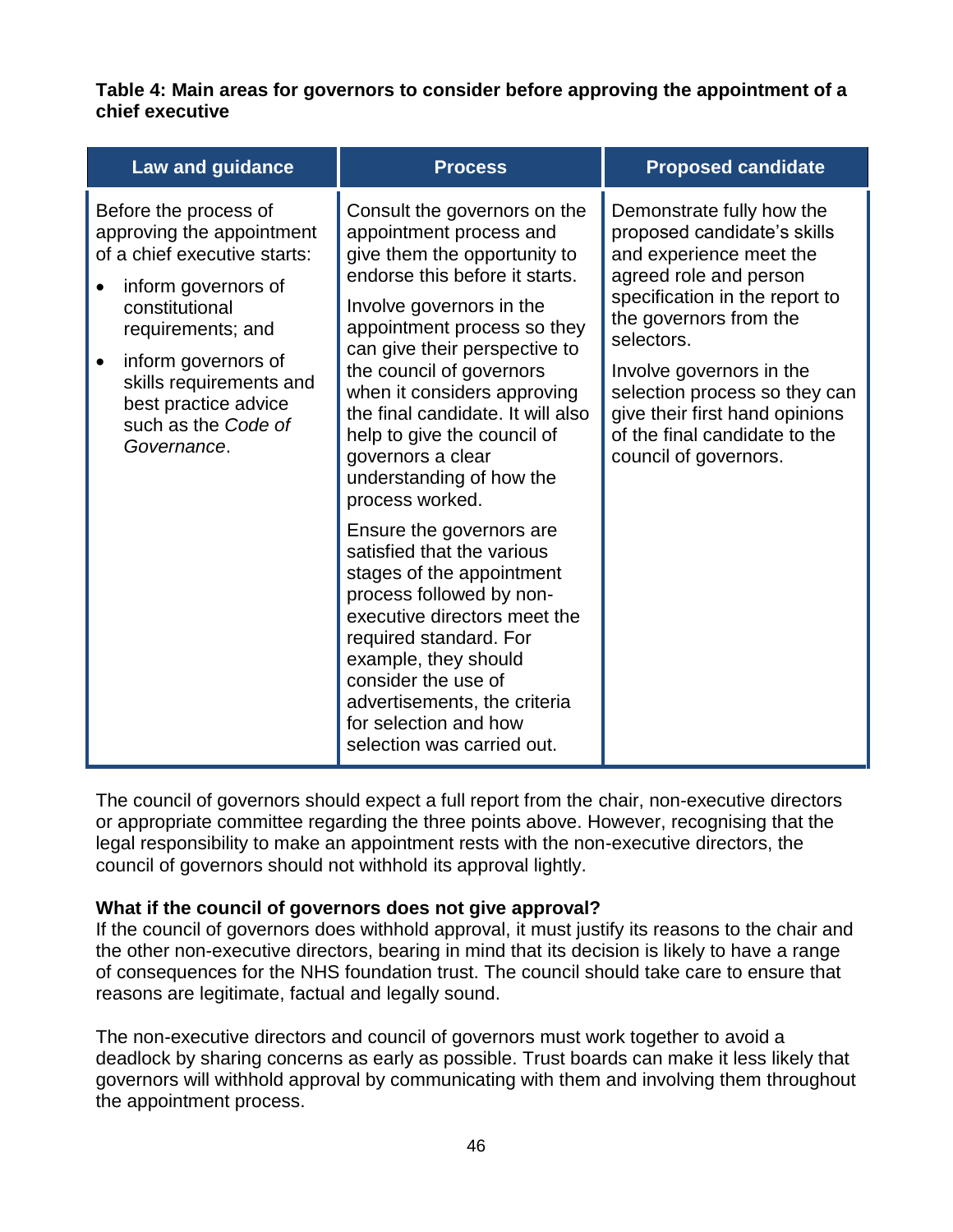**Table 4: Main areas for governors to consider before approving the appointment of a chief executive**

| Law and guidance | Process | Proposed candidate |
| --- | --- | --- |
| Before the process of approving the appointment of a chief executive starts:<br>• inform governors of constitutional requirements; and<br>• inform governors of skills requirements and best practice advice such as the *Code of Governance*. | Consult the governors on the appointment process and give them the opportunity to endorse this before it starts.<br><br>Involve governors in the appointment process so they can give their perspective to the council of governors when it considers approving the final candidate. It will also help to give the council of governors a clear understanding of how the process worked.<br><br>Ensure the governors are satisfied that the various stages of the appointment process followed by non-executive directors meet the required standard. For example, they should consider the use of advertisements, the criteria for selection and how selection was carried out. | Demonstrate fully how the proposed candidate's skills and experience meet the agreed role and person specification in the report to the governors from the selectors.<br><br>Involve governors in the selection process so they can give their first hand opinions of the final candidate to the council of governors. |

The council of governors should expect a full report from the chair, non-executive directors or appropriate committee regarding the three points above. However, recognising that the legal responsibility to make an appointment rests with the non-executive directors, the council of governors should not withhold its approval lightly.

**What if the council of governors does not give approval?**

If the council of governors does withhold approval, it must justify its reasons to the chair and the other non-executive directors, bearing in mind that its decision is likely to have a range of consequences for the NHS foundation trust. The council should take care to ensure that reasons are legitimate, factual and legally sound.

The non-executive directors and council of governors must work together to avoid a deadlock by sharing concerns as early as possible. Trust boards can make it less likely that governors will withhold approval by communicating with them and involving them throughout the appointment process.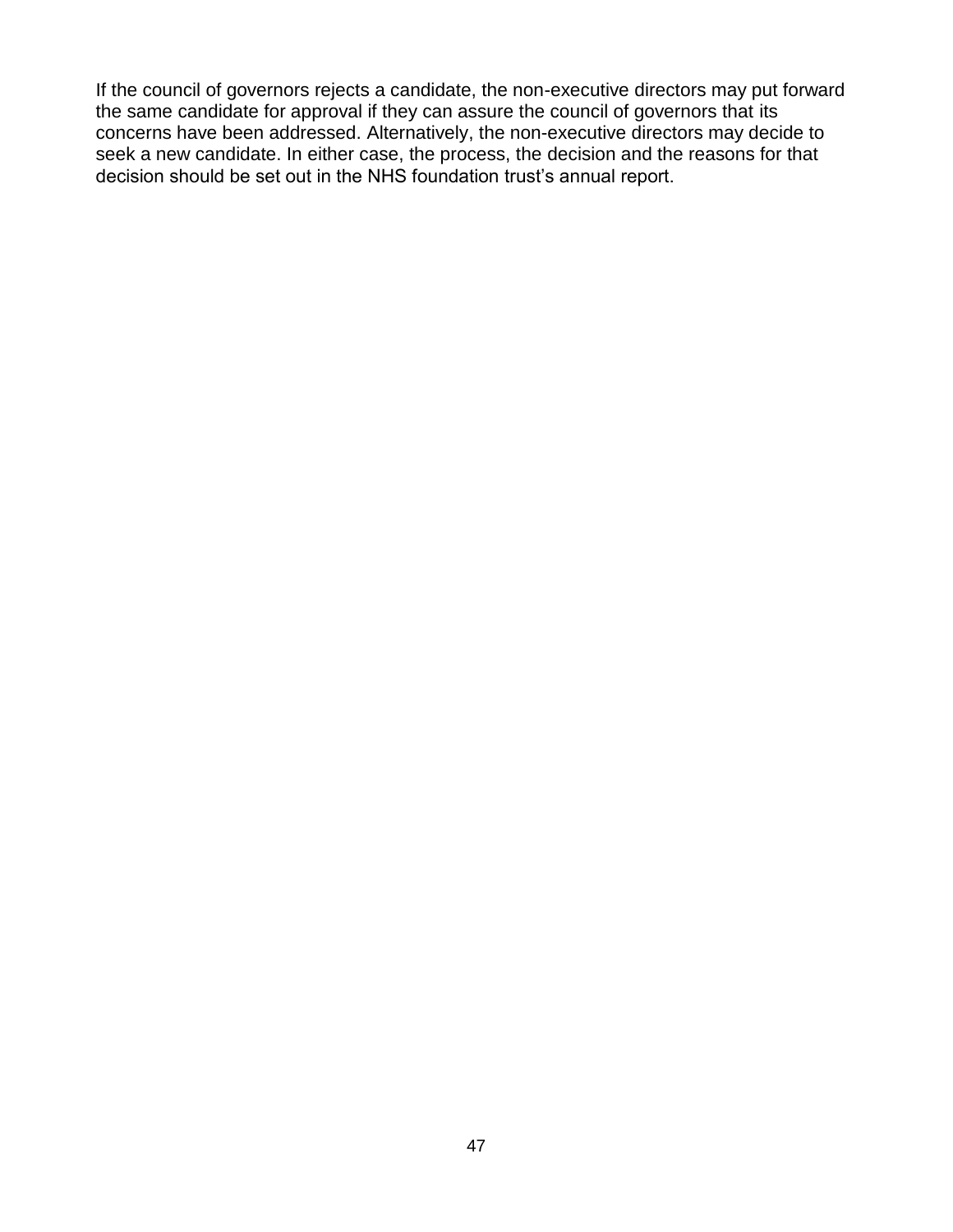If the council of governors rejects a candidate, the non-executive directors may put forward the same candidate for approval if they can assure the council of governors that its concerns have been addressed. Alternatively, the non-executive directors may decide to seek a new candidate. In either case, the process, the decision and the reasons for that decision should be set out in the NHS foundation trust's annual report.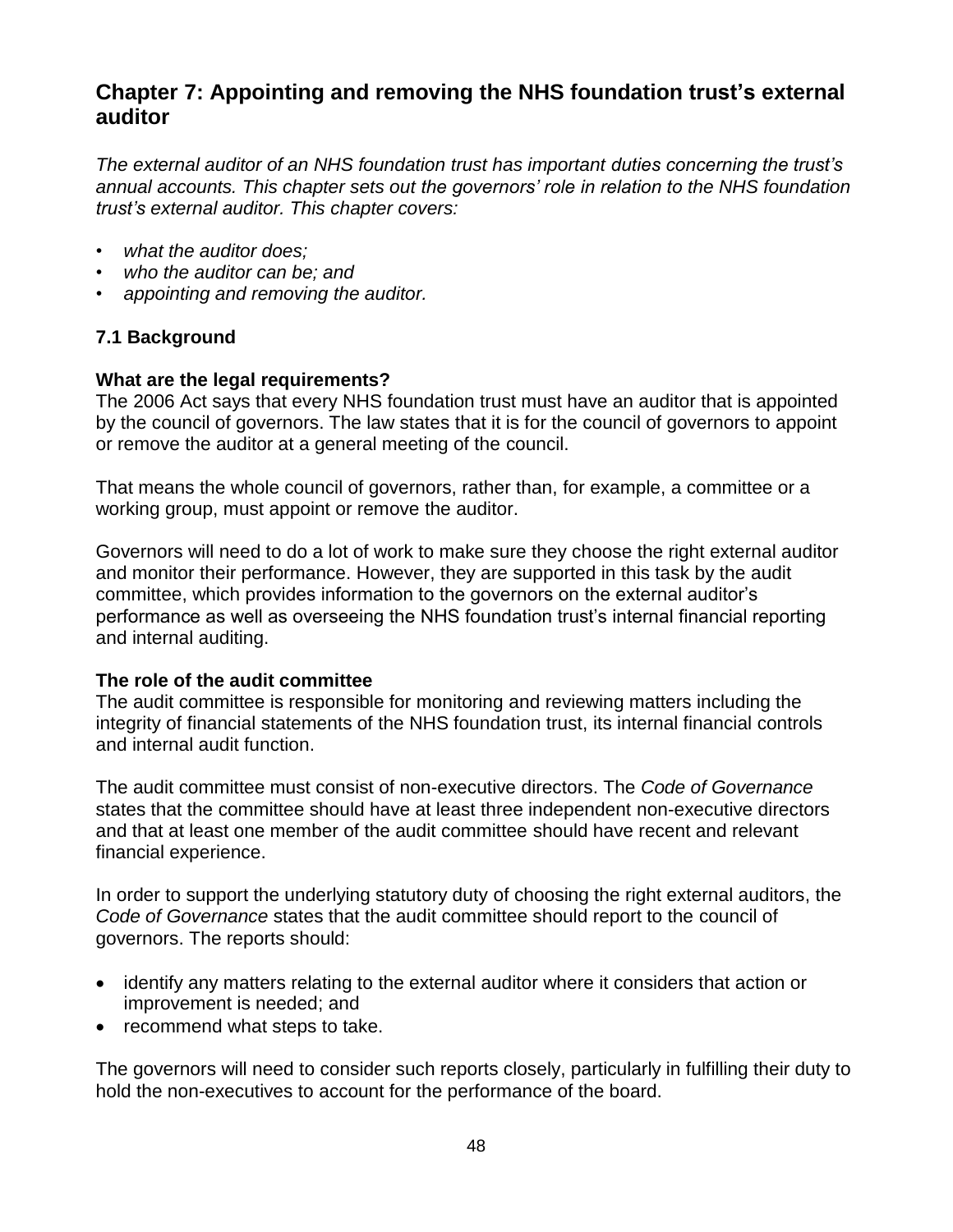## Chapter 7: Appointing and removing the NHS foundation trust's external auditor

*The external auditor of an NHS foundation trust has important duties concerning the trust's annual accounts. This chapter sets out the governors' role in relation to the NHS foundation trust's external auditor. This chapter covers:*

- *what the auditor does;*
- *who the auditor can be; and*
- *appointing and removing the auditor.*

### 7.1 Background

**What are the legal requirements?**
The 2006 Act says that every NHS foundation trust must have an auditor that is appointed by the council of governors. The law states that it is for the council of governors to appoint or remove the auditor at a general meeting of the council.

That means the whole council of governors, rather than, for example, a committee or a working group, must appoint or remove the auditor.

Governors will need to do a lot of work to make sure they choose the right external auditor and monitor their performance. However, they are supported in this task by the audit committee, which provides information to the governors on the external auditor's performance as well as overseeing the NHS foundation trust's internal financial reporting and internal auditing.

**The role of the audit committee**
The audit committee is responsible for monitoring and reviewing matters including the integrity of financial statements of the NHS foundation trust, its internal financial controls and internal audit function.

The audit committee must consist of non-executive directors. The *Code of Governance* states that the committee should have at least three independent non-executive directors and that at least one member of the audit committee should have recent and relevant financial experience.

In order to support the underlying statutory duty of choosing the right external auditors, the *Code of Governance* states that the audit committee should report to the council of governors. The reports should:

- identify any matters relating to the external auditor where it considers that action or improvement is needed; and
- recommend what steps to take.

The governors will need to consider such reports closely, particularly in fulfilling their duty to hold the non-executives to account for the performance of the board.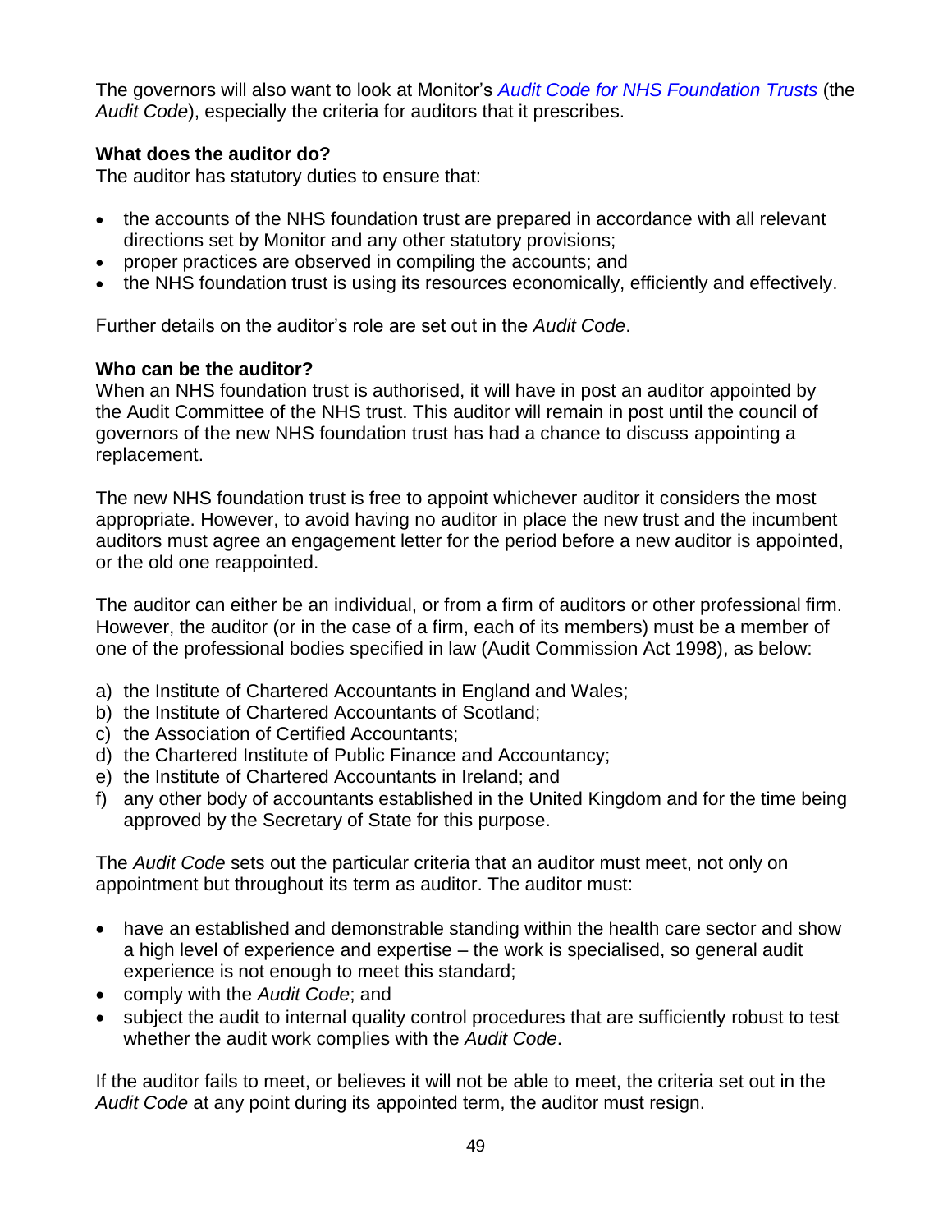The governors will also want to look at Monitor's [*Audit Code for NHS Foundation Trusts*]() (the *Audit Code*), especially the criteria for auditors that it prescribes.

**What does the auditor do?**
The auditor has statutory duties to ensure that:

- the accounts of the NHS foundation trust are prepared in accordance with all relevant directions set by Monitor and any other statutory provisions;
- proper practices are observed in compiling the accounts; and
- the NHS foundation trust is using its resources economically, efficiently and effectively.

Further details on the auditor's role are set out in the *Audit Code*.

**Who can be the auditor?**
When an NHS foundation trust is authorised, it will have in post an auditor appointed by the Audit Committee of the NHS trust. This auditor will remain in post until the council of governors of the new NHS foundation trust has had a chance to discuss appointing a replacement.

The new NHS foundation trust is free to appoint whichever auditor it considers the most appropriate. However, to avoid having no auditor in place the new trust and the incumbent auditors must agree an engagement letter for the period before a new auditor is appointed, or the old one reappointed.

The auditor can either be an individual, or from a firm of auditors or other professional firm. However, the auditor (or in the case of a firm, each of its members) must be a member of one of the professional bodies specified in law (Audit Commission Act 1998), as below:

a) the Institute of Chartered Accountants in England and Wales;
b) the Institute of Chartered Accountants of Scotland;
c) the Association of Certified Accountants;
d) the Chartered Institute of Public Finance and Accountancy;
e) the Institute of Chartered Accountants in Ireland; and
f) any other body of accountants established in the United Kingdom and for the time being approved by the Secretary of State for this purpose.

The *Audit Code* sets out the particular criteria that an auditor must meet, not only on appointment but throughout its term as auditor. The auditor must:

- have an established and demonstrable standing within the health care sector and show a high level of experience and expertise – the work is specialised, so general audit experience is not enough to meet this standard;
- comply with the *Audit Code*; and
- subject the audit to internal quality control procedures that are sufficiently robust to test whether the audit work complies with the *Audit Code*.

If the auditor fails to meet, or believes it will not be able to meet, the criteria set out in the *Audit Code* at any point during its appointed term, the auditor must resign.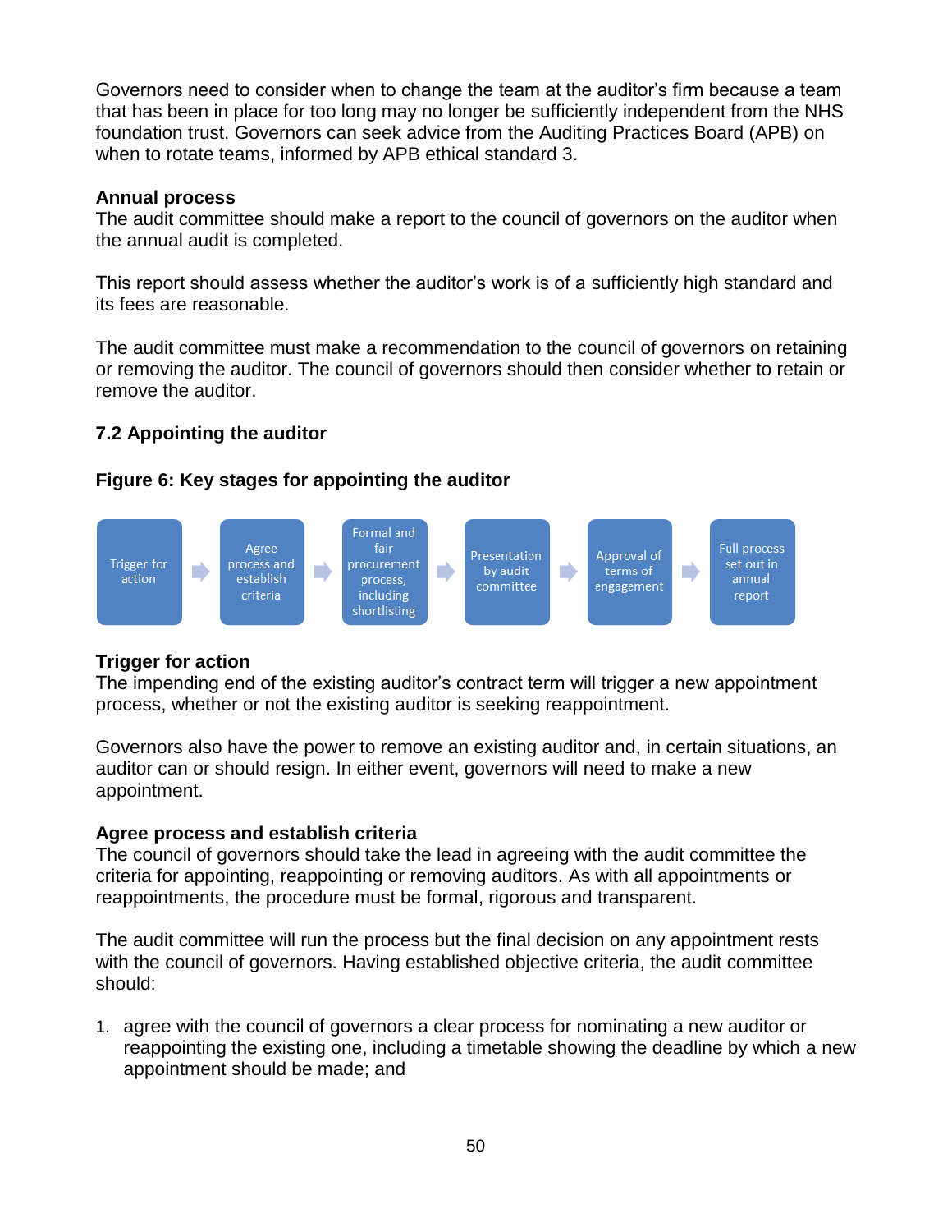Governors need to consider when to change the team at the auditor's firm because a team that has been in place for too long may no longer be sufficiently independent from the NHS foundation trust. Governors can seek advice from the Auditing Practices Board (APB) on when to rotate teams, informed by APB ethical standard 3.

**Annual process**

The audit committee should make a report to the council of governors on the auditor when the annual audit is completed.

This report should assess whether the auditor's work is of a sufficiently high standard and its fees are reasonable.

The audit committee must make a recommendation to the council of governors on retaining or removing the auditor. The council of governors should then consider whether to retain or remove the auditor.

### 7.2 Appointing the auditor

**Figure 6: Key stages for appointing the auditor**

Trigger for action → Agree process and establish criteria → Formal and fair procurement process, including shortlisting → Presentation by audit committee → Approval of terms of engagement → Full process set out in annual report

**Trigger for action**

The impending end of the existing auditor's contract term will trigger a new appointment process, whether or not the existing auditor is seeking reappointment.

Governors also have the power to remove an existing auditor and, in certain situations, an auditor can or should resign. In either event, governors will need to make a new appointment.

**Agree process and establish criteria**

The council of governors should take the lead in agreeing with the audit committee the criteria for appointing, reappointing or removing auditors. As with all appointments or reappointments, the procedure must be formal, rigorous and transparent.

The audit committee will run the process but the final decision on any appointment rests with the council of governors. Having established objective criteria, the audit committee should:

1. agree with the council of governors a clear process for nominating a new auditor or reappointing the existing one, including a timetable showing the deadline by which a new appointment should be made; and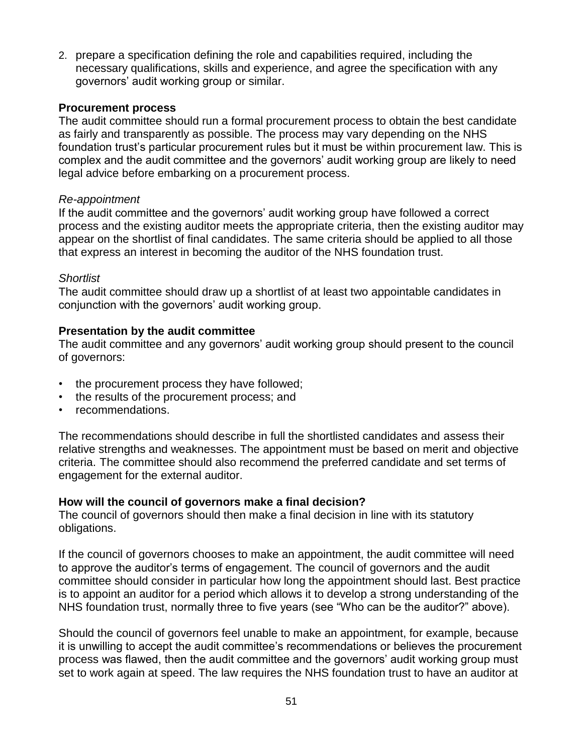2. prepare a specification defining the role and capabilities required, including the necessary qualifications, skills and experience, and agree the specification with any governors' audit working group or similar.

**Procurement process**

The audit committee should run a formal procurement process to obtain the best candidate as fairly and transparently as possible. The process may vary depending on the NHS foundation trust's particular procurement rules but it must be within procurement law. This is complex and the audit committee and the governors' audit working group are likely to need legal advice before embarking on a procurement process.

*Re-appointment*

If the audit committee and the governors' audit working group have followed a correct process and the existing auditor meets the appropriate criteria, then the existing auditor may appear on the shortlist of final candidates. The same criteria should be applied to all those that express an interest in becoming the auditor of the NHS foundation trust.

*Shortlist*

The audit committee should draw up a shortlist of at least two appointable candidates in conjunction with the governors' audit working group.

**Presentation by the audit committee**

The audit committee and any governors' audit working group should present to the council of governors:

- the procurement process they have followed;
- the results of the procurement process; and
- recommendations.

The recommendations should describe in full the shortlisted candidates and assess their relative strengths and weaknesses. The appointment must be based on merit and objective criteria. The committee should also recommend the preferred candidate and set terms of engagement for the external auditor.

**How will the council of governors make a final decision?**

The council of governors should then make a final decision in line with its statutory obligations.

If the council of governors chooses to make an appointment, the audit committee will need to approve the auditor's terms of engagement. The council of governors and the audit committee should consider in particular how long the appointment should last. Best practice is to appoint an auditor for a period which allows it to develop a strong understanding of the NHS foundation trust, normally three to five years (see "Who can be the auditor?" above).

Should the council of governors feel unable to make an appointment, for example, because it is unwilling to accept the audit committee's recommendations or believes the procurement process was flawed, then the audit committee and the governors' audit working group must set to work again at speed. The law requires the NHS foundation trust to have an auditor at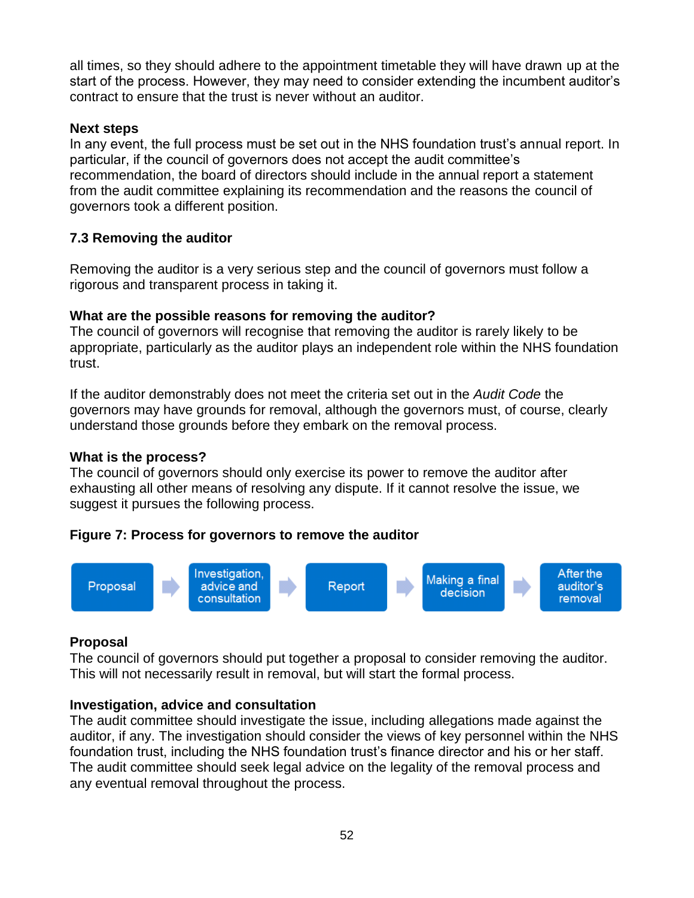all times, so they should adhere to the appointment timetable they will have drawn up at the start of the process. However, they may need to consider extending the incumbent auditor's contract to ensure that the trust is never without an auditor.

**Next steps**

In any event, the full process must be set out in the NHS foundation trust's annual report. In particular, if the council of governors does not accept the audit committee's recommendation, the board of directors should include in the annual report a statement from the audit committee explaining its recommendation and the reasons the council of governors took a different position.

### 7.3 Removing the auditor

Removing the auditor is a very serious step and the council of governors must follow a rigorous and transparent process in taking it.

**What are the possible reasons for removing the auditor?**

The council of governors will recognise that removing the auditor is rarely likely to be appropriate, particularly as the auditor plays an independent role within the NHS foundation trust.

If the auditor demonstrably does not meet the criteria set out in the *Audit Code* the governors may have grounds for removal, although the governors must, of course, clearly understand those grounds before they embark on the removal process.

**What is the process?**

The council of governors should only exercise its power to remove the auditor after exhausting all other means of resolving any dispute. If it cannot resolve the issue, we suggest it pursues the following process.

**Figure 7: Process for governors to remove the auditor**

Proposal → Investigation, advice and consultation → Report → Making a final decision → After the auditor's removal

**Proposal**

The council of governors should put together a proposal to consider removing the auditor. This will not necessarily result in removal, but will start the formal process.

**Investigation, advice and consultation**

The audit committee should investigate the issue, including allegations made against the auditor, if any. The investigation should consider the views of key personnel within the NHS foundation trust, including the NHS foundation trust's finance director and his or her staff. The audit committee should seek legal advice on the legality of the removal process and any eventual removal throughout the process.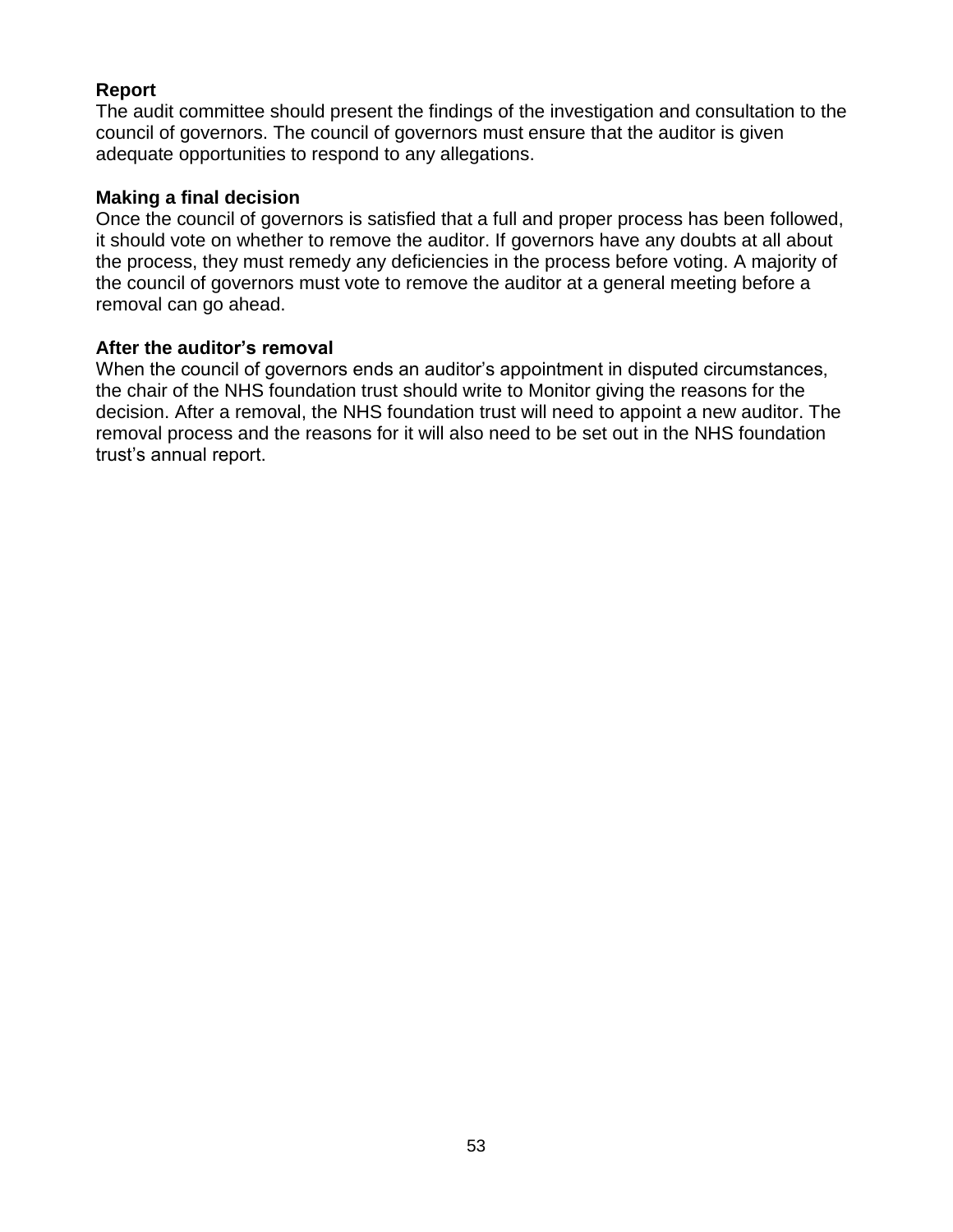**Report**

The audit committee should present the findings of the investigation and consultation to the council of governors. The council of governors must ensure that the auditor is given adequate opportunities to respond to any allegations.

**Making a final decision**

Once the council of governors is satisfied that a full and proper process has been followed, it should vote on whether to remove the auditor. If governors have any doubts at all about the process, they must remedy any deficiencies in the process before voting. A majority of the council of governors must vote to remove the auditor at a general meeting before a removal can go ahead.

**After the auditor's removal**

When the council of governors ends an auditor's appointment in disputed circumstances, the chair of the NHS foundation trust should write to Monitor giving the reasons for the decision. After a removal, the NHS foundation trust will need to appoint a new auditor. The removal process and the reasons for it will also need to be set out in the NHS foundation trust's annual report.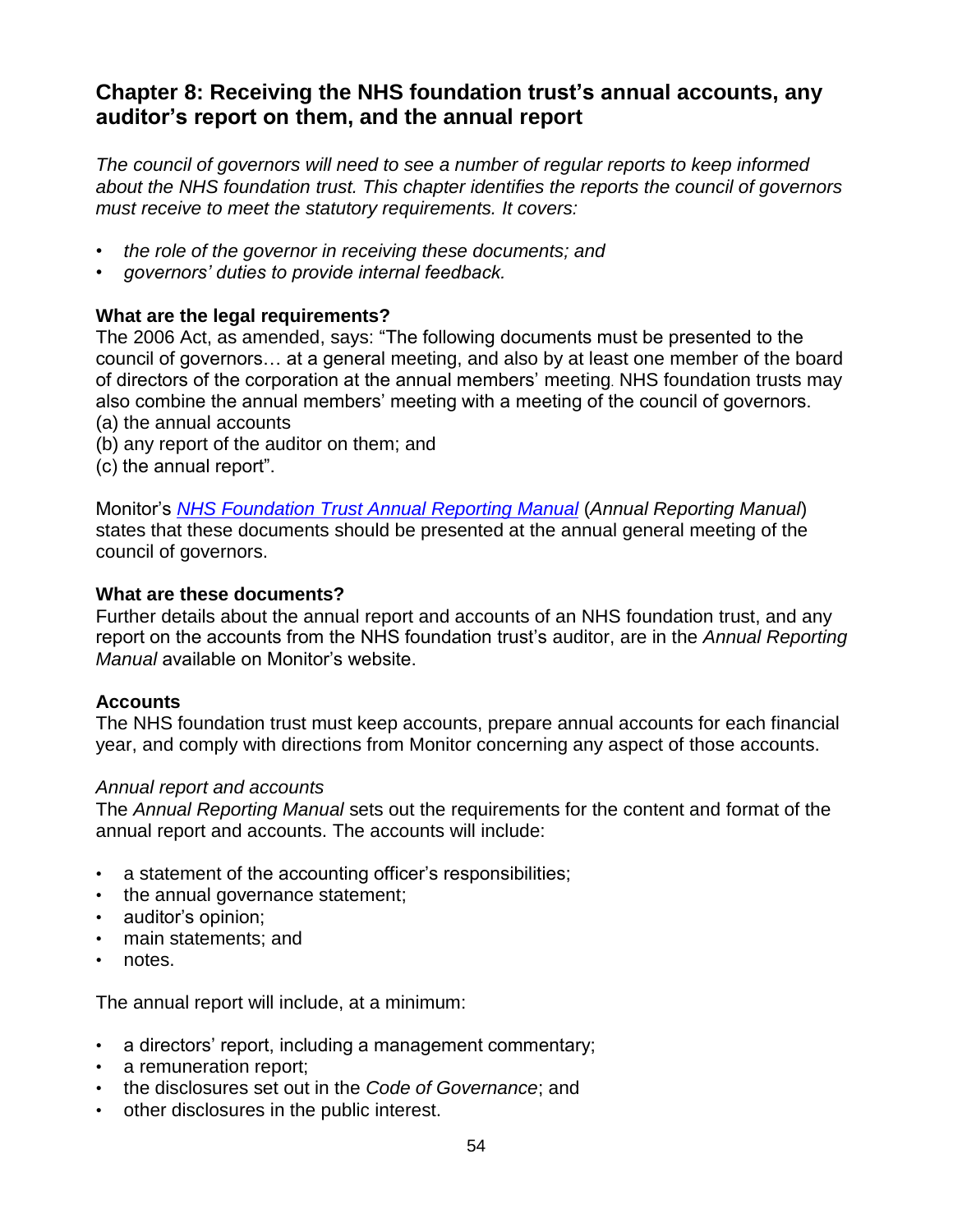## Chapter 8: Receiving the NHS foundation trust's annual accounts, any auditor's report on them, and the annual report

*The council of governors will need to see a number of regular reports to keep informed about the NHS foundation trust. This chapter identifies the reports the council of governors must receive to meet the statutory requirements. It covers:*

- *the role of the governor in receiving these documents; and*
- *governors' duties to provide internal feedback.*

### What are the legal requirements?

The 2006 Act, as amended, says: "The following documents must be presented to the council of governors… at a general meeting, and also by at least one member of the board of directors of the corporation at the annual members' meeting. NHS foundation trusts may also combine the annual members' meeting with a meeting of the council of governors.
(a) the annual accounts
(b) any report of the auditor on them; and
(c) the annual report".

Monitor's *NHS Foundation Trust Annual Reporting Manual* (*Annual Reporting Manual*) states that these documents should be presented at the annual general meeting of the council of governors.

### What are these documents?

Further details about the annual report and accounts of an NHS foundation trust, and any report on the accounts from the NHS foundation trust's auditor, are in the *Annual Reporting Manual* available on Monitor's website.

### Accounts

The NHS foundation trust must keep accounts, prepare annual accounts for each financial year, and comply with directions from Monitor concerning any aspect of those accounts.

*Annual report and accounts*

The *Annual Reporting Manual* sets out the requirements for the content and format of the annual report and accounts. The accounts will include:

- a statement of the accounting officer's responsibilities;
- the annual governance statement;
- auditor's opinion;
- main statements; and
- notes.

The annual report will include, at a minimum:

- a directors' report, including a management commentary;
- a remuneration report;
- the disclosures set out in the *Code of Governance*; and
- other disclosures in the public interest.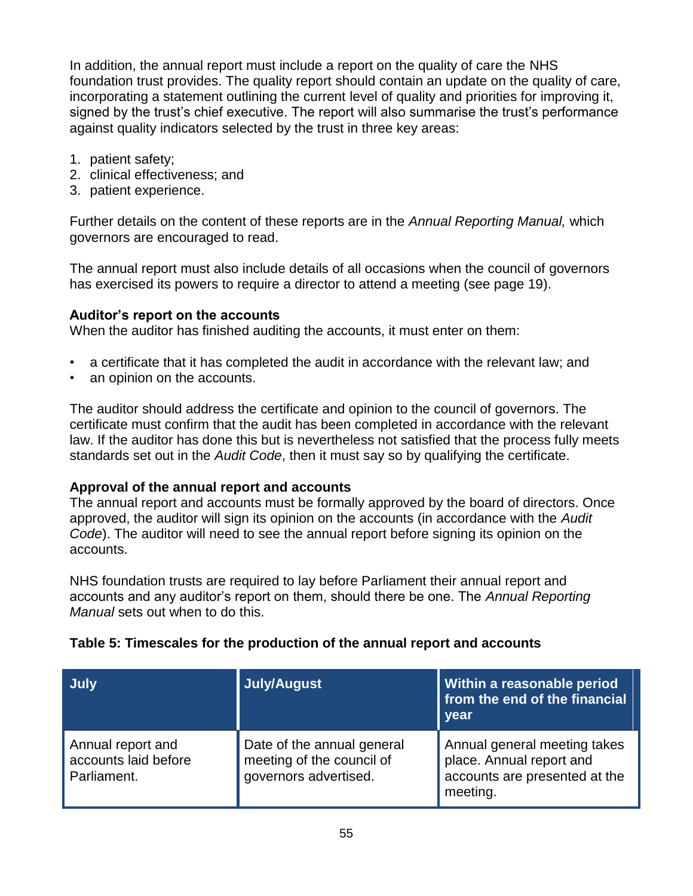In addition, the annual report must include a report on the quality of care the NHS foundation trust provides. The quality report should contain an update on the quality of care, incorporating a statement outlining the current level of quality and priorities for improving it, signed by the trust's chief executive. The report will also summarise the trust's performance against quality indicators selected by the trust in three key areas:

1. patient safety;
2. clinical effectiveness; and
3. patient experience.

Further details on the content of these reports are in the *Annual Reporting Manual,* which governors are encouraged to read.

The annual report must also include details of all occasions when the council of governors has exercised its powers to require a director to attend a meeting (see page 19).

**Auditor's report on the accounts**

When the auditor has finished auditing the accounts, it must enter on them:

- a certificate that it has completed the audit in accordance with the relevant law; and
- an opinion on the accounts.

The auditor should address the certificate and opinion to the council of governors. The certificate must confirm that the audit has been completed in accordance with the relevant law. If the auditor has done this but is nevertheless not satisfied that the process fully meets standards set out in the *Audit Code*, then it must say so by qualifying the certificate.

**Approval of the annual report and accounts**

The annual report and accounts must be formally approved by the board of directors. Once approved, the auditor will sign its opinion on the accounts (in accordance with the *Audit Code*). The auditor will need to see the annual report before signing its opinion on the accounts.

NHS foundation trusts are required to lay before Parliament their annual report and accounts and any auditor's report on them, should there be one. The *Annual Reporting Manual* sets out when to do this.

**Table 5: Timescales for the production of the annual report and accounts**

| July | July/August | Within a reasonable period from the end of the financial year |
|---|---|---|
| Annual report and accounts laid before Parliament. | Date of the annual general meeting of the council of governors advertised. | Annual general meeting takes place. Annual report and accounts are presented at the meeting. |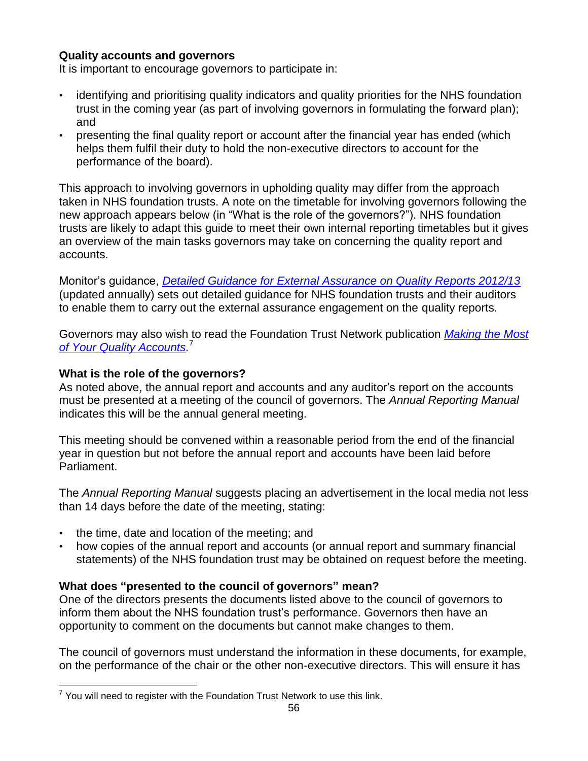**Quality accounts and governors**

It is important to encourage governors to participate in:

- identifying and prioritising quality indicators and quality priorities for the NHS foundation trust in the coming year (as part of involving governors in formulating the forward plan); and
- presenting the final quality report or account after the financial year has ended (which helps them fulfil their duty to hold the non-executive directors to account for the performance of the board).

This approach to involving governors in upholding quality may differ from the approach taken in NHS foundation trusts. A note on the timetable for involving governors following the new approach appears below (in "What is the role of the governors?"). NHS foundation trusts are likely to adapt this guide to meet their own internal reporting timetables but it gives an overview of the main tasks governors may take on concerning the quality report and accounts.

Monitor's guidance, *Detailed Guidance for External Assurance on Quality Reports 2012/13* (updated annually) sets out detailed guidance for NHS foundation trusts and their auditors to enable them to carry out the external assurance engagement on the quality reports.

Governors may also wish to read the Foundation Trust Network publication *Making the Most of Your Quality Accounts*.[7]

**What is the role of the governors?**

As noted above, the annual report and accounts and any auditor's report on the accounts must be presented at a meeting of the council of governors. The *Annual Reporting Manual* indicates this will be the annual general meeting.

This meeting should be convened within a reasonable period from the end of the financial year in question but not before the annual report and accounts have been laid before Parliament.

The *Annual Reporting Manual* suggests placing an advertisement in the local media not less than 14 days before the date of the meeting, stating:

- the time, date and location of the meeting; and
- how copies of the annual report and accounts (or annual report and summary financial statements) of the NHS foundation trust may be obtained on request before the meeting.

**What does "presented to the council of governors" mean?**

One of the directors presents the documents listed above to the council of governors to inform them about the NHS foundation trust's performance. Governors then have an opportunity to comment on the documents but cannot make changes to them.

The council of governors must understand the information in these documents, for example, on the performance of the chair or the other non-executive directors. This will ensure it has

[7] You will need to register with the Foundation Trust Network to use this link.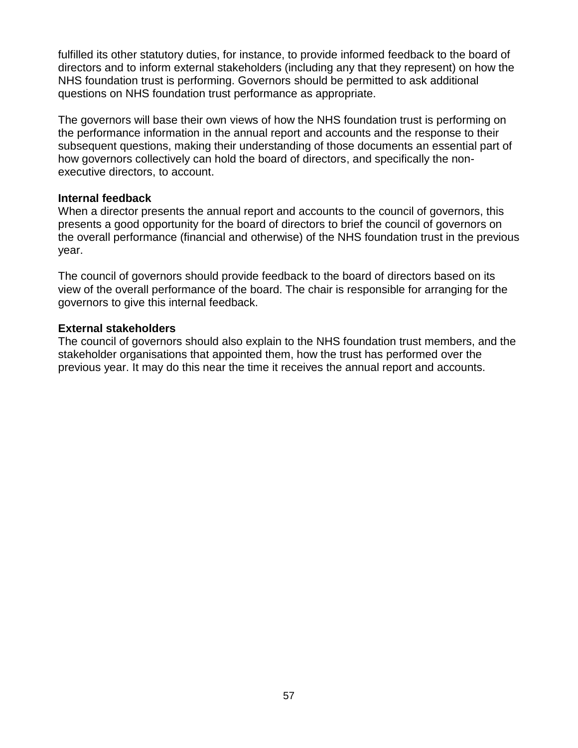fulfilled its other statutory duties, for instance, to provide informed feedback to the board of directors and to inform external stakeholders (including any that they represent) on how the NHS foundation trust is performing. Governors should be permitted to ask additional questions on NHS foundation trust performance as appropriate.

The governors will base their own views of how the NHS foundation trust is performing on the performance information in the annual report and accounts and the response to their subsequent questions, making their understanding of those documents an essential part of how governors collectively can hold the board of directors, and specifically the non-executive directors, to account.

**Internal feedback**

When a director presents the annual report and accounts to the council of governors, this presents a good opportunity for the board of directors to brief the council of governors on the overall performance (financial and otherwise) of the NHS foundation trust in the previous year.

The council of governors should provide feedback to the board of directors based on its view of the overall performance of the board. The chair is responsible for arranging for the governors to give this internal feedback.

**External stakeholders**

The council of governors should also explain to the NHS foundation trust members, and the stakeholder organisations that appointed them, how the trust has performed over the previous year. It may do this near the time it receives the annual report and accounts.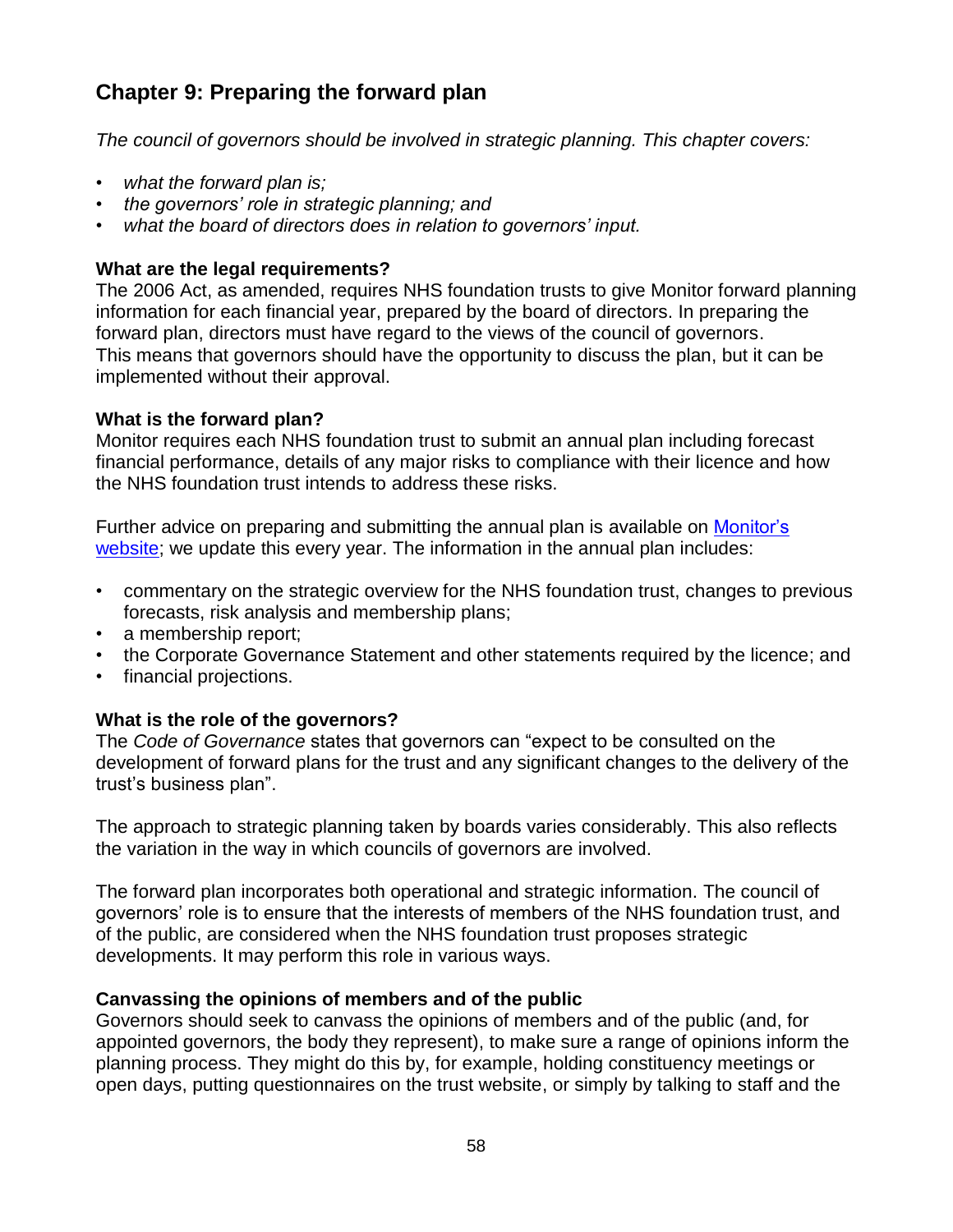## Chapter 9: Preparing the forward plan

*The council of governors should be involved in strategic planning. This chapter covers:*

- *what the forward plan is;*
- *the governors' role in strategic planning; and*
- *what the board of directors does in relation to governors' input.*

### What are the legal requirements?

The 2006 Act, as amended, requires NHS foundation trusts to give Monitor forward planning information for each financial year, prepared by the board of directors. In preparing the forward plan, directors must have regard to the views of the council of governors. This means that governors should have the opportunity to discuss the plan, but it can be implemented without their approval.

### What is the forward plan?

Monitor requires each NHS foundation trust to submit an annual plan including forecast financial performance, details of any major risks to compliance with their licence and how the NHS foundation trust intends to address these risks.

Further advice on preparing and submitting the annual plan is available on [Monitor's website](); we update this every year. The information in the annual plan includes:

- commentary on the strategic overview for the NHS foundation trust, changes to previous forecasts, risk analysis and membership plans;
- a membership report;
- the Corporate Governance Statement and other statements required by the licence; and
- financial projections.

### What is the role of the governors?

The *Code of Governance* states that governors can "expect to be consulted on the development of forward plans for the trust and any significant changes to the delivery of the trust's business plan".

The approach to strategic planning taken by boards varies considerably. This also reflects the variation in the way in which councils of governors are involved.

The forward plan incorporates both operational and strategic information. The council of governors' role is to ensure that the interests of members of the NHS foundation trust, and of the public, are considered when the NHS foundation trust proposes strategic developments. It may perform this role in various ways.

### Canvassing the opinions of members and of the public

Governors should seek to canvass the opinions of members and of the public (and, for appointed governors, the body they represent), to make sure a range of opinions inform the planning process. They might do this by, for example, holding constituency meetings or open days, putting questionnaires on the trust website, or simply by talking to staff and the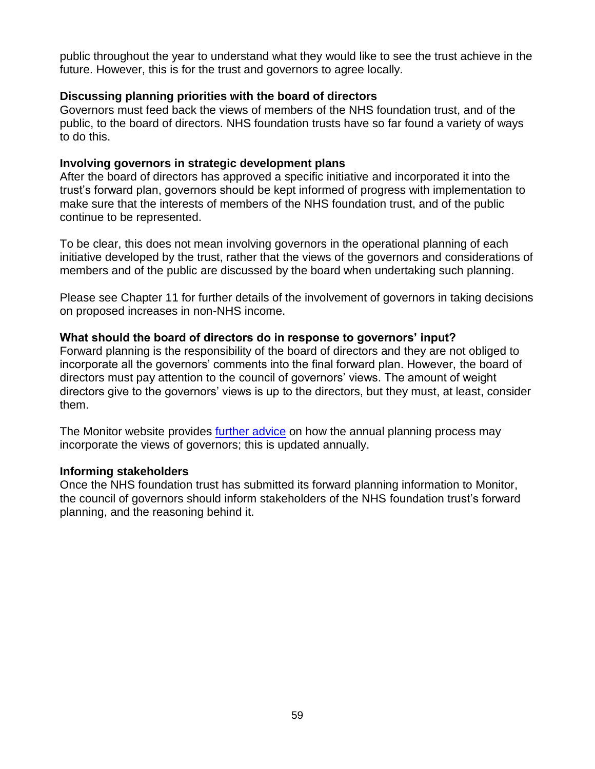public throughout the year to understand what they would like to see the trust achieve in the future. However, this is for the trust and governors to agree locally.

**Discussing planning priorities with the board of directors**

Governors must feed back the views of members of the NHS foundation trust, and of the public, to the board of directors. NHS foundation trusts have so far found a variety of ways to do this.

**Involving governors in strategic development plans**

After the board of directors has approved a specific initiative and incorporated it into the trust's forward plan, governors should be kept informed of progress with implementation to make sure that the interests of members of the NHS foundation trust, and of the public continue to be represented.

To be clear, this does not mean involving governors in the operational planning of each initiative developed by the trust, rather that the views of the governors and considerations of members and of the public are discussed by the board when undertaking such planning.

Please see Chapter 11 for further details of the involvement of governors in taking decisions on proposed increases in non-NHS income.

**What should the board of directors do in response to governors' input?**

Forward planning is the responsibility of the board of directors and they are not obliged to incorporate all the governors' comments into the final forward plan. However, the board of directors must pay attention to the council of governors' views. The amount of weight directors give to the governors' views is up to the directors, but they must, at least, consider them.

The Monitor website provides further advice on how the annual planning process may incorporate the views of governors; this is updated annually.

**Informing stakeholders**

Once the NHS foundation trust has submitted its forward planning information to Monitor, the council of governors should inform stakeholders of the NHS foundation trust's forward planning, and the reasoning behind it.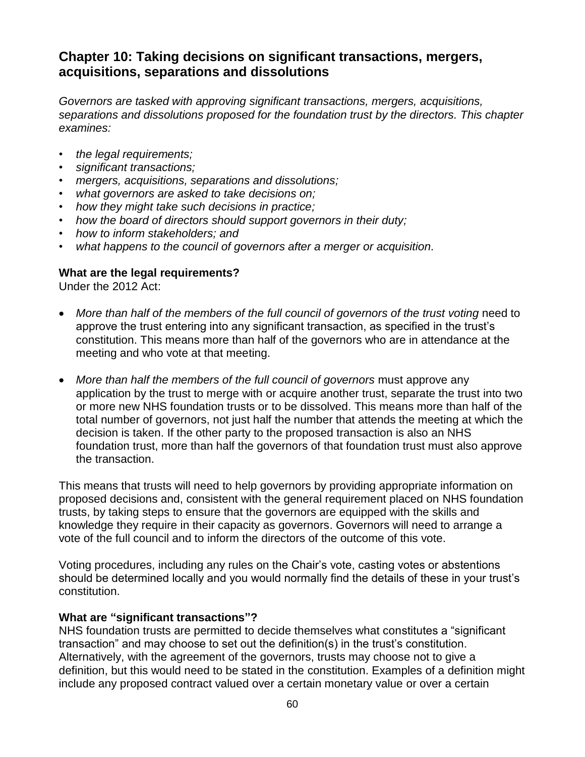## Chapter 10: Taking decisions on significant transactions, mergers, acquisitions, separations and dissolutions

*Governors are tasked with approving significant transactions, mergers, acquisitions, separations and dissolutions proposed for the foundation trust by the directors. This chapter examines:*

- *the legal requirements;*
- *significant transactions;*
- *mergers, acquisitions, separations and dissolutions;*
- *what governors are asked to take decisions on;*
- *how they might take such decisions in practice;*
- *how the board of directors should support governors in their duty;*
- *how to inform stakeholders; and*
- *what happens to the council of governors after a merger or acquisition.*

**What are the legal requirements?**

Under the 2012 Act:

- *More than half of the members of the full council of governors of the trust voting* need to approve the trust entering into any significant transaction, as specified in the trust's constitution. This means more than half of the governors who are in attendance at the meeting and who vote at that meeting.

- *More than half the members of the full council of governors* must approve any application by the trust to merge with or acquire another trust, separate the trust into two or more new NHS foundation trusts or to be dissolved. This means more than half of the total number of governors, not just half the number that attends the meeting at which the decision is taken. If the other party to the proposed transaction is also an NHS foundation trust, more than half the governors of that foundation trust must also approve the transaction.

This means that trusts will need to help governors by providing appropriate information on proposed decisions and, consistent with the general requirement placed on NHS foundation trusts, by taking steps to ensure that the governors are equipped with the skills and knowledge they require in their capacity as governors. Governors will need to arrange a vote of the full council and to inform the directors of the outcome of this vote.

Voting procedures, including any rules on the Chair's vote, casting votes or abstentions should be determined locally and you would normally find the details of these in your trust's constitution.

**What are "significant transactions"?**

NHS foundation trusts are permitted to decide themselves what constitutes a "significant transaction" and may choose to set out the definition(s) in the trust's constitution. Alternatively, with the agreement of the governors, trusts may choose not to give a definition, but this would need to be stated in the constitution. Examples of a definition might include any proposed contract valued over a certain monetary value or over a certain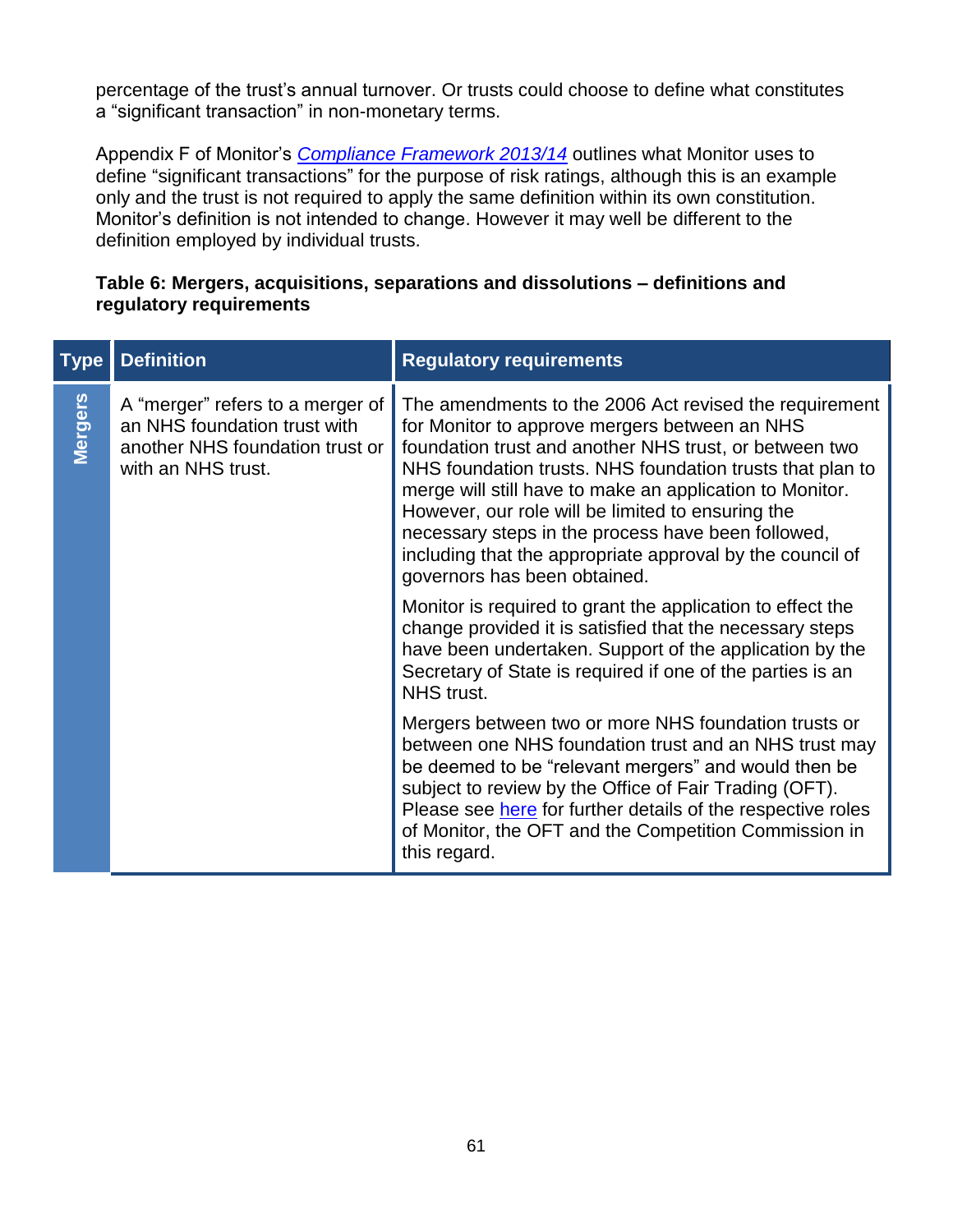percentage of the trust's annual turnover. Or trusts could choose to define what constitutes a "significant transaction" in non-monetary terms.

Appendix F of Monitor's *Compliance Framework 2013/14* outlines what Monitor uses to define "significant transactions" for the purpose of risk ratings, although this is an example only and the trust is not required to apply the same definition within its own constitution. Monitor's definition is not intended to change. However it may well be different to the definition employed by individual trusts.

**Table 6: Mergers, acquisitions, separations and dissolutions – definitions and regulatory requirements**

| Type | Definition | Regulatory requirements |
|---|---|---|
| Mergers | A "merger" refers to a merger of an NHS foundation trust with another NHS foundation trust or with an NHS trust. | The amendments to the 2006 Act revised the requirement for Monitor to approve mergers between an NHS foundation trust and another NHS trust, or between two NHS foundation trusts. NHS foundation trusts that plan to merge will still have to make an application to Monitor. However, our role will be limited to ensuring the necessary steps in the process have been followed, including that the appropriate approval by the council of governors has been obtained.<br><br>Monitor is required to grant the application to effect the change provided it is satisfied that the necessary steps have been undertaken. Support of the application by the Secretary of State is required if one of the parties is an NHS trust.<br><br>Mergers between two or more NHS foundation trusts or between one NHS foundation trust and an NHS trust may be deemed to be "relevant mergers" and would then be subject to review by the Office of Fair Trading (OFT). Please see here for further details of the respective roles of Monitor, the OFT and the Competition Commission in this regard. |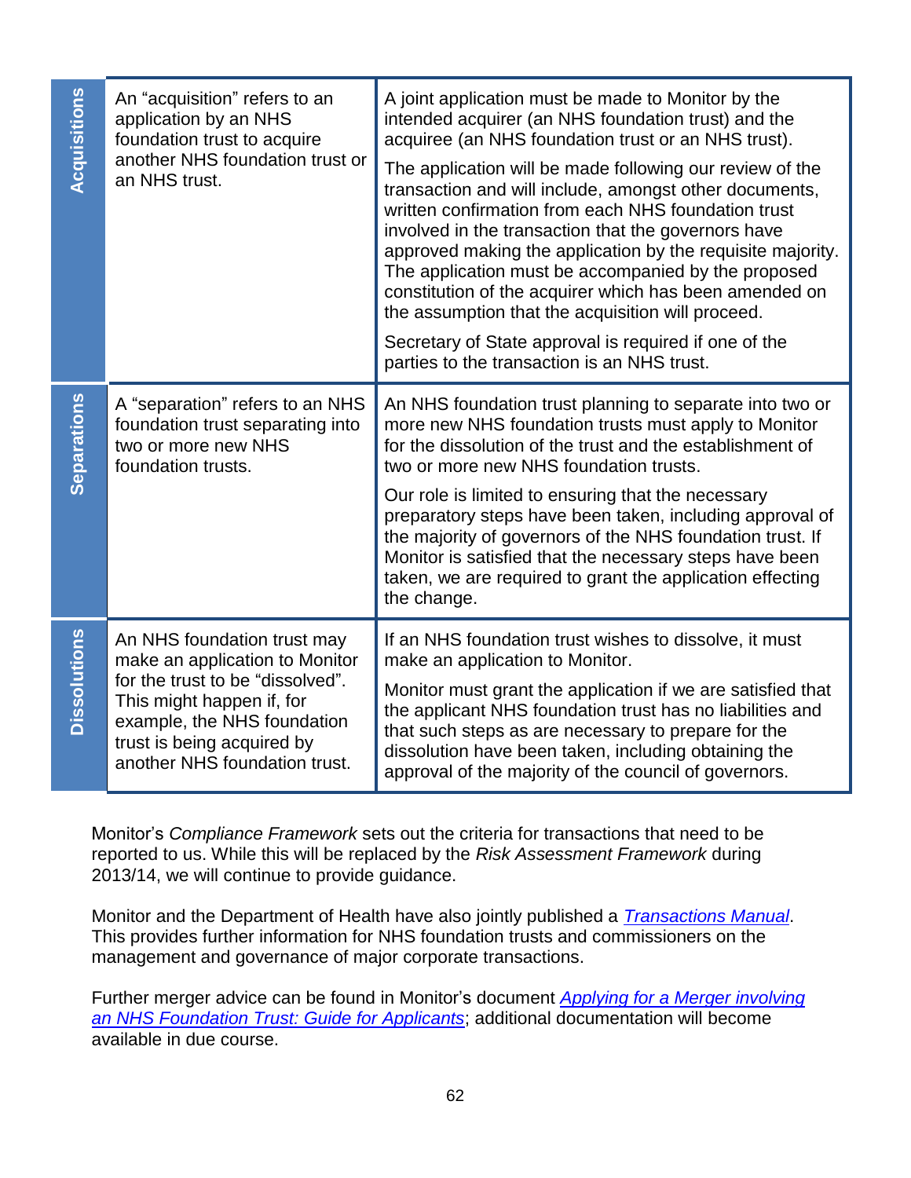| | | |
|---|---|---|
| **Acquisitions** | An "acquisition" refers to an application by an NHS foundation trust to acquire another NHS foundation trust or an NHS trust. | A joint application must be made to Monitor by the intended acquirer (an NHS foundation trust) and the acquiree (an NHS foundation trust or an NHS trust).<br><br>The application will be made following our review of the transaction and will include, amongst other documents, written confirmation from each NHS foundation trust involved in the transaction that the governors have approved making the application by the requisite majority. The application must be accompanied by the proposed constitution of the acquirer which has been amended on the assumption that the acquisition will proceed.<br><br>Secretary of State approval is required if one of the parties to the transaction is an NHS trust. |
| **Separations** | A "separation" refers to an NHS foundation trust separating into two or more new NHS foundation trusts. | An NHS foundation trust planning to separate into two or more new NHS foundation trusts must apply to Monitor for the dissolution of the trust and the establishment of two or more new NHS foundation trusts.<br><br>Our role is limited to ensuring that the necessary preparatory steps have been taken, including approval of the majority of governors of the NHS foundation trust. If Monitor is satisfied that the necessary steps have been taken, we are required to grant the application effecting the change. |
| **Dissolutions** | An NHS foundation trust may make an application to Monitor for the trust to be "dissolved". This might happen if, for example, the NHS foundation trust is being acquired by another NHS foundation trust. | If an NHS foundation trust wishes to dissolve, it must make an application to Monitor.<br><br>Monitor must grant the application if we are satisfied that the applicant NHS foundation trust has no liabilities and that such steps as are necessary to prepare for the dissolution have been taken, including obtaining the approval of the majority of the council of governors. |

Monitor's *Compliance Framework* sets out the criteria for transactions that need to be reported to us. While this will be replaced by the *Risk Assessment Framework* during 2013/14, we will continue to provide guidance.

Monitor and the Department of Health have also jointly published a *Transactions Manual*. This provides further information for NHS foundation trusts and commissioners on the management and governance of major corporate transactions.

Further merger advice can be found in Monitor's document *Applying for a Merger involving an NHS Foundation Trust: Guide for Applicants*; additional documentation will become available in due course.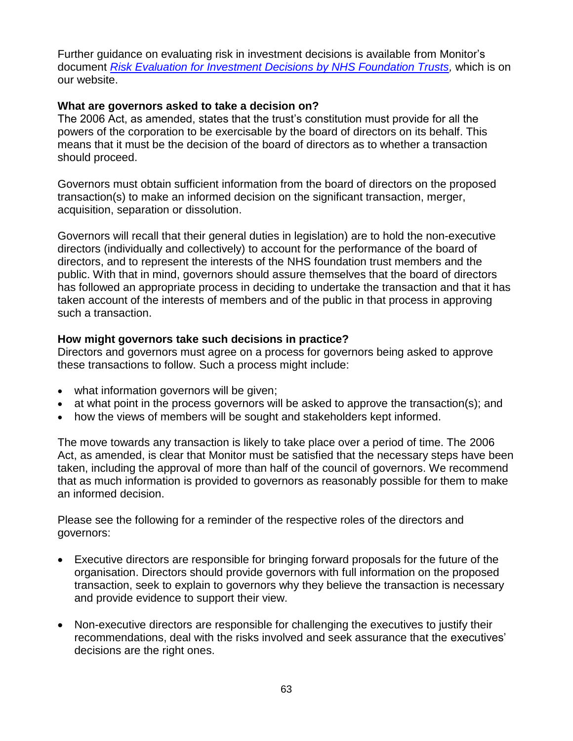Further guidance on evaluating risk in investment decisions is available from Monitor's document *[Risk Evaluation for Investment Decisions by NHS Foundation Trusts](),* which is on our website.

**What are governors asked to take a decision on?**

The 2006 Act, as amended, states that the trust's constitution must provide for all the powers of the corporation to be exercisable by the board of directors on its behalf. This means that it must be the decision of the board of directors as to whether a transaction should proceed.

Governors must obtain sufficient information from the board of directors on the proposed transaction(s) to make an informed decision on the significant transaction, merger, acquisition, separation or dissolution.

Governors will recall that their general duties in legislation) are to hold the non-executive directors (individually and collectively) to account for the performance of the board of directors, and to represent the interests of the NHS foundation trust members and the public. With that in mind, governors should assure themselves that the board of directors has followed an appropriate process in deciding to undertake the transaction and that it has taken account of the interests of members and of the public in that process in approving such a transaction.

**How might governors take such decisions in practice?**

Directors and governors must agree on a process for governors being asked to approve these transactions to follow. Such a process might include:

- what information governors will be given;
- at what point in the process governors will be asked to approve the transaction(s); and
- how the views of members will be sought and stakeholders kept informed.

The move towards any transaction is likely to take place over a period of time. The 2006 Act, as amended, is clear that Monitor must be satisfied that the necessary steps have been taken, including the approval of more than half of the council of governors. We recommend that as much information is provided to governors as reasonably possible for them to make an informed decision.

Please see the following for a reminder of the respective roles of the directors and governors:

- Executive directors are responsible for bringing forward proposals for the future of the organisation. Directors should provide governors with full information on the proposed transaction, seek to explain to governors why they believe the transaction is necessary and provide evidence to support their view.

- Non-executive directors are responsible for challenging the executives to justify their recommendations, deal with the risks involved and seek assurance that the executives' decisions are the right ones.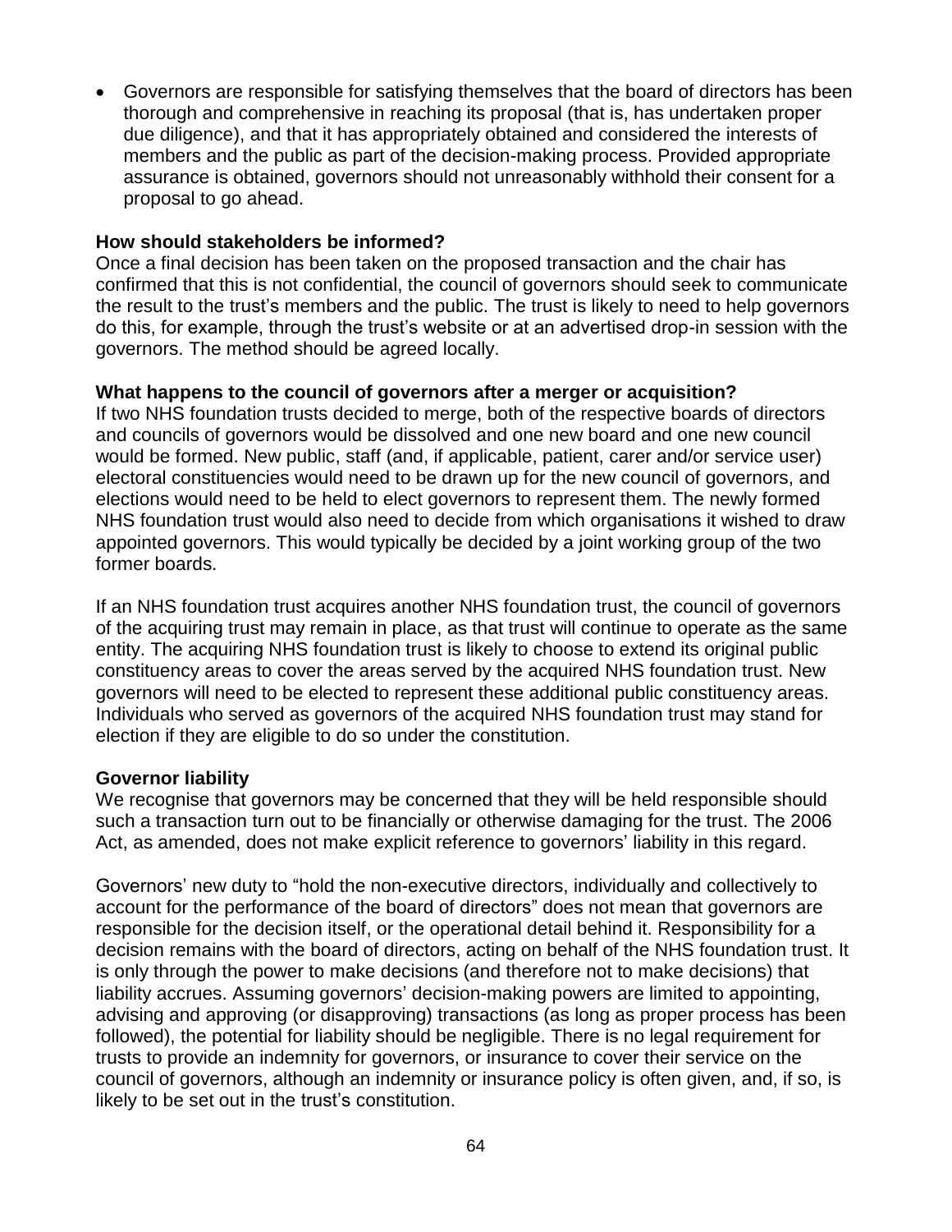- Governors are responsible for satisfying themselves that the board of directors has been thorough and comprehensive in reaching its proposal (that is, has undertaken proper due diligence), and that it has appropriately obtained and considered the interests of members and the public as part of the decision-making process. Provided appropriate assurance is obtained, governors should not unreasonably withhold their consent for a proposal to go ahead.

**How should stakeholders be informed?**

Once a final decision has been taken on the proposed transaction and the chair has confirmed that this is not confidential, the council of governors should seek to communicate the result to the trust's members and the public. The trust is likely to need to help governors do this, for example, through the trust's website or at an advertised drop-in session with the governors. The method should be agreed locally.

**What happens to the council of governors after a merger or acquisition?**

If two NHS foundation trusts decided to merge, both of the respective boards of directors and councils of governors would be dissolved and one new board and one new council would be formed. New public, staff (and, if applicable, patient, carer and/or service user) electoral constituencies would need to be drawn up for the new council of governors, and elections would need to be held to elect governors to represent them. The newly formed NHS foundation trust would also need to decide from which organisations it wished to draw appointed governors. This would typically be decided by a joint working group of the two former boards.

If an NHS foundation trust acquires another NHS foundation trust, the council of governors of the acquiring trust may remain in place, as that trust will continue to operate as the same entity. The acquiring NHS foundation trust is likely to choose to extend its original public constituency areas to cover the areas served by the acquired NHS foundation trust. New governors will need to be elected to represent these additional public constituency areas. Individuals who served as governors of the acquired NHS foundation trust may stand for election if they are eligible to do so under the constitution.

**Governor liability**

We recognise that governors may be concerned that they will be held responsible should such a transaction turn out to be financially or otherwise damaging for the trust. The 2006 Act, as amended, does not make explicit reference to governors' liability in this regard.

Governors' new duty to "hold the non-executive directors, individually and collectively to account for the performance of the board of directors" does not mean that governors are responsible for the decision itself, or the operational detail behind it. Responsibility for a decision remains with the board of directors, acting on behalf of the NHS foundation trust. It is only through the power to make decisions (and therefore not to make decisions) that liability accrues. Assuming governors' decision-making powers are limited to appointing, advising and approving (or disapproving) transactions (as long as proper process has been followed), the potential for liability should be negligible. There is no legal requirement for trusts to provide an indemnity for governors, or insurance to cover their service on the council of governors, although an indemnity or insurance policy is often given, and, if so, is likely to be set out in the trust's constitution.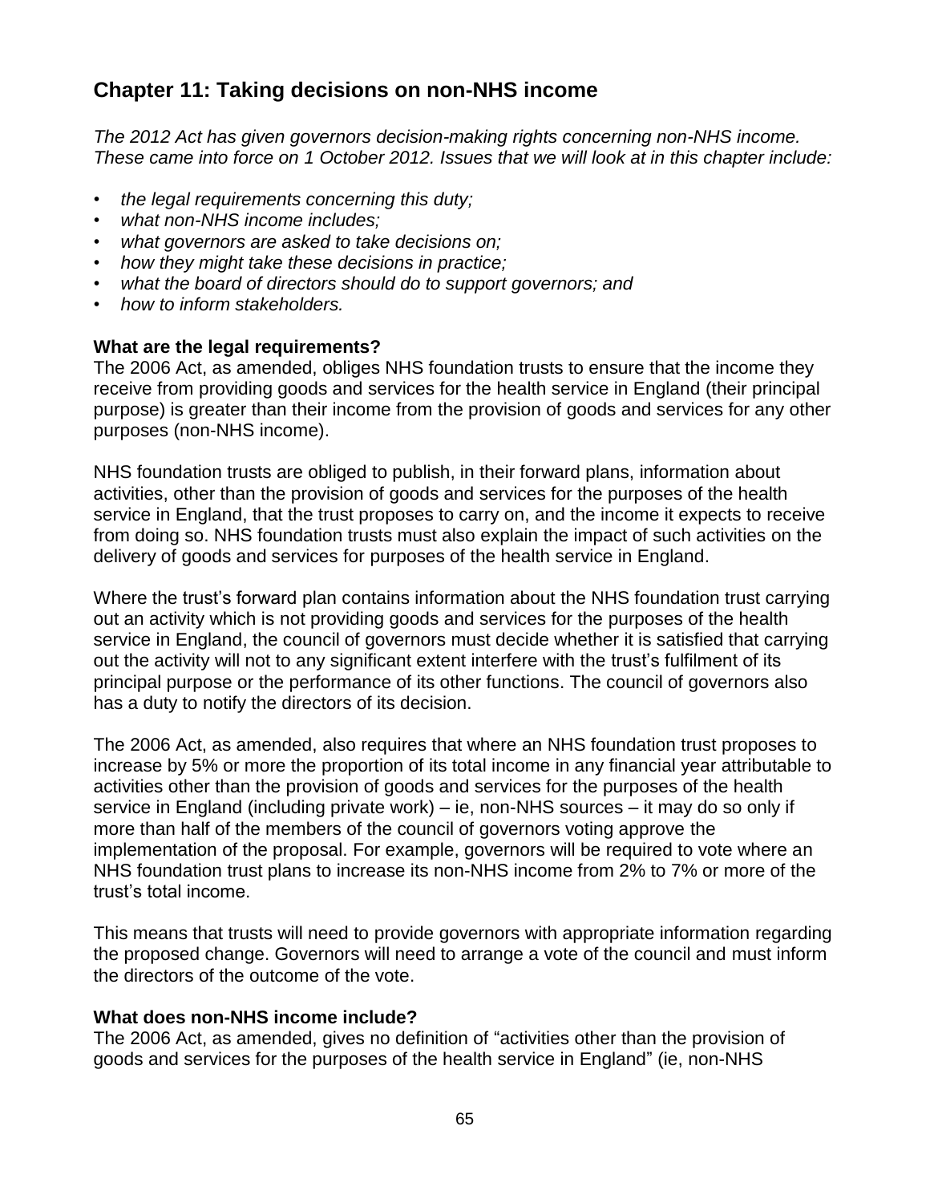## Chapter 11: Taking decisions on non-NHS income

*The 2012 Act has given governors decision-making rights concerning non-NHS income. These came into force on 1 October 2012. Issues that we will look at in this chapter include:*

- *the legal requirements concerning this duty;*
- *what non-NHS income includes;*
- *what governors are asked to take decisions on;*
- *how they might take these decisions in practice;*
- *what the board of directors should do to support governors; and*
- *how to inform stakeholders.*

**What are the legal requirements?**

The 2006 Act, as amended, obliges NHS foundation trusts to ensure that the income they receive from providing goods and services for the health service in England (their principal purpose) is greater than their income from the provision of goods and services for any other purposes (non-NHS income).

NHS foundation trusts are obliged to publish, in their forward plans, information about activities, other than the provision of goods and services for the purposes of the health service in England, that the trust proposes to carry on, and the income it expects to receive from doing so. NHS foundation trusts must also explain the impact of such activities on the delivery of goods and services for purposes of the health service in England.

Where the trust's forward plan contains information about the NHS foundation trust carrying out an activity which is not providing goods and services for the purposes of the health service in England, the council of governors must decide whether it is satisfied that carrying out the activity will not to any significant extent interfere with the trust's fulfilment of its principal purpose or the performance of its other functions. The council of governors also has a duty to notify the directors of its decision.

The 2006 Act, as amended, also requires that where an NHS foundation trust proposes to increase by 5% or more the proportion of its total income in any financial year attributable to activities other than the provision of goods and services for the purposes of the health service in England (including private work) – ie, non-NHS sources – it may do so only if more than half of the members of the council of governors voting approve the implementation of the proposal. For example, governors will be required to vote where an NHS foundation trust plans to increase its non-NHS income from 2% to 7% or more of the trust's total income.

This means that trusts will need to provide governors with appropriate information regarding the proposed change. Governors will need to arrange a vote of the council and must inform the directors of the outcome of the vote.

**What does non-NHS income include?**

The 2006 Act, as amended, gives no definition of "activities other than the provision of goods and services for the purposes of the health service in England" (ie, non-NHS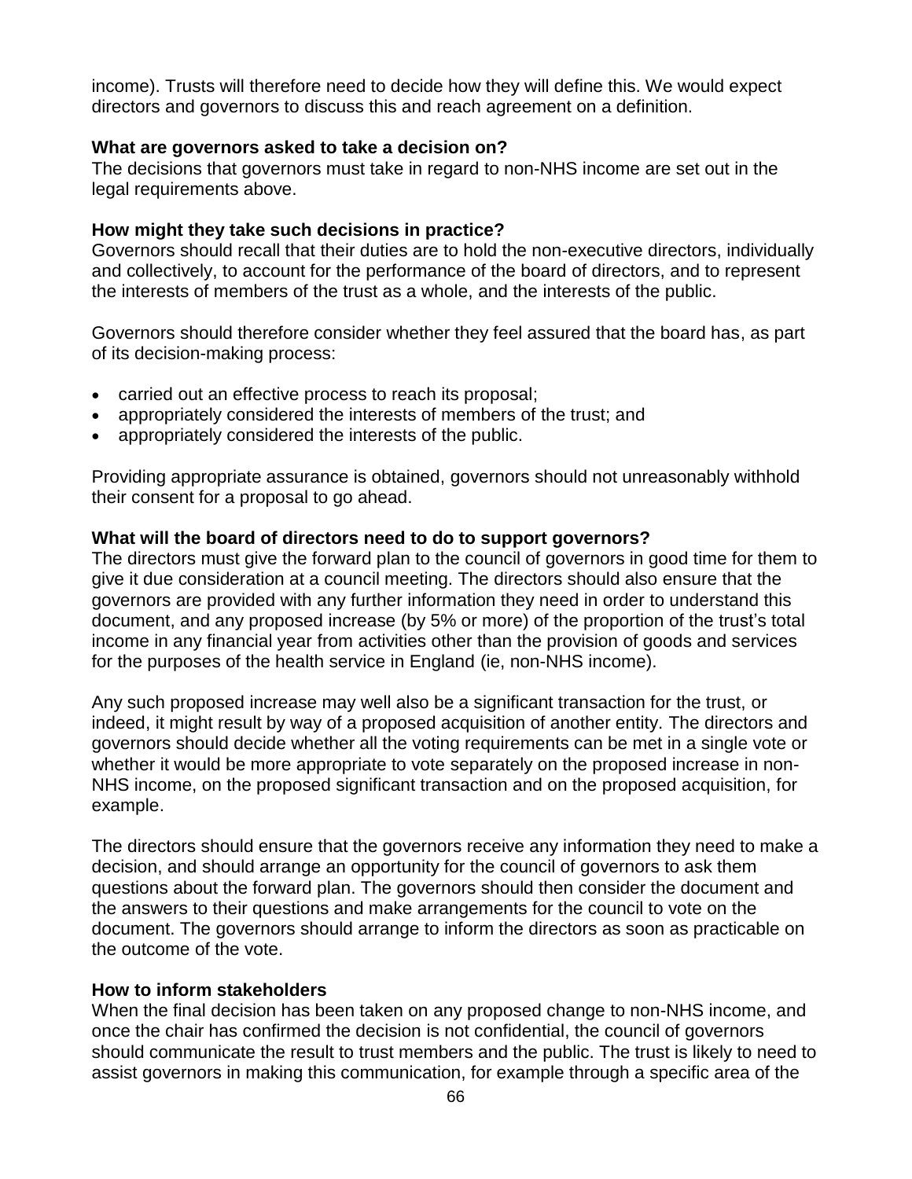income). Trusts will therefore need to decide how they will define this. We would expect directors and governors to discuss this and reach agreement on a definition.

**What are governors asked to take a decision on?**

The decisions that governors must take in regard to non-NHS income are set out in the legal requirements above.

**How might they take such decisions in practice?**

Governors should recall that their duties are to hold the non-executive directors, individually and collectively, to account for the performance of the board of directors, and to represent the interests of members of the trust as a whole, and the interests of the public.

Governors should therefore consider whether they feel assured that the board has, as part of its decision-making process:

- carried out an effective process to reach its proposal;
- appropriately considered the interests of members of the trust; and
- appropriately considered the interests of the public.

Providing appropriate assurance is obtained, governors should not unreasonably withhold their consent for a proposal to go ahead.

**What will the board of directors need to do to support governors?**

The directors must give the forward plan to the council of governors in good time for them to give it due consideration at a council meeting. The directors should also ensure that the governors are provided with any further information they need in order to understand this document, and any proposed increase (by 5% or more) of the proportion of the trust's total income in any financial year from activities other than the provision of goods and services for the purposes of the health service in England (ie, non-NHS income).

Any such proposed increase may well also be a significant transaction for the trust, or indeed, it might result by way of a proposed acquisition of another entity. The directors and governors should decide whether all the voting requirements can be met in a single vote or whether it would be more appropriate to vote separately on the proposed increase in non-NHS income, on the proposed significant transaction and on the proposed acquisition, for example.

The directors should ensure that the governors receive any information they need to make a decision, and should arrange an opportunity for the council of governors to ask them questions about the forward plan. The governors should then consider the document and the answers to their questions and make arrangements for the council to vote on the document. The governors should arrange to inform the directors as soon as practicable on the outcome of the vote.

**How to inform stakeholders**

When the final decision has been taken on any proposed change to non-NHS income, and once the chair has confirmed the decision is not confidential, the council of governors should communicate the result to trust members and the public. The trust is likely to need to assist governors in making this communication, for example through a specific area of the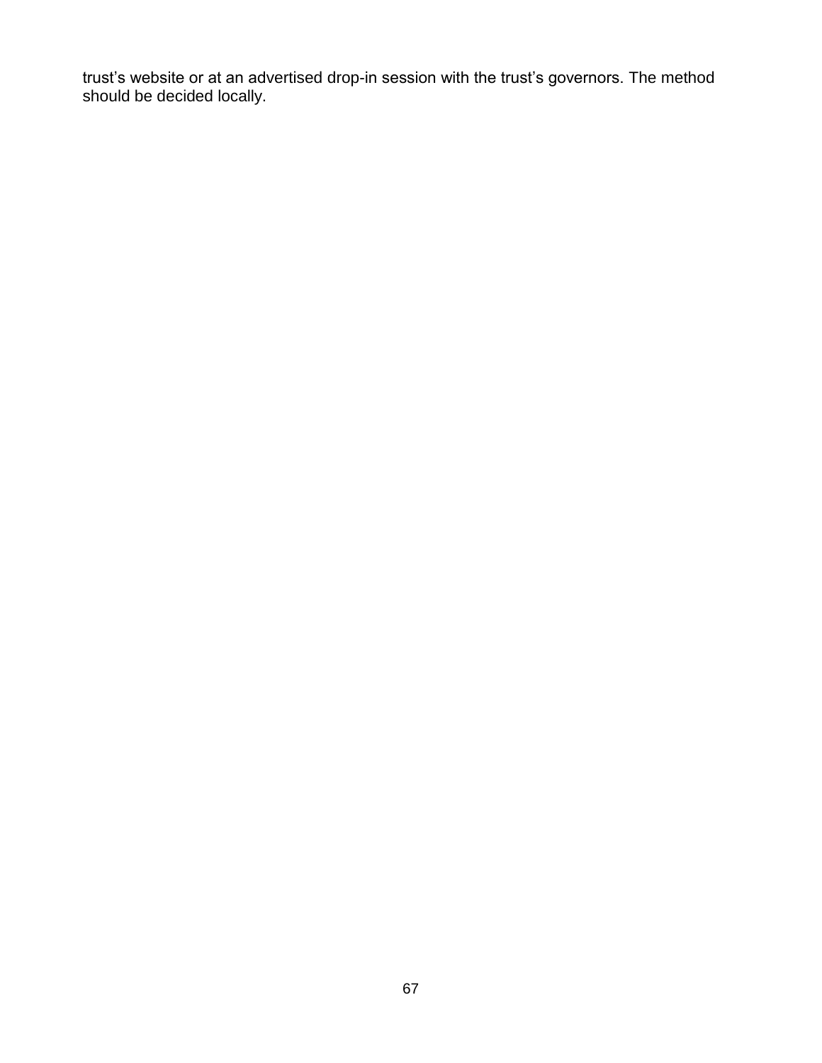trust’s website or at an advertised drop-in session with the trust’s governors. The method should be decided locally.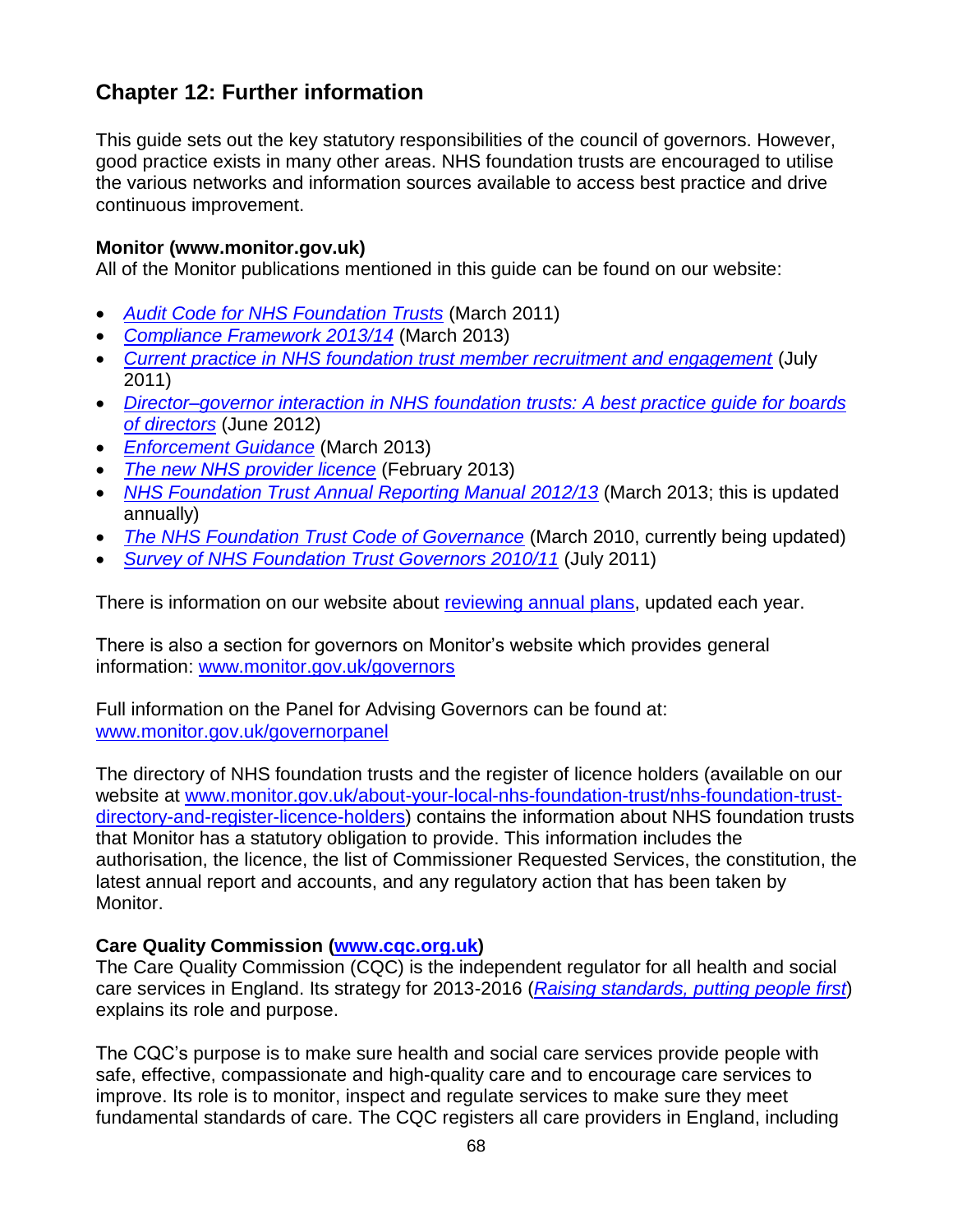## Chapter 12: Further information

This guide sets out the key statutory responsibilities of the council of governors. However, good practice exists in many other areas. NHS foundation trusts are encouraged to utilise the various networks and information sources available to access best practice and drive continuous improvement.

**Monitor (www.monitor.gov.uk)**
All of the Monitor publications mentioned in this guide can be found on our website:

- *Audit Code for NHS Foundation Trusts* (March 2011)
- *Compliance Framework 2013/14* (March 2013)
- *Current practice in NHS foundation trust member recruitment and engagement* (July 2011)
- *Director–governor interaction in NHS foundation trusts: A best practice guide for boards of directors* (June 2012)
- *Enforcement Guidance* (March 2013)
- *The new NHS provider licence* (February 2013)
- *NHS Foundation Trust Annual Reporting Manual 2012/13* (March 2013; this is updated annually)
- *The NHS Foundation Trust Code of Governance* (March 2010, currently being updated)
- *Survey of NHS Foundation Trust Governors 2010/11* (July 2011)

There is information on our website about reviewing annual plans, updated each year.

There is also a section for governors on Monitor's website which provides general information: www.monitor.gov.uk/governors

Full information on the Panel for Advising Governors can be found at: www.monitor.gov.uk/governorpanel

The directory of NHS foundation trusts and the register of licence holders (available on our website at www.monitor.gov.uk/about-your-local-nhs-foundation-trust/nhs-foundation-trust-directory-and-register-licence-holders) contains the information about NHS foundation trusts that Monitor has a statutory obligation to provide. This information includes the authorisation, the licence, the list of Commissioner Requested Services, the constitution, the latest annual report and accounts, and any regulatory action that has been taken by Monitor.

**Care Quality Commission (www.cqc.org.uk)**
The Care Quality Commission (CQC) is the independent regulator for all health and social care services in England. Its strategy for 2013-2016 (*Raising standards, putting people first*) explains its role and purpose.

The CQC's purpose is to make sure health and social care services provide people with safe, effective, compassionate and high-quality care and to encourage care services to improve. Its role is to monitor, inspect and regulate services to make sure they meet fundamental standards of care. The CQC registers all care providers in England, including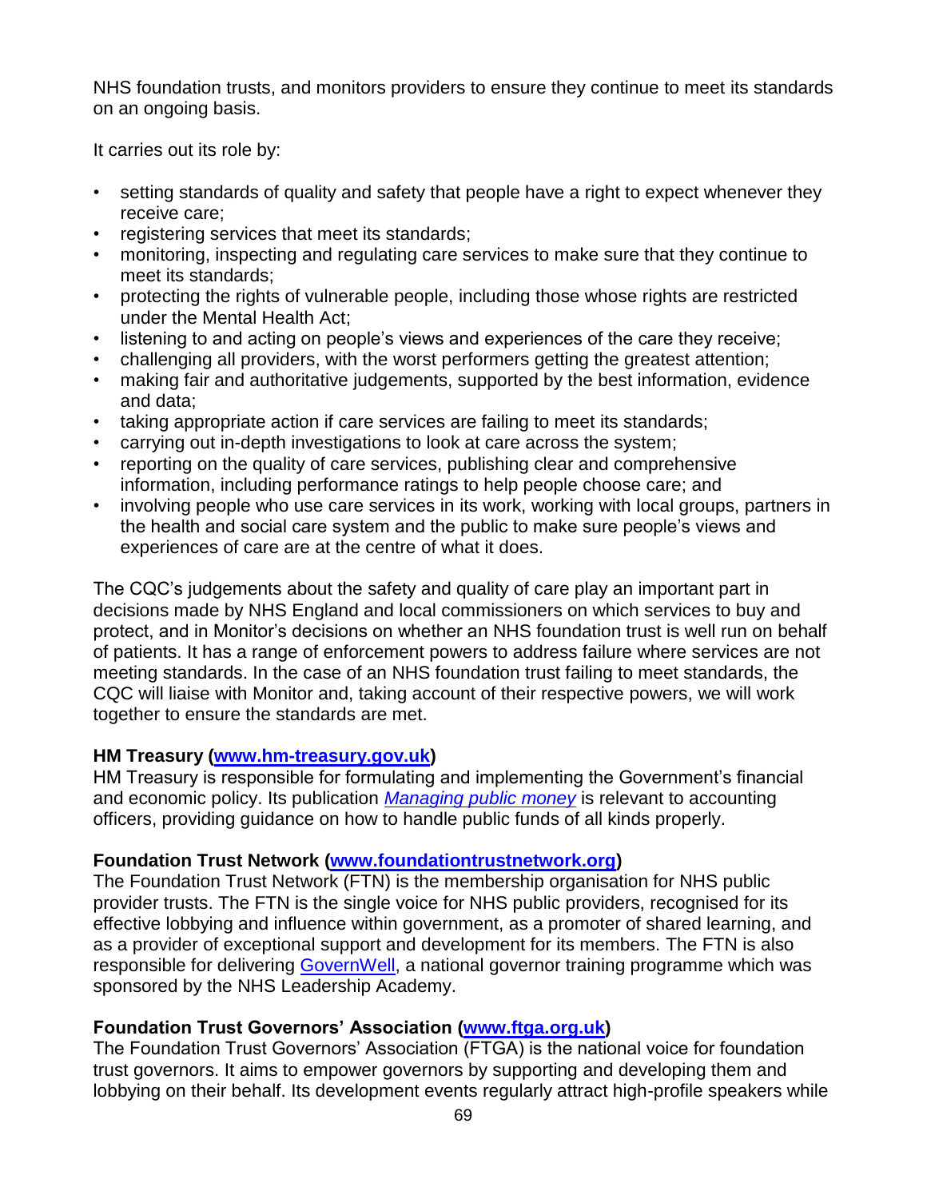NHS foundation trusts, and monitors providers to ensure they continue to meet its standards on an ongoing basis.

It carries out its role by:

- setting standards of quality and safety that people have a right to expect whenever they receive care;
- registering services that meet its standards;
- monitoring, inspecting and regulating care services to make sure that they continue to meet its standards;
- protecting the rights of vulnerable people, including those whose rights are restricted under the Mental Health Act;
- listening to and acting on people's views and experiences of the care they receive;
- challenging all providers, with the worst performers getting the greatest attention;
- making fair and authoritative judgements, supported by the best information, evidence and data;
- taking appropriate action if care services are failing to meet its standards;
- carrying out in-depth investigations to look at care across the system;
- reporting on the quality of care services, publishing clear and comprehensive information, including performance ratings to help people choose care; and
- involving people who use care services in its work, working with local groups, partners in the health and social care system and the public to make sure people's views and experiences of care are at the centre of what it does.

The CQC's judgements about the safety and quality of care play an important part in decisions made by NHS England and local commissioners on which services to buy and protect, and in Monitor's decisions on whether an NHS foundation trust is well run on behalf of patients. It has a range of enforcement powers to address failure where services are not meeting standards. In the case of an NHS foundation trust failing to meet standards, the CQC will liaise with Monitor and, taking account of their respective powers, we will work together to ensure the standards are met.

**HM Treasury ([www.hm-treasury.gov.uk](www.hm-treasury.gov.uk))**
HM Treasury is responsible for formulating and implementing the Government's financial and economic policy. Its publication *Managing public money* is relevant to accounting officers, providing guidance on how to handle public funds of all kinds properly.

**Foundation Trust Network ([www.foundationtrustnetwork.org](www.foundationtrustnetwork.org))**
The Foundation Trust Network (FTN) is the membership organisation for NHS public provider trusts. The FTN is the single voice for NHS public providers, recognised for its effective lobbying and influence within government, as a promoter of shared learning, and as a provider of exceptional support and development for its members. The FTN is also responsible for delivering GovernWell, a national governor training programme which was sponsored by the NHS Leadership Academy.

**Foundation Trust Governors' Association ([www.ftga.org.uk](www.ftga.org.uk))**
The Foundation Trust Governors' Association (FTGA) is the national voice for foundation trust governors. It aims to empower governors by supporting and developing them and lobbying on their behalf. Its development events regularly attract high-profile speakers while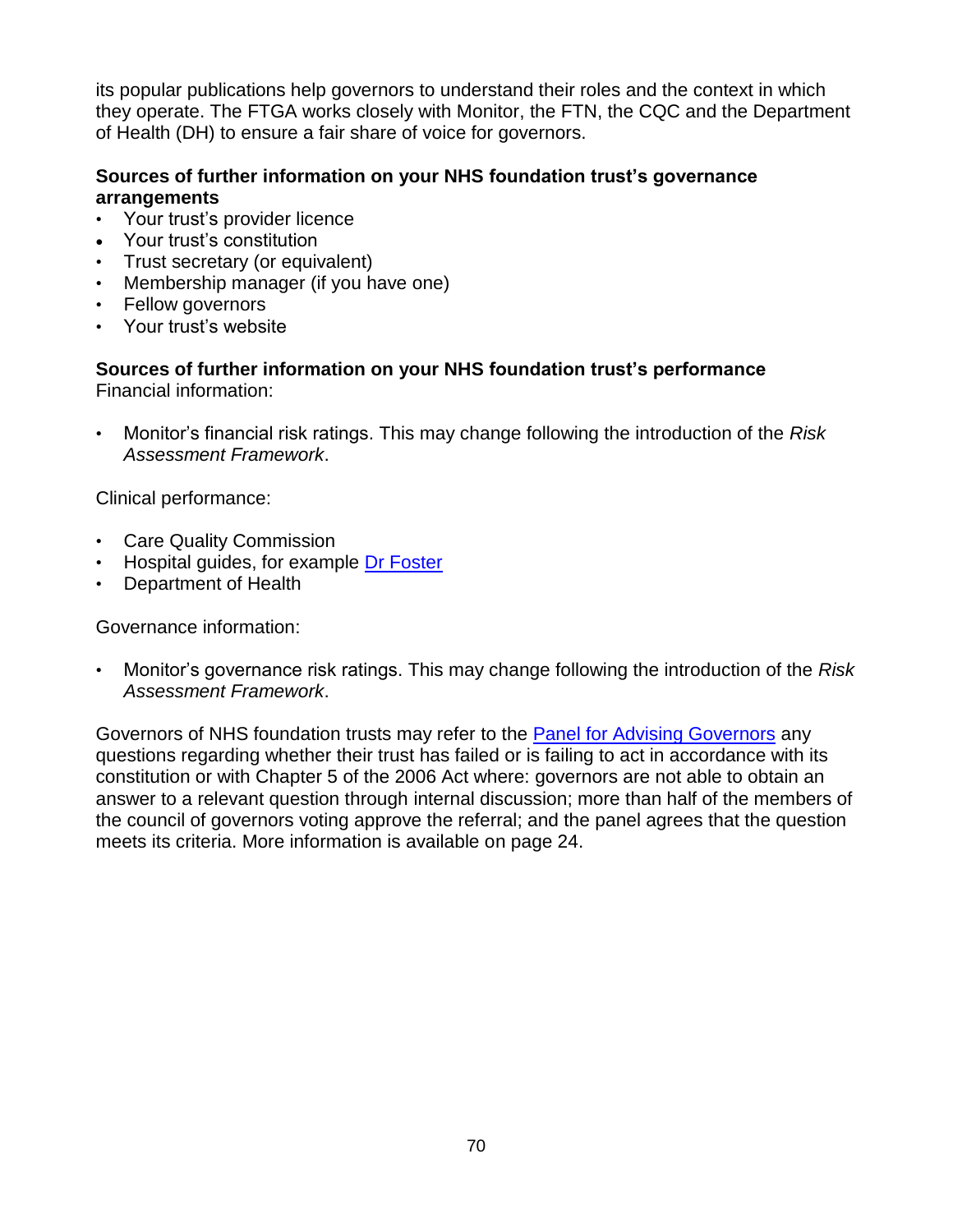its popular publications help governors to understand their roles and the context in which they operate. The FTGA works closely with Monitor, the FTN, the CQC and the Department of Health (DH) to ensure a fair share of voice for governors.

**Sources of further information on your NHS foundation trust's governance arrangements**

- Your trust's provider licence
- Your trust's constitution
- Trust secretary (or equivalent)
- Membership manager (if you have one)
- Fellow governors
- Your trust's website

**Sources of further information on your NHS foundation trust's performance**

Financial information:

- Monitor's financial risk ratings. This may change following the introduction of the *Risk Assessment Framework*.

Clinical performance:

- Care Quality Commission
- Hospital guides, for example [Dr Foster]
- Department of Health

Governance information:

- Monitor's governance risk ratings. This may change following the introduction of the *Risk Assessment Framework*.

Governors of NHS foundation trusts may refer to the [Panel for Advising Governors] any questions regarding whether their trust has failed or is failing to act in accordance with its constitution or with Chapter 5 of the 2006 Act where: governors are not able to obtain an answer to a relevant question through internal discussion; more than half of the members of the council of governors voting approve the referral; and the panel agrees that the question meets its criteria. More information is available on page 24.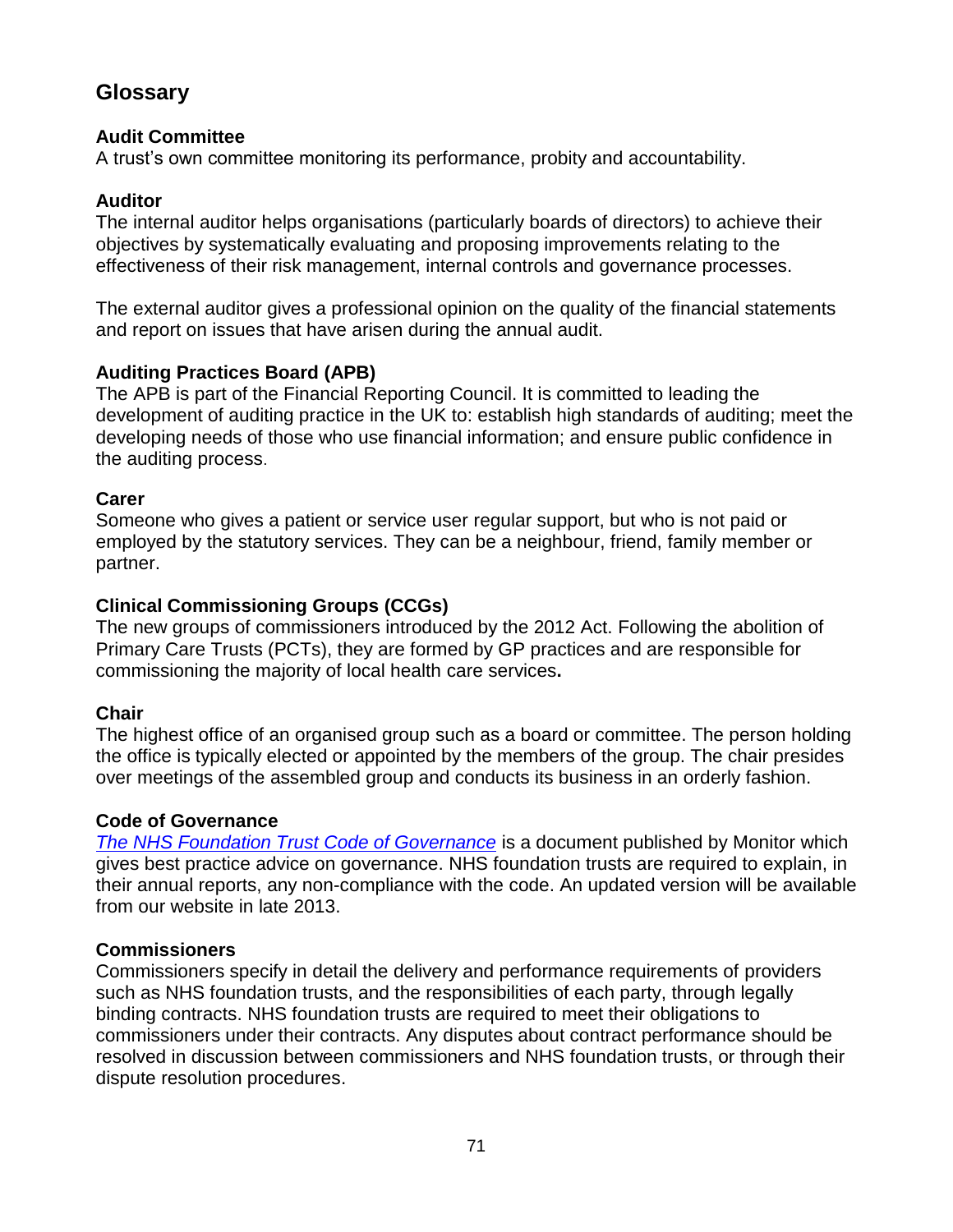## Glossary

### Audit Committee

A trust's own committee monitoring its performance, probity and accountability.

### Auditor

The internal auditor helps organisations (particularly boards of directors) to achieve their objectives by systematically evaluating and proposing improvements relating to the effectiveness of their risk management, internal controls and governance processes.

The external auditor gives a professional opinion on the quality of the financial statements and report on issues that have arisen during the annual audit.

### Auditing Practices Board (APB)

The APB is part of the Financial Reporting Council. It is committed to leading the development of auditing practice in the UK to: establish high standards of auditing; meet the developing needs of those who use financial information; and ensure public confidence in the auditing process.

### Carer

Someone who gives a patient or service user regular support, but who is not paid or employed by the statutory services. They can be a neighbour, friend, family member or partner.

### Clinical Commissioning Groups (CCGs)

The new groups of commissioners introduced by the 2012 Act. Following the abolition of Primary Care Trusts (PCTs), they are formed by GP practices and are responsible for commissioning the majority of local health care services.

### Chair

The highest office of an organised group such as a board or committee. The person holding the office is typically elected or appointed by the members of the group. The chair presides over meetings of the assembled group and conducts its business in an orderly fashion.

### Code of Governance

*The NHS Foundation Trust Code of Governance* is a document published by Monitor which gives best practice advice on governance. NHS foundation trusts are required to explain, in their annual reports, any non-compliance with the code. An updated version will be available from our website in late 2013.

### Commissioners

Commissioners specify in detail the delivery and performance requirements of providers such as NHS foundation trusts, and the responsibilities of each party, through legally binding contracts. NHS foundation trusts are required to meet their obligations to commissioners under their contracts. Any disputes about contract performance should be resolved in discussion between commissioners and NHS foundation trusts, or through their dispute resolution procedures.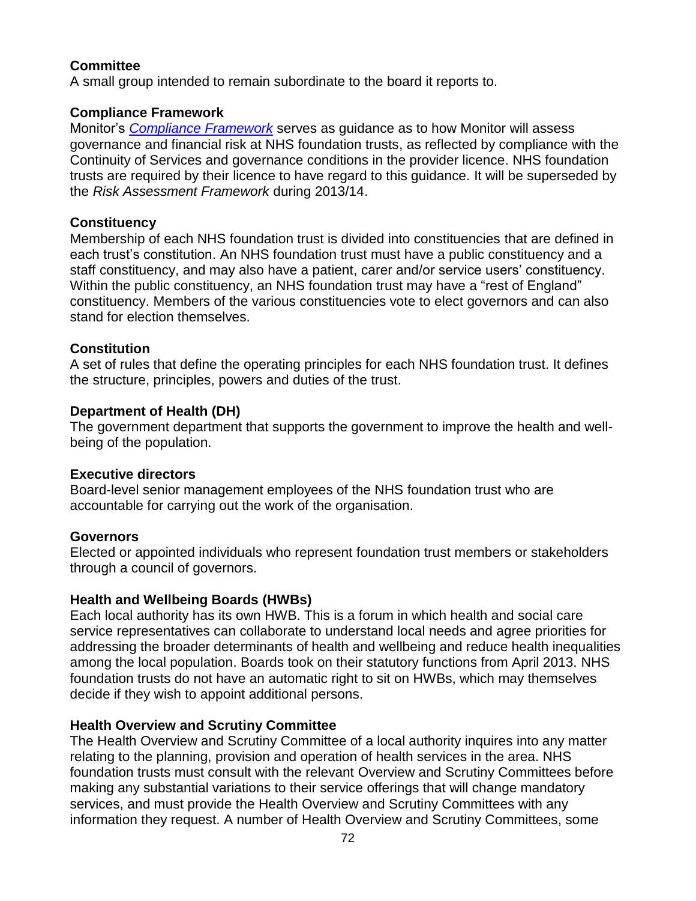**Committee**
A small group intended to remain subordinate to the board it reports to.

**Compliance Framework**
Monitor's *Compliance Framework* serves as guidance as to how Monitor will assess governance and financial risk at NHS foundation trusts, as reflected by compliance with the Continuity of Services and governance conditions in the provider licence. NHS foundation trusts are required by their licence to have regard to this guidance. It will be superseded by the *Risk Assessment Framework* during 2013/14.

**Constituency**
Membership of each NHS foundation trust is divided into constituencies that are defined in each trust's constitution. An NHS foundation trust must have a public constituency and a staff constituency, and may also have a patient, carer and/or service users' constituency. Within the public constituency, an NHS foundation trust may have a "rest of England" constituency. Members of the various constituencies vote to elect governors and can also stand for election themselves.

**Constitution**
A set of rules that define the operating principles for each NHS foundation trust. It defines the structure, principles, powers and duties of the trust.

**Department of Health (DH)**
The government department that supports the government to improve the health and well-being of the population.

**Executive directors**
Board-level senior management employees of the NHS foundation trust who are accountable for carrying out the work of the organisation.

**Governors**
Elected or appointed individuals who represent foundation trust members or stakeholders through a council of governors.

**Health and Wellbeing Boards (HWBs)**
Each local authority has its own HWB. This is a forum in which health and social care service representatives can collaborate to understand local needs and agree priorities for addressing the broader determinants of health and wellbeing and reduce health inequalities among the local population. Boards took on their statutory functions from April 2013. NHS foundation trusts do not have an automatic right to sit on HWBs, which may themselves decide if they wish to appoint additional persons.

**Health Overview and Scrutiny Committee**
The Health Overview and Scrutiny Committee of a local authority inquires into any matter relating to the planning, provision and operation of health services in the area. NHS foundation trusts must consult with the relevant Overview and Scrutiny Committees before making any substantial variations to their service offerings that will change mandatory services, and must provide the Health Overview and Scrutiny Committees with any information they request. A number of Health Overview and Scrutiny Committees, some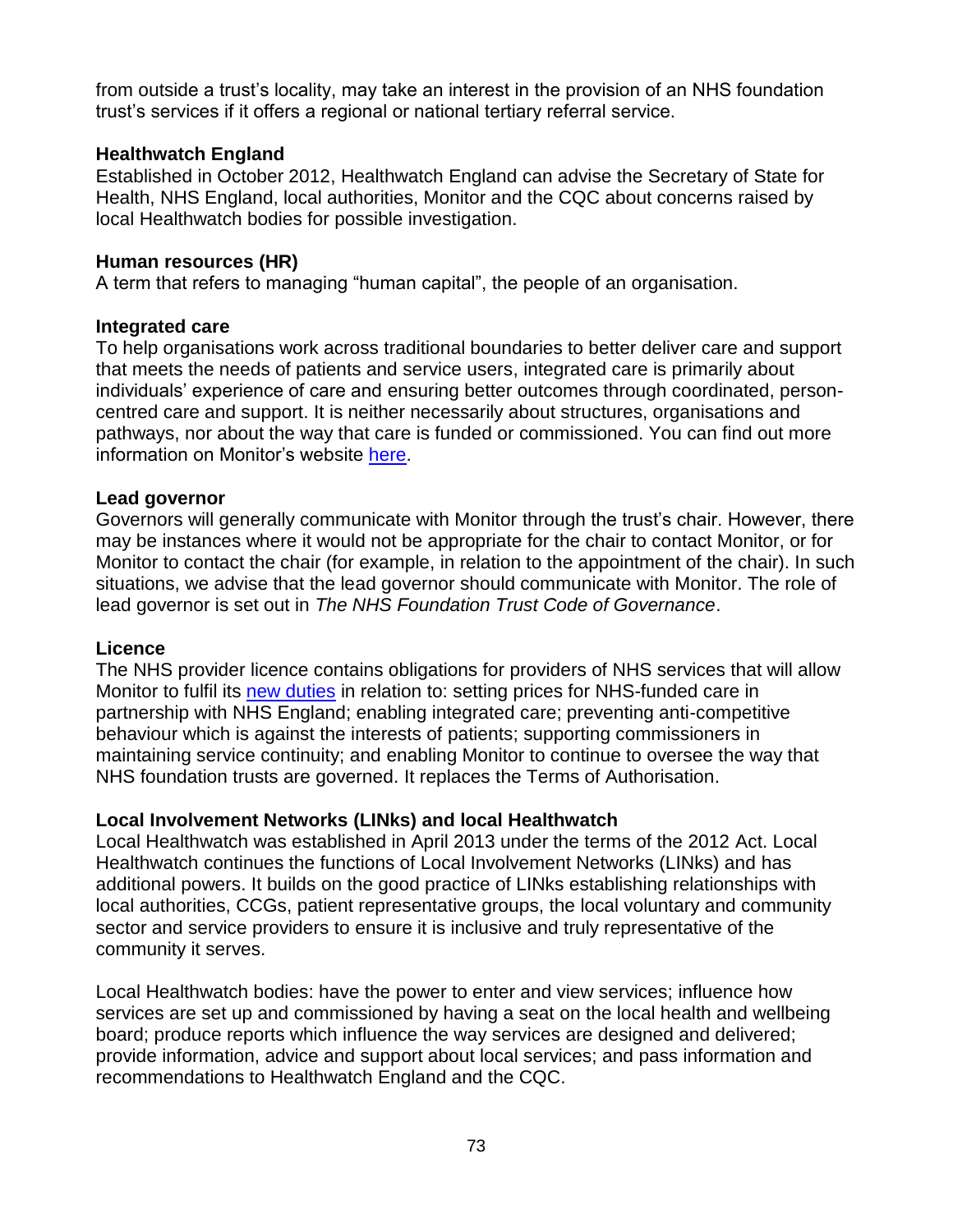from outside a trust's locality, may take an interest in the provision of an NHS foundation trust's services if it offers a regional or national tertiary referral service.

**Healthwatch England**

Established in October 2012, Healthwatch England can advise the Secretary of State for Health, NHS England, local authorities, Monitor and the CQC about concerns raised by local Healthwatch bodies for possible investigation.

**Human resources (HR)**

A term that refers to managing "human capital", the people of an organisation.

**Integrated care**

To help organisations work across traditional boundaries to better deliver care and support that meets the needs of patients and service users, integrated care is primarily about individuals' experience of care and ensuring better outcomes through coordinated, person-centred care and support. It is neither necessarily about structures, organisations and pathways, nor about the way that care is funded or commissioned. You can find out more information on Monitor's website here.

**Lead governor**

Governors will generally communicate with Monitor through the trust's chair. However, there may be instances where it would not be appropriate for the chair to contact Monitor, or for Monitor to contact the chair (for example, in relation to the appointment of the chair). In such situations, we advise that the lead governor should communicate with Monitor. The role of lead governor is set out in *The NHS Foundation Trust Code of Governance*.

**Licence**

The NHS provider licence contains obligations for providers of NHS services that will allow Monitor to fulfil its new duties in relation to: setting prices for NHS-funded care in partnership with NHS England; enabling integrated care; preventing anti-competitive behaviour which is against the interests of patients; supporting commissioners in maintaining service continuity; and enabling Monitor to continue to oversee the way that NHS foundation trusts are governed. It replaces the Terms of Authorisation.

**Local Involvement Networks (LINks) and local Healthwatch**

Local Healthwatch was established in April 2013 under the terms of the 2012 Act. Local Healthwatch continues the functions of Local Involvement Networks (LINks) and has additional powers. It builds on the good practice of LINks establishing relationships with local authorities, CCGs, patient representative groups, the local voluntary and community sector and service providers to ensure it is inclusive and truly representative of the community it serves.

Local Healthwatch bodies: have the power to enter and view services; influence how services are set up and commissioned by having a seat on the local health and wellbeing board; produce reports which influence the way services are designed and delivered; provide information, advice and support about local services; and pass information and recommendations to Healthwatch England and the CQC.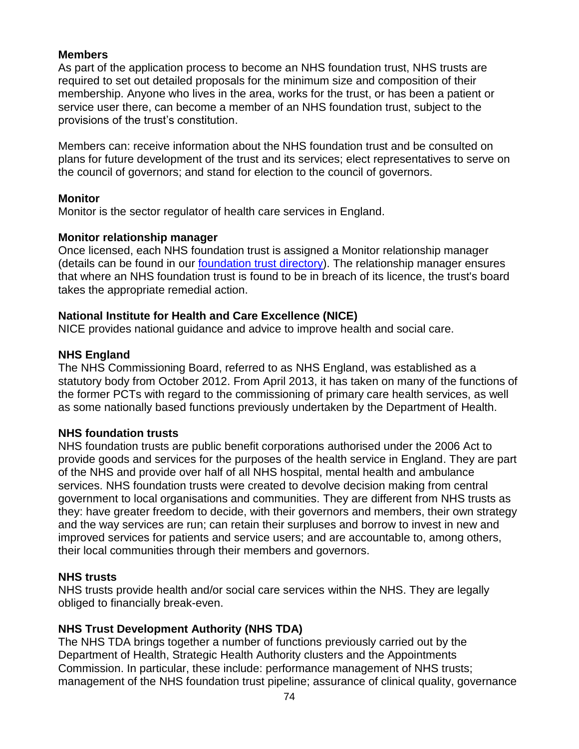**Members**

As part of the application process to become an NHS foundation trust, NHS trusts are required to set out detailed proposals for the minimum size and composition of their membership. Anyone who lives in the area, works for the trust, or has been a patient or service user there, can become a member of an NHS foundation trust, subject to the provisions of the trust's constitution.

Members can: receive information about the NHS foundation trust and be consulted on plans for future development of the trust and its services; elect representatives to serve on the council of governors; and stand for election to the council of governors.

**Monitor**

Monitor is the sector regulator of health care services in England.

**Monitor relationship manager**

Once licensed, each NHS foundation trust is assigned a Monitor relationship manager (details can be found in our [foundation trust directory]). The relationship manager ensures that where an NHS foundation trust is found to be in breach of its licence, the trust's board takes the appropriate remedial action.

**National Institute for Health and Care Excellence (NICE)**

NICE provides national guidance and advice to improve health and social care.

**NHS England**

The NHS Commissioning Board, referred to as NHS England, was established as a statutory body from October 2012. From April 2013, it has taken on many of the functions of the former PCTs with regard to the commissioning of primary care health services, as well as some nationally based functions previously undertaken by the Department of Health.

**NHS foundation trusts**

NHS foundation trusts are public benefit corporations authorised under the 2006 Act to provide goods and services for the purposes of the health service in England. They are part of the NHS and provide over half of all NHS hospital, mental health and ambulance services. NHS foundation trusts were created to devolve decision making from central government to local organisations and communities. They are different from NHS trusts as they: have greater freedom to decide, with their governors and members, their own strategy and the way services are run; can retain their surpluses and borrow to invest in new and improved services for patients and service users; and are accountable to, among others, their local communities through their members and governors.

**NHS trusts**

NHS trusts provide health and/or social care services within the NHS. They are legally obliged to financially break-even.

**NHS Trust Development Authority (NHS TDA)**

The NHS TDA brings together a number of functions previously carried out by the Department of Health, Strategic Health Authority clusters and the Appointments Commission. In particular, these include: performance management of NHS trusts; management of the NHS foundation trust pipeline; assurance of clinical quality, governance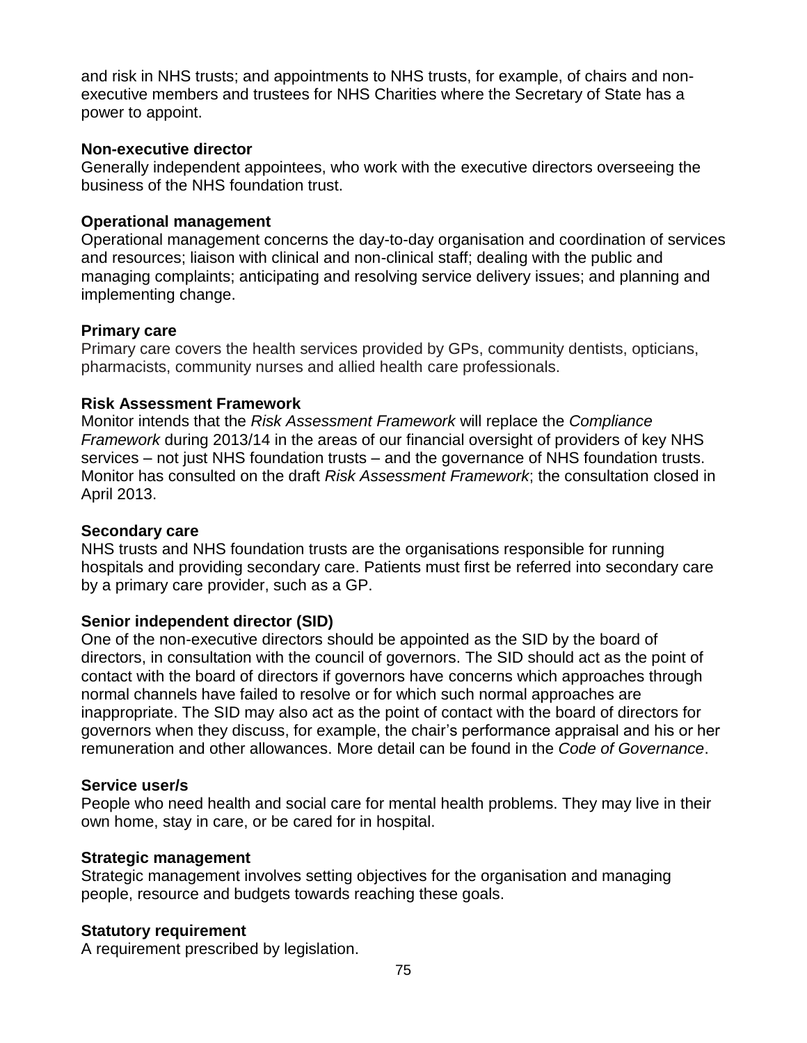and risk in NHS trusts; and appointments to NHS trusts, for example, of chairs and non-executive members and trustees for NHS Charities where the Secretary of State has a power to appoint.

**Non-executive director**
Generally independent appointees, who work with the executive directors overseeing the business of the NHS foundation trust.

**Operational management**
Operational management concerns the day-to-day organisation and coordination of services and resources; liaison with clinical and non-clinical staff; dealing with the public and managing complaints; anticipating and resolving service delivery issues; and planning and implementing change.

**Primary care**
Primary care covers the health services provided by GPs, community dentists, opticians, pharmacists, community nurses and allied health care professionals.

**Risk Assessment Framework**
Monitor intends that the *Risk Assessment Framework* will replace the *Compliance Framework* during 2013/14 in the areas of our financial oversight of providers of key NHS services – not just NHS foundation trusts – and the governance of NHS foundation trusts. Monitor has consulted on the draft *Risk Assessment Framework*; the consultation closed in April 2013.

**Secondary care**
NHS trusts and NHS foundation trusts are the organisations responsible for running hospitals and providing secondary care. Patients must first be referred into secondary care by a primary care provider, such as a GP.

**Senior independent director (SID)**
One of the non-executive directors should be appointed as the SID by the board of directors, in consultation with the council of governors. The SID should act as the point of contact with the board of directors if governors have concerns which approaches through normal channels have failed to resolve or for which such normal approaches are inappropriate. The SID may also act as the point of contact with the board of directors for governors when they discuss, for example, the chair's performance appraisal and his or her remuneration and other allowances. More detail can be found in the *Code of Governance*.

**Service user/s**
People who need health and social care for mental health problems. They may live in their own home, stay in care, or be cared for in hospital.

**Strategic management**
Strategic management involves setting objectives for the organisation and managing people, resource and budgets towards reaching these goals.

**Statutory requirement**
A requirement prescribed by legislation.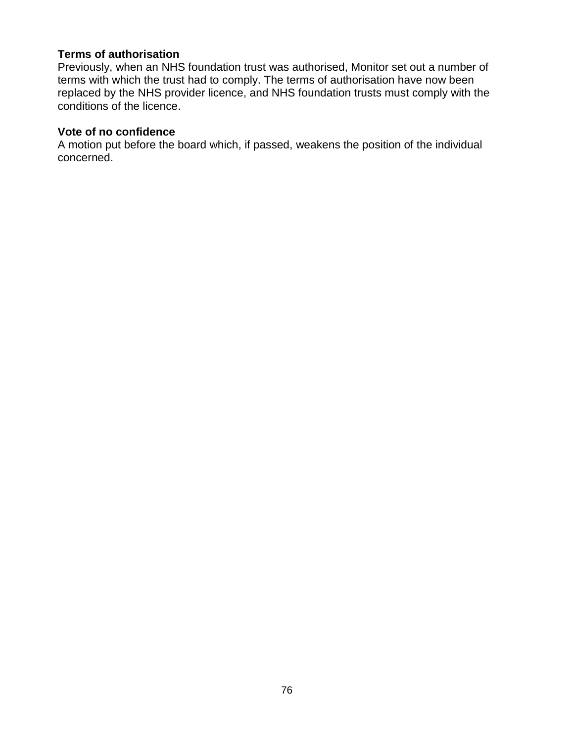**Terms of authorisation**
Previously, when an NHS foundation trust was authorised, Monitor set out a number of terms with which the trust had to comply. The terms of authorisation have now been replaced by the NHS provider licence, and NHS foundation trusts must comply with the conditions of the licence.

**Vote of no confidence**
A motion put before the board which, if passed, weakens the position of the individual concerned.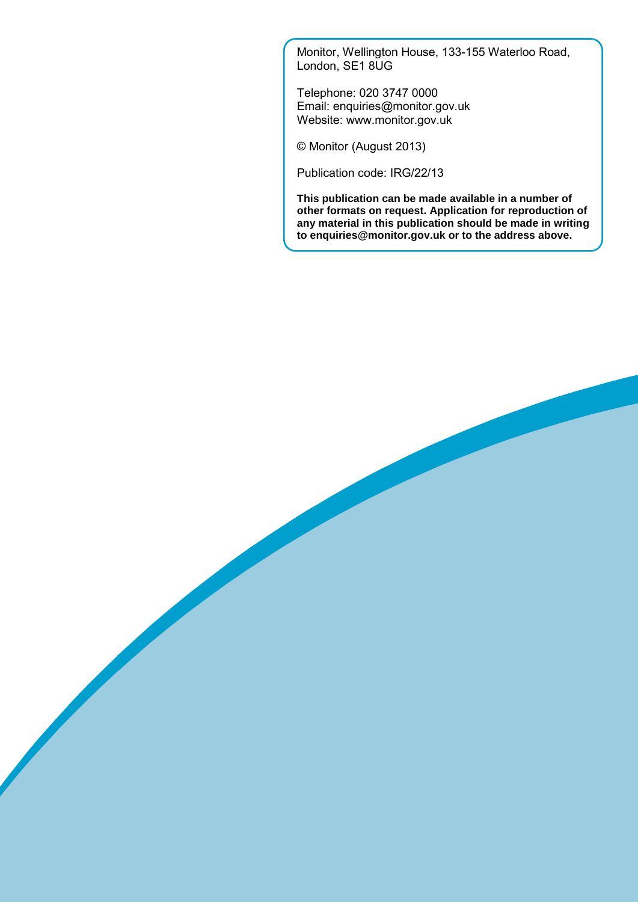Monitor, Wellington House, 133-155 Waterloo Road, London, SE1 8UG

Telephone: 020 3747 0000
Email: enquiries@monitor.gov.uk
Website: www.monitor.gov.uk

© Monitor (August 2013)

Publication code: IRG/22/13

**This publication can be made available in a number of other formats on request. Application for reproduction of any material in this publication should be made in writing to enquiries@monitor.gov.uk or to the address above.**